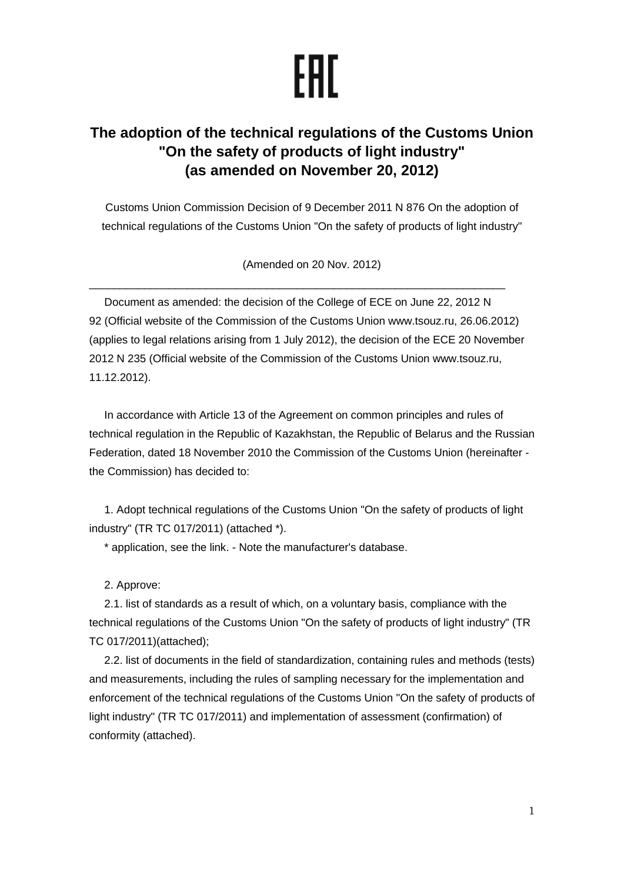EAC

# The adoption of the technical regulations of the Customs Union "On the safety of products of light industry" (as amended on November 20, 2012)

Customs Union Commission Decision of 9 December 2011 N 876 On the adoption of technical regulations of the Customs Union "On the safety of products of light industry"

(Amended on 20 Nov. 2012)

---

Document as amended: the decision of the College of ECE on June 22, 2012 N 92 (Official website of the Commission of the Customs Union www.tsouz.ru, 26.06.2012) (applies to legal relations arising from 1 July 2012), the decision of the ECE 20 November 2012 N 235 (Official website of the Commission of the Customs Union www.tsouz.ru, 11.12.2012).

In accordance with Article 13 of the Agreement on common principles and rules of technical regulation in the Republic of Kazakhstan, the Republic of Belarus and the Russian Federation, dated 18 November 2010 the Commission of the Customs Union (hereinafter - the Commission) has decided to:

1. Adopt technical regulations of the Customs Union "On the safety of products of light industry" (TR TC 017/2011) (attached *).

\* application, see the link. - Note the manufacturer's database.

2. Approve:

2.1. list of standards as a result of which, on a voluntary basis, compliance with the technical regulations of the Customs Union "On the safety of products of light industry" (TR TC 017/2011)(attached);

2.2. list of documents in the field of standardization, containing rules and methods (tests) and measurements, including the rules of sampling necessary for the implementation and enforcement of the technical regulations of the Customs Union "On the safety of products of light industry" (TR TC 017/2011) and implementation of assessment (confirmation) of conformity (attached).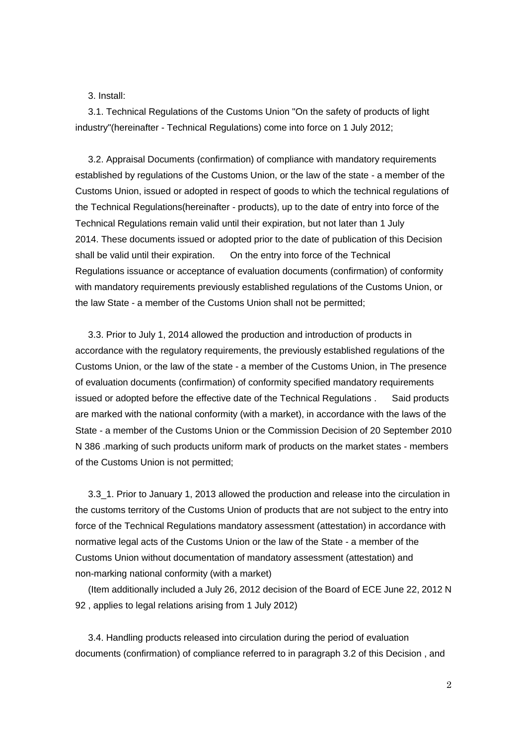3. Install:

3.1. Technical Regulations of the Customs Union "On the safety of products of light industry"(hereinafter - Technical Regulations) come into force on 1 July 2012;

3.2. Appraisal Documents (confirmation) of compliance with mandatory requirements established by regulations of the Customs Union, or the law of the state - a member of the Customs Union, issued or adopted in respect of goods to which the technical regulations of the Technical Regulations(hereinafter - products), up to the date of entry into force of the Technical Regulations remain valid until their expiration, but not later than 1 July 2014. These documents issued or adopted prior to the date of publication of this Decision shall be valid until their expiration. On the entry into force of the Technical Regulations issuance or acceptance of evaluation documents (confirmation) of conformity with mandatory requirements previously established regulations of the Customs Union, or the law State - a member of the Customs Union shall not be permitted;

3.3. Prior to July 1, 2014 allowed the production and introduction of products in accordance with the regulatory requirements, the previously established regulations of the Customs Union, or the law of the state - a member of the Customs Union, in The presence of evaluation documents (confirmation) of conformity specified mandatory requirements issued or adopted before the effective date of the Technical Regulations . Said products are marked with the national conformity (with a market), in accordance with the laws of the State - a member of the Customs Union or the Commission Decision of 20 September 2010 N 386 .marking of such products uniform mark of products on the market states - members of the Customs Union is not permitted;

3.3_1. Prior to January 1, 2013 allowed the production and release into the circulation in the customs territory of the Customs Union of products that are not subject to the entry into force of the Technical Regulations mandatory assessment (attestation) in accordance with normative legal acts of the Customs Union or the law of the State - a member of the Customs Union without documentation of mandatory assessment (attestation) and non-marking national conformity (with a market)

(Item additionally included a July 26, 2012 decision of the Board of ECE June 22, 2012 N 92 , applies to legal relations arising from 1 July 2012)

3.4. Handling products released into circulation during the period of evaluation documents (confirmation) of compliance referred to in paragraph 3.2 of this Decision , and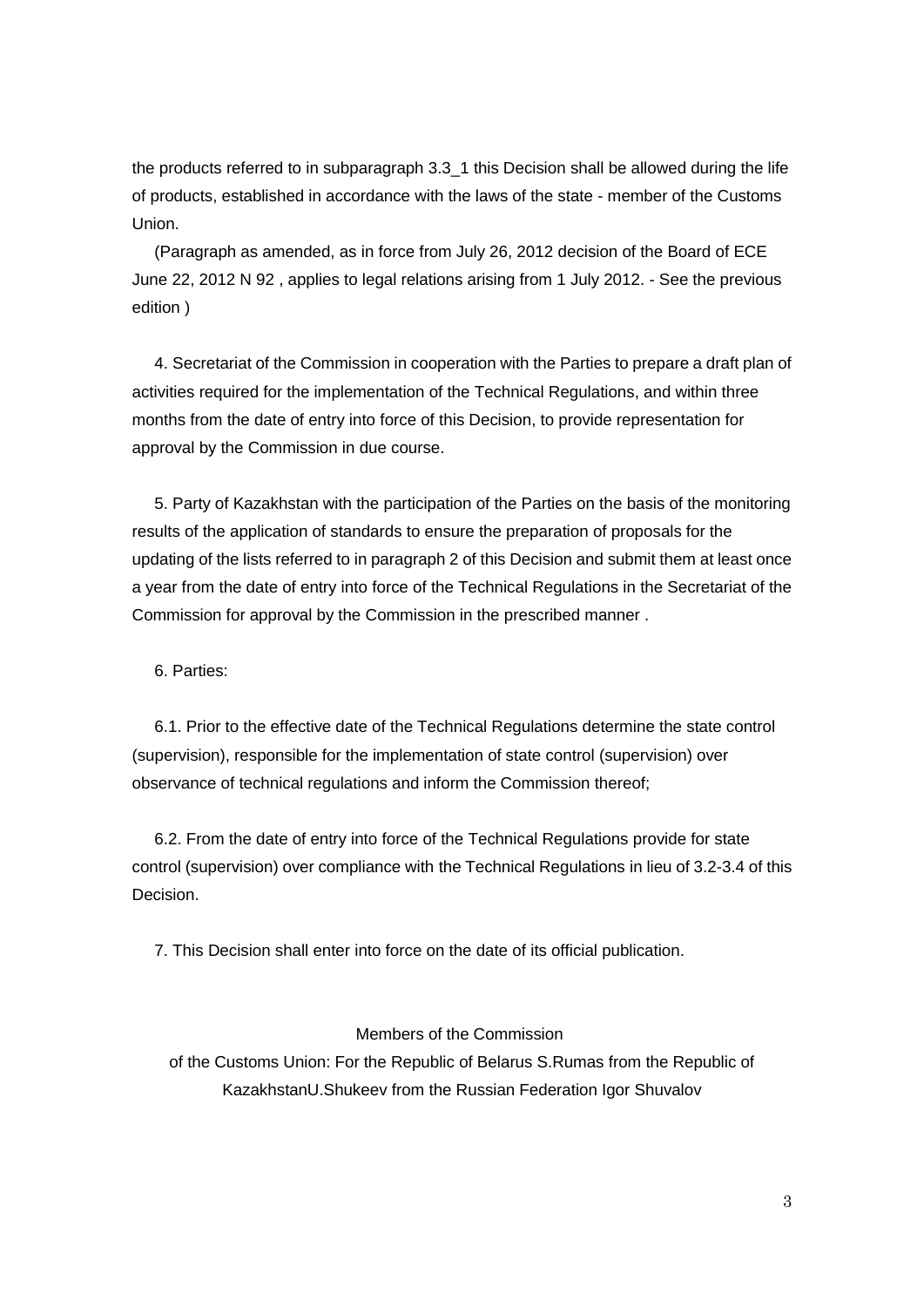the products referred to in subparagraph 3.3_1 this Decision shall be allowed during the life of products, established in accordance with the laws of the state - member of the Customs Union.

(Paragraph as amended, as in force from July 26, 2012 decision of the Board of ECE June 22, 2012 N 92 , applies to legal relations arising from 1 July 2012. - See the previous edition )

4. Secretariat of the Commission in cooperation with the Parties to prepare a draft plan of activities required for the implementation of the Technical Regulations, and within three months from the date of entry into force of this Decision, to provide representation for approval by the Commission in due course.

5. Party of Kazakhstan with the participation of the Parties on the basis of the monitoring results of the application of standards to ensure the preparation of proposals for the updating of the lists referred to in paragraph 2 of this Decision and submit them at least once a year from the date of entry into force of the Technical Regulations in the Secretariat of the Commission for approval by the Commission in the prescribed manner .

6. Parties:

6.1. Prior to the effective date of the Technical Regulations determine the state control (supervision), responsible for the implementation of state control (supervision) over observance of technical regulations and inform the Commission thereof;

6.2. From the date of entry into force of the Technical Regulations provide for state control (supervision) over compliance with the Technical Regulations in lieu of 3.2-3.4 of this Decision.

7. This Decision shall enter into force on the date of its official publication.

Members of the Commission

of the Customs Union: For the Republic of Belarus S.Rumas from the Republic of KazakhstanU.Shukeev from the Russian Federation Igor Shuvalov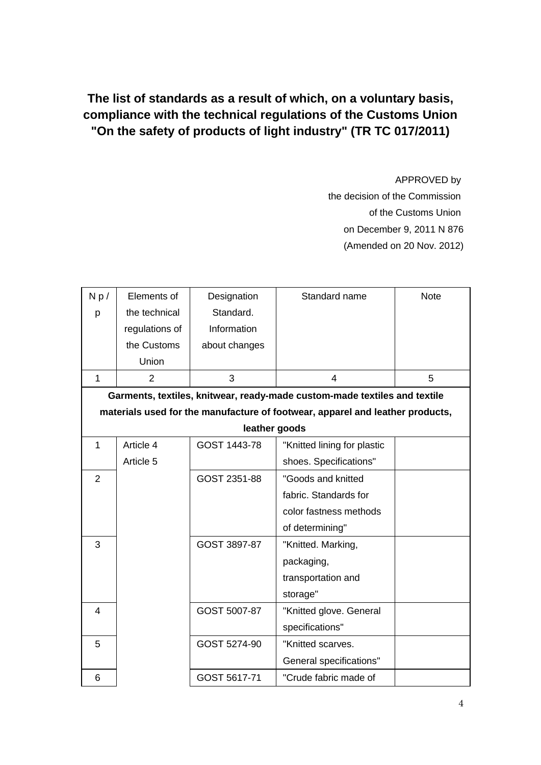# The list of standards as a result of which, on a voluntary basis, compliance with the technical regulations of the Customs Union "On the safety of products of light industry" (TR TC 017/2011)

APPROVED by
the decision of the Commission
of the Customs Union
on December 9, 2011 N 876
(Amended on 20 Nov. 2012)

| N p / p | Elements of the technical regulations of the Customs Union | Designation Standard. Information about changes | Standard name | Note |
|---|---|---|---|---|
| 1 | 2 | 3 | 4 | 5 |
| **Garments, textiles, knitwear, ready-made custom-made textiles and textile materials used for the manufacture of footwear, apparel and leather products, leather goods** | | | | |
| 1 | Article 4 Article 5 | GOST 1443-78 | "Knitted lining for plastic shoes. Specifications" | |
| 2 | | GOST 2351-88 | "Goods and knitted fabric. Standards for color fastness methods of determining" | |
| 3 | | GOST 3897-87 | "Knitted. Marking, packaging, transportation and storage" | |
| 4 | | GOST 5007-87 | "Knitted glove. General specifications" | |
| 5 | | GOST 5274-90 | "Knitted scarves. General specifications" | |
| 6 | | GOST 5617-71 | "Crude fabric made of | |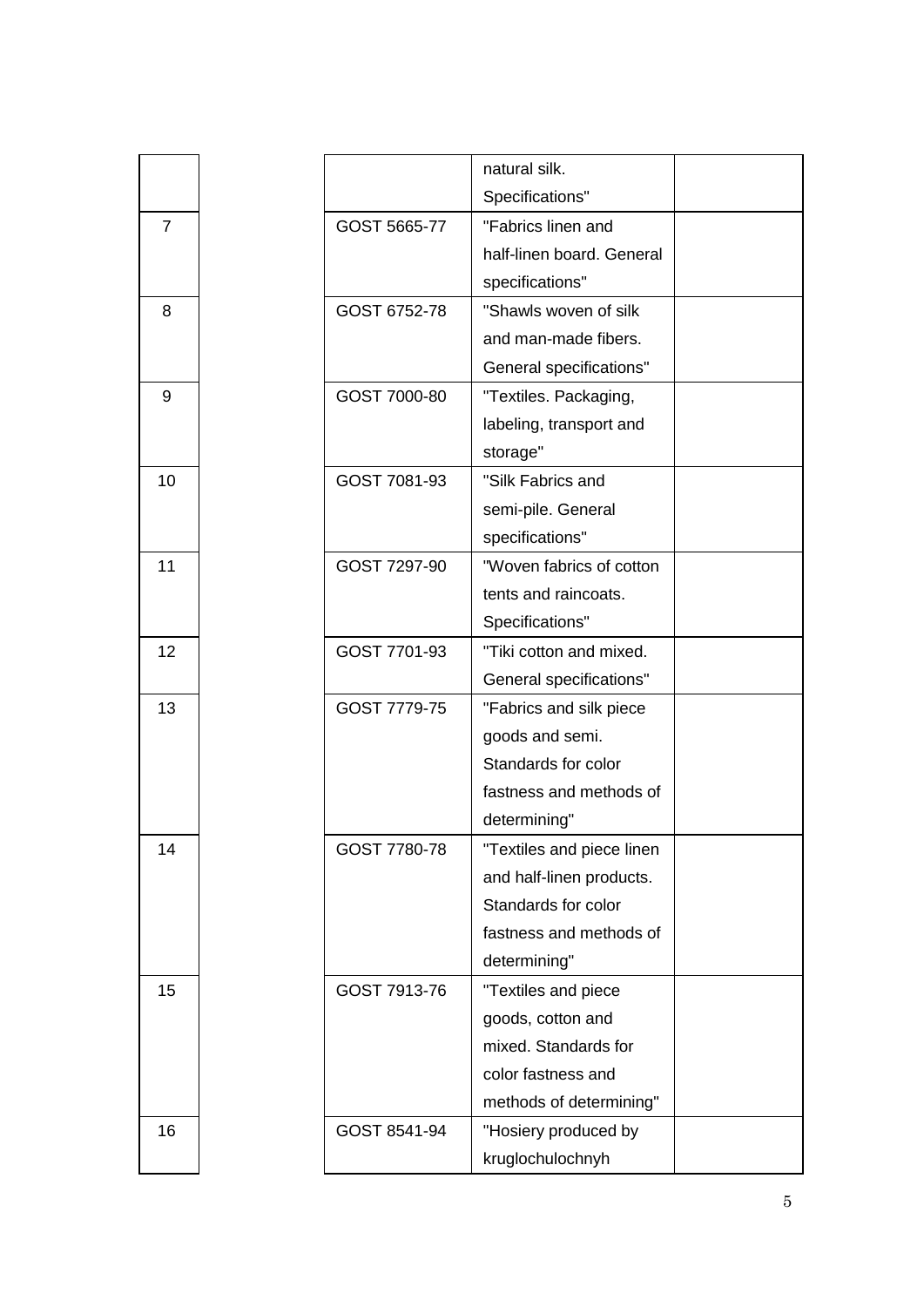|  |  |  |  |
|---|---|---|---|
|  |  | natural silk. Specifications" |  |
| 7 | GOST 5665-77 | "Fabrics linen and half-linen board. General specifications" |  |
| 8 | GOST 6752-78 | "Shawls woven of silk and man-made fibers. General specifications" |  |
| 9 | GOST 7000-80 | "Textiles. Packaging, labeling, transport and storage" |  |
| 10 | GOST 7081-93 | "Silk Fabrics and semi-pile. General specifications" |  |
| 11 | GOST 7297-90 | "Woven fabrics of cotton tents and raincoats. Specifications" |  |
| 12 | GOST 7701-93 | "Tiki cotton and mixed. General specifications" |  |
| 13 | GOST 7779-75 | "Fabrics and silk piece goods and semi. Standards for color fastness and methods of determining" |  |
| 14 | GOST 7780-78 | "Textiles and piece linen and half-linen products. Standards for color fastness and methods of determining" |  |
| 15 | GOST 7913-76 | "Textiles and piece goods, cotton and mixed. Standards for color fastness and methods of determining" |  |
| 16 | GOST 8541-94 | "Hosiery produced by kruglochulochnyh |  |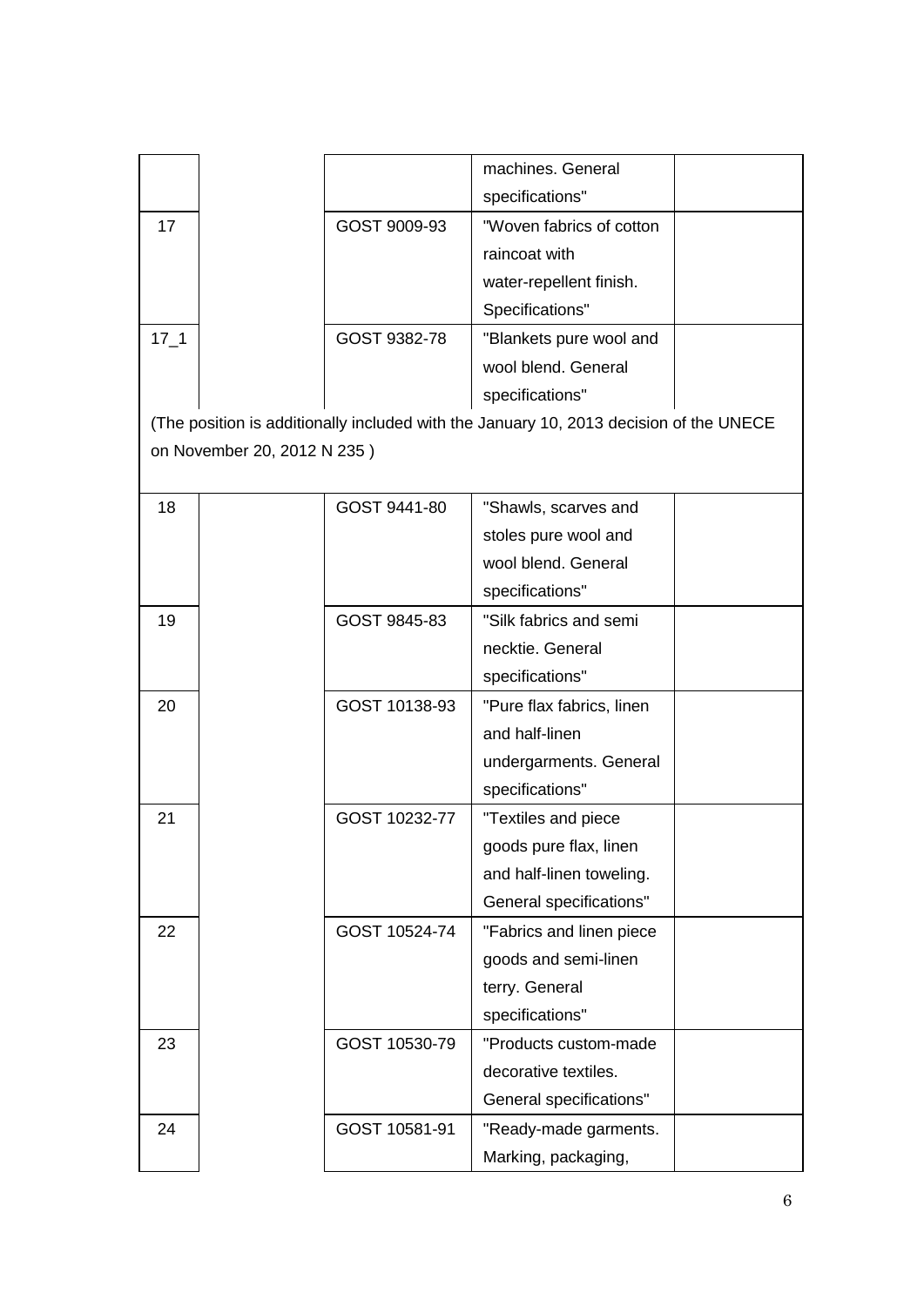| | | | | |
|---|---|---|---|---|
| | | | machines. General specifications" | |
| 17 | | GOST 9009-93 | "Woven fabrics of cotton raincoat with water-repellent finish. Specifications" | |
| 17_1 | | GOST 9382-78 | "Blankets pure wool and wool blend. General specifications" | |

(The position is additionally included with the January 10, 2013 decision of the UNECE on November 20, 2012 N 235 )

| | | | | |
|---|---|---|---|---|
| 18 | | GOST 9441-80 | "Shawls, scarves and stoles pure wool and wool blend. General specifications" | |
| 19 | | GOST 9845-83 | "Silk fabrics and semi necktie. General specifications" | |
| 20 | | GOST 10138-93 | "Pure flax fabrics, linen and half-linen undergarments. General specifications" | |
| 21 | | GOST 10232-77 | "Textiles and piece goods pure flax, linen and half-linen toweling. General specifications" | |
| 22 | | GOST 10524-74 | "Fabrics and linen piece goods and semi-linen terry. General specifications" | |
| 23 | | GOST 10530-79 | "Products custom-made decorative textiles. General specifications" | |
| 24 | | GOST 10581-91 | "Ready-made garments. Marking, packaging, | |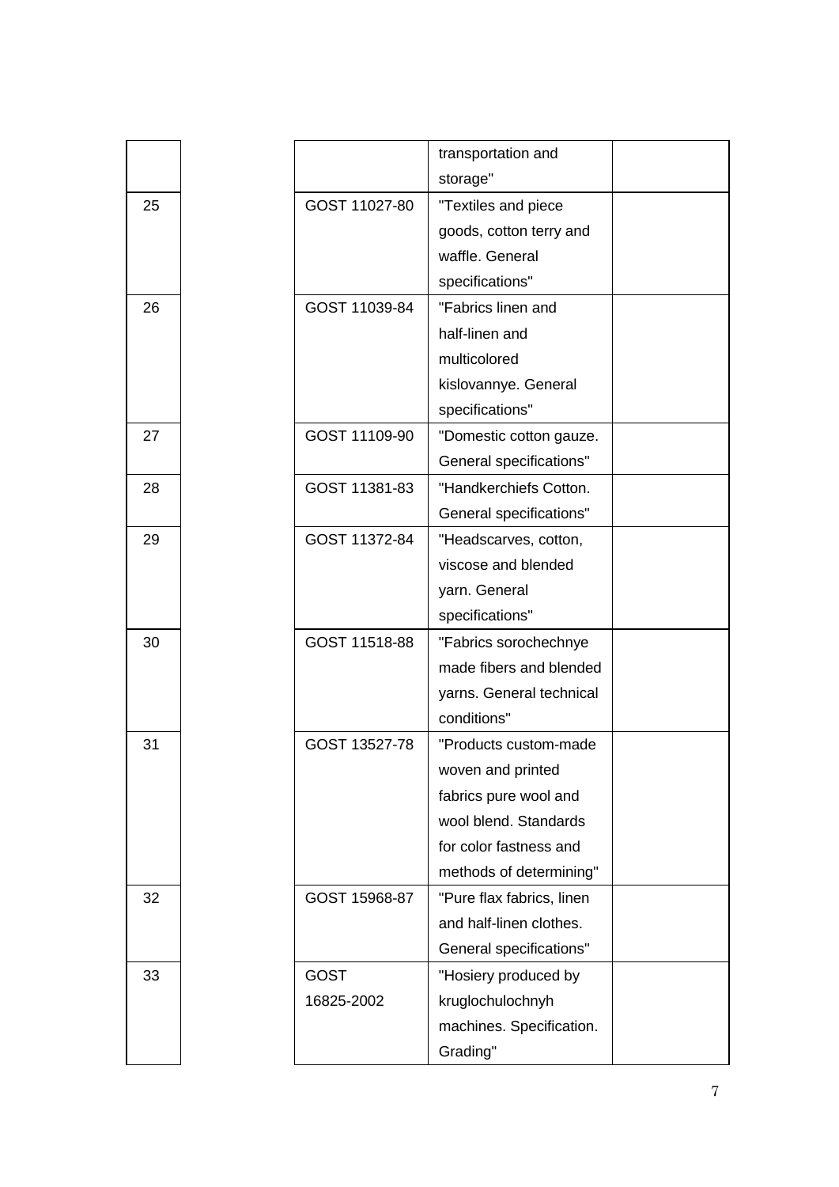| | | | |
|---|---|---|---|
| | | transportation and storage" | |
| 25 | GOST 11027-80 | "Textiles and piece goods, cotton terry and waffle. General specifications" | |
| 26 | GOST 11039-84 | "Fabrics linen and half-linen and multicolored kislovannye. General specifications" | |
| 27 | GOST 11109-90 | "Domestic cotton gauze. General specifications" | |
| 28 | GOST 11381-83 | "Handkerchiefs Cotton. General specifications" | |
| 29 | GOST 11372-84 | "Headscarves, cotton, viscose and blended yarn. General specifications" | |
| 30 | GOST 11518-88 | "Fabrics sorochechnye made fibers and blended yarns. General technical conditions" | |
| 31 | GOST 13527-78 | "Products custom-made woven and printed fabrics pure wool and wool blend. Standards for color fastness and methods of determining" | |
| 32 | GOST 15968-87 | "Pure flax fabrics, linen and half-linen clothes. General specifications" | |
| 33 | GOST 16825-2002 | "Hosiery produced by kruglochulochnyh machines. Specification. Grading" | |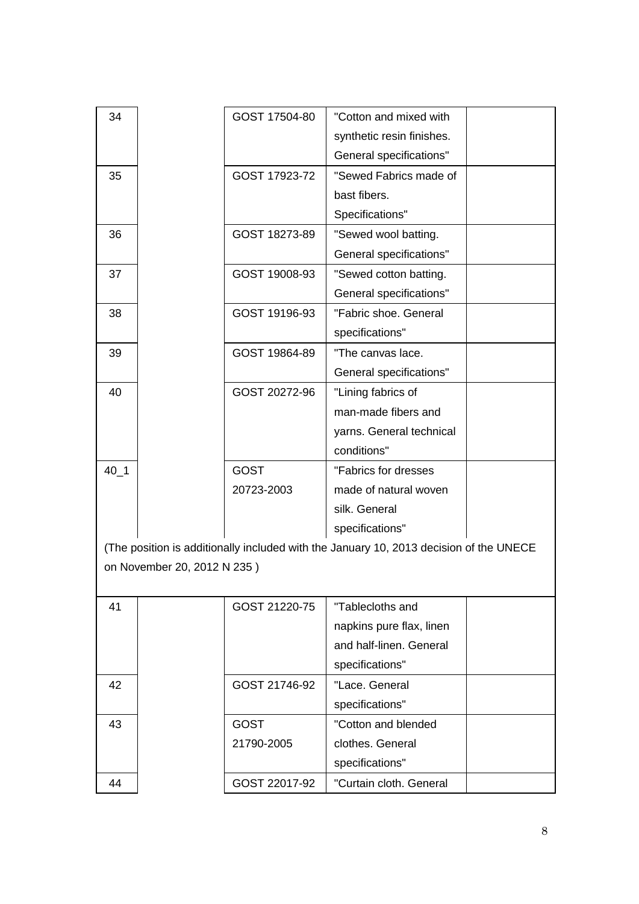| 34 | | GOST 17504-80 | "Cotton and mixed with synthetic resin finishes. General specifications" | |
|---|---|---|---|---|
| 35 | | GOST 17923-72 | "Sewed Fabrics made of bast fibers. Specifications" | |
| 36 | | GOST 18273-89 | "Sewed wool batting. General specifications" | |
| 37 | | GOST 19008-93 | "Sewed cotton batting. General specifications" | |
| 38 | | GOST 19196-93 | "Fabric shoe. General specifications" | |
| 39 | | GOST 19864-89 | "The canvas lace. General specifications" | |
| 40 | | GOST 20272-96 | "Lining fabrics of man-made fibers and yarns. General technical conditions" | |
| 40_1 | | GOST 20723-2003 | "Fabrics for dresses made of natural woven silk. General specifications" | |

(The position is additionally included with the January 10, 2013 decision of the UNECE on November 20, 2012 N 235 )

| 41 | | GOST 21220-75 | "Tablecloths and napkins pure flax, linen and half-linen. General specifications" | |
|---|---|---|---|---|
| 42 | | GOST 21746-92 | "Lace. General specifications" | |
| 43 | | GOST 21790-2005 | "Cotton and blended clothes. General specifications" | |
| 44 | | GOST 22017-92 | "Curtain cloth. General | |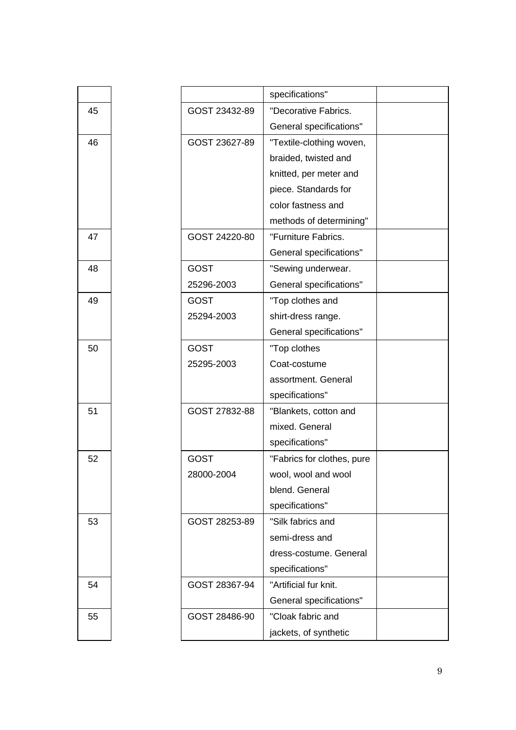| | | | |
|---|---|---|---|
| | | specifications" | |
| 45 | GOST 23432-89 | "Decorative Fabrics. General specifications" | |
| 46 | GOST 23627-89 | "Textile-clothing woven, braided, twisted and knitted, per meter and piece. Standards for color fastness and methods of determining" | |
| 47 | GOST 24220-80 | "Furniture Fabrics. General specifications" | |
| 48 | GOST 25296-2003 | "Sewing underwear. General specifications" | |
| 49 | GOST 25294-2003 | "Top clothes and shirt-dress range. General specifications" | |
| 50 | GOST 25295-2003 | "Top clothes Coat-costume assortment. General specifications" | |
| 51 | GOST 27832-88 | "Blankets, cotton and mixed. General specifications" | |
| 52 | GOST 28000-2004 | "Fabrics for clothes, pure wool, wool and wool blend. General specifications" | |
| 53 | GOST 28253-89 | "Silk fabrics and semi-dress and dress-costume. General specifications" | |
| 54 | GOST 28367-94 | "Artificial fur knit. General specifications" | |
| 55 | GOST 28486-90 | "Cloak fabric and jackets, of synthetic | |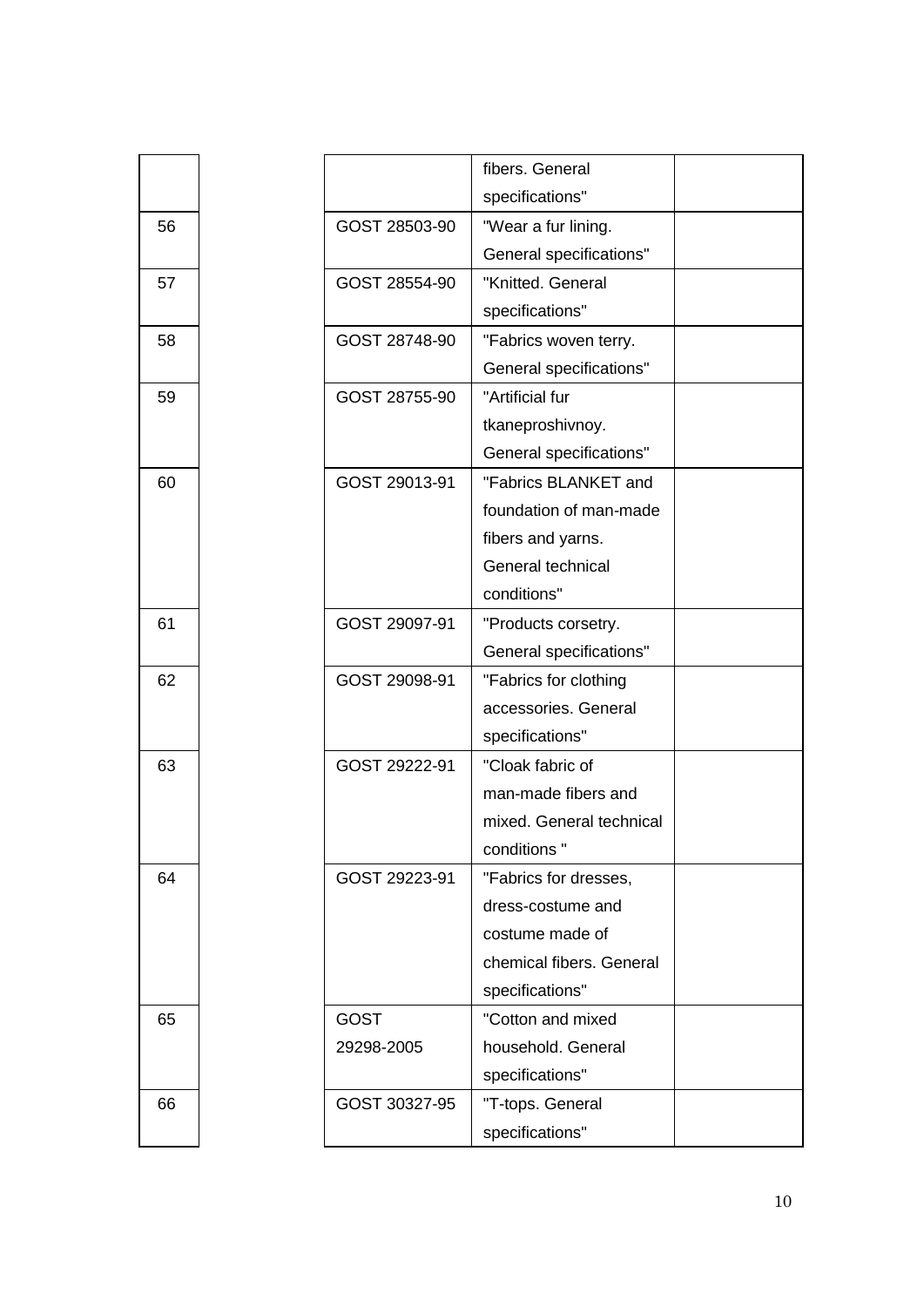|  |  | fibers. General specifications" |  |
|---|---|---|---|
| 56 | GOST 28503-90 | "Wear a fur lining. General specifications" |  |
| 57 | GOST 28554-90 | "Knitted. General specifications" |  |
| 58 | GOST 28748-90 | "Fabrics woven terry. General specifications" |  |
| 59 | GOST 28755-90 | "Artificial fur tkaneproshivnoy. General specifications" |  |
| 60 | GOST 29013-91 | "Fabrics BLANKET and foundation of man-made fibers and yarns. General technical conditions" |  |
| 61 | GOST 29097-91 | "Products corsetry. General specifications" |  |
| 62 | GOST 29098-91 | "Fabrics for clothing accessories. General specifications" |  |
| 63 | GOST 29222-91 | "Cloak fabric of man-made fibers and mixed. General technical conditions " |  |
| 64 | GOST 29223-91 | "Fabrics for dresses, dress-costume and costume made of chemical fibers. General specifications" |  |
| 65 | GOST 29298-2005 | "Cotton and mixed household. General specifications" |  |
| 66 | GOST 30327-95 | "T-tops. General specifications" |  |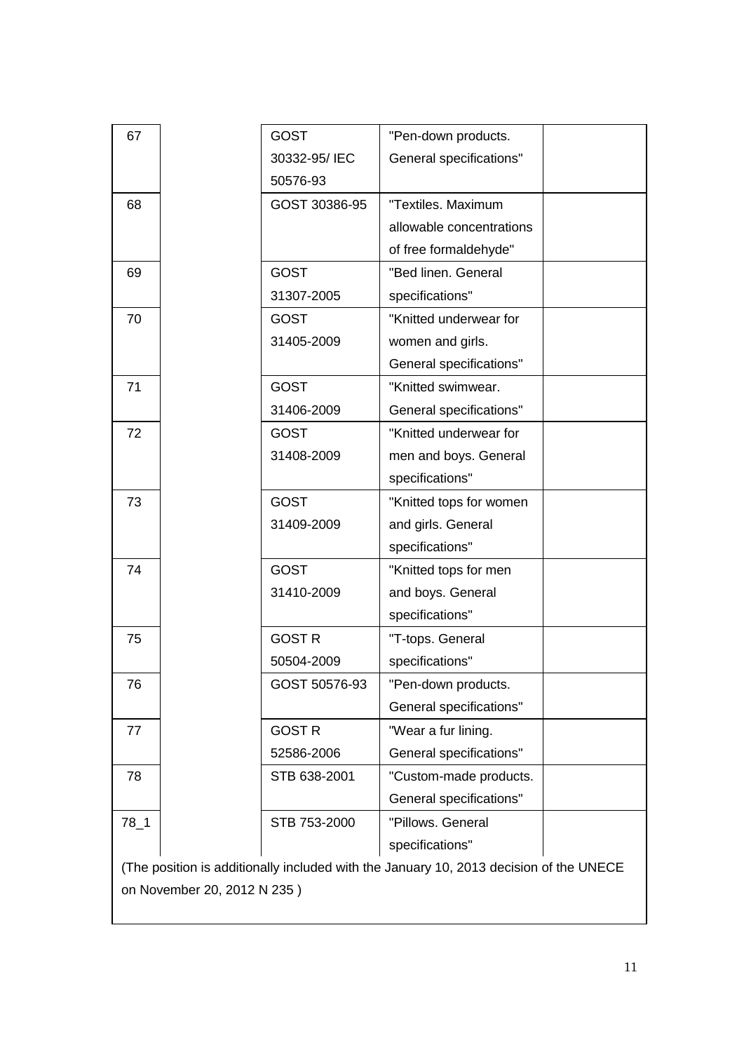| | | | | |
|---|---|---|---|---|
| 67 | | GOST 30332-95/ IEC 50576-93 | "Pen-down products. General specifications" | |
| 68 | | GOST 30386-95 | "Textiles. Maximum allowable concentrations of free formaldehyde" | |
| 69 | | GOST 31307-2005 | "Bed linen. General specifications" | |
| 70 | | GOST 31405-2009 | "Knitted underwear for women and girls. General specifications" | |
| 71 | | GOST 31406-2009 | "Knitted swimwear. General specifications" | |
| 72 | | GOST 31408-2009 | "Knitted underwear for men and boys. General specifications" | |
| 73 | | GOST 31409-2009 | "Knitted tops for women and girls. General specifications" | |
| 74 | | GOST 31410-2009 | "Knitted tops for men and boys. General specifications" | |
| 75 | | GOST R 50504-2009 | "T-tops. General specifications" | |
| 76 | | GOST 50576-93 | "Pen-down products. General specifications" | |
| 77 | | GOST R 52586-2006 | "Wear a fur lining. General specifications" | |
| 78 | | STB 638-2001 | "Custom-made products. General specifications" | |
| 78_1 | | STB 753-2000 | "Pillows. General specifications" | |

(The position is additionally included with the January 10, 2013 decision of the UNECE on November 20, 2012 N 235 )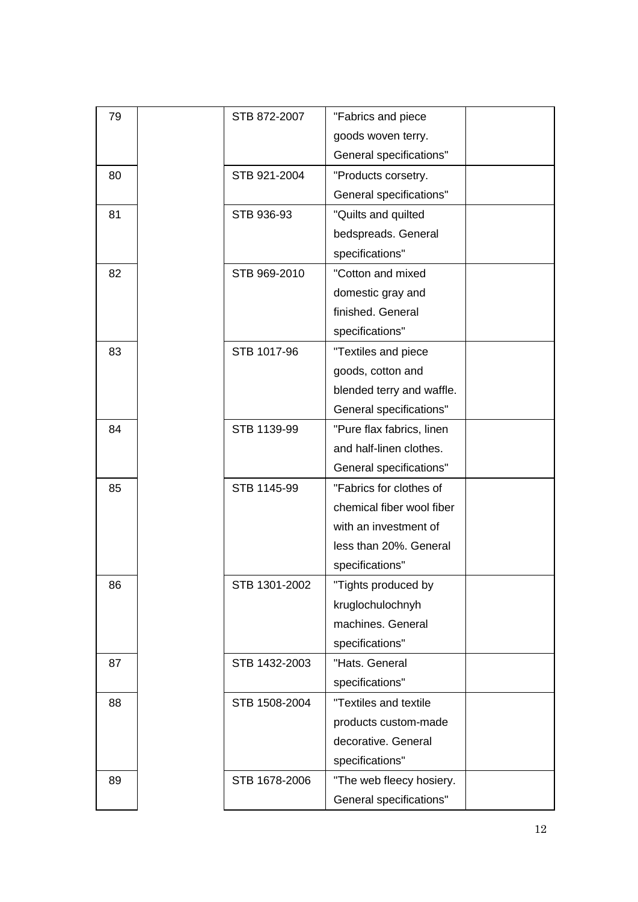| | | | | |
|---|---|---|---|---|
| 79 | | STB 872-2007 | "Fabrics and piece goods woven terry. General specifications" | |
| 80 | | STB 921-2004 | "Products corsetry. General specifications" | |
| 81 | | STB 936-93 | "Quilts and quilted bedspreads. General specifications" | |
| 82 | | STB 969-2010 | "Cotton and mixed domestic gray and finished. General specifications" | |
| 83 | | STB 1017-96 | "Textiles and piece goods, cotton and blended terry and waffle. General specifications" | |
| 84 | | STB 1139-99 | "Pure flax fabrics, linen and half-linen clothes. General specifications" | |
| 85 | | STB 1145-99 | "Fabrics for clothes of chemical fiber wool fiber with an investment of less than 20%. General specifications" | |
| 86 | | STB 1301-2002 | "Tights produced by kruglochulochnyh machines. General specifications" | |
| 87 | | STB 1432-2003 | "Hats. General specifications" | |
| 88 | | STB 1508-2004 | "Textiles and textile products custom-made decorative. General specifications" | |
| 89 | | STB 1678-2006 | "The web fleecy hosiery. General specifications" | |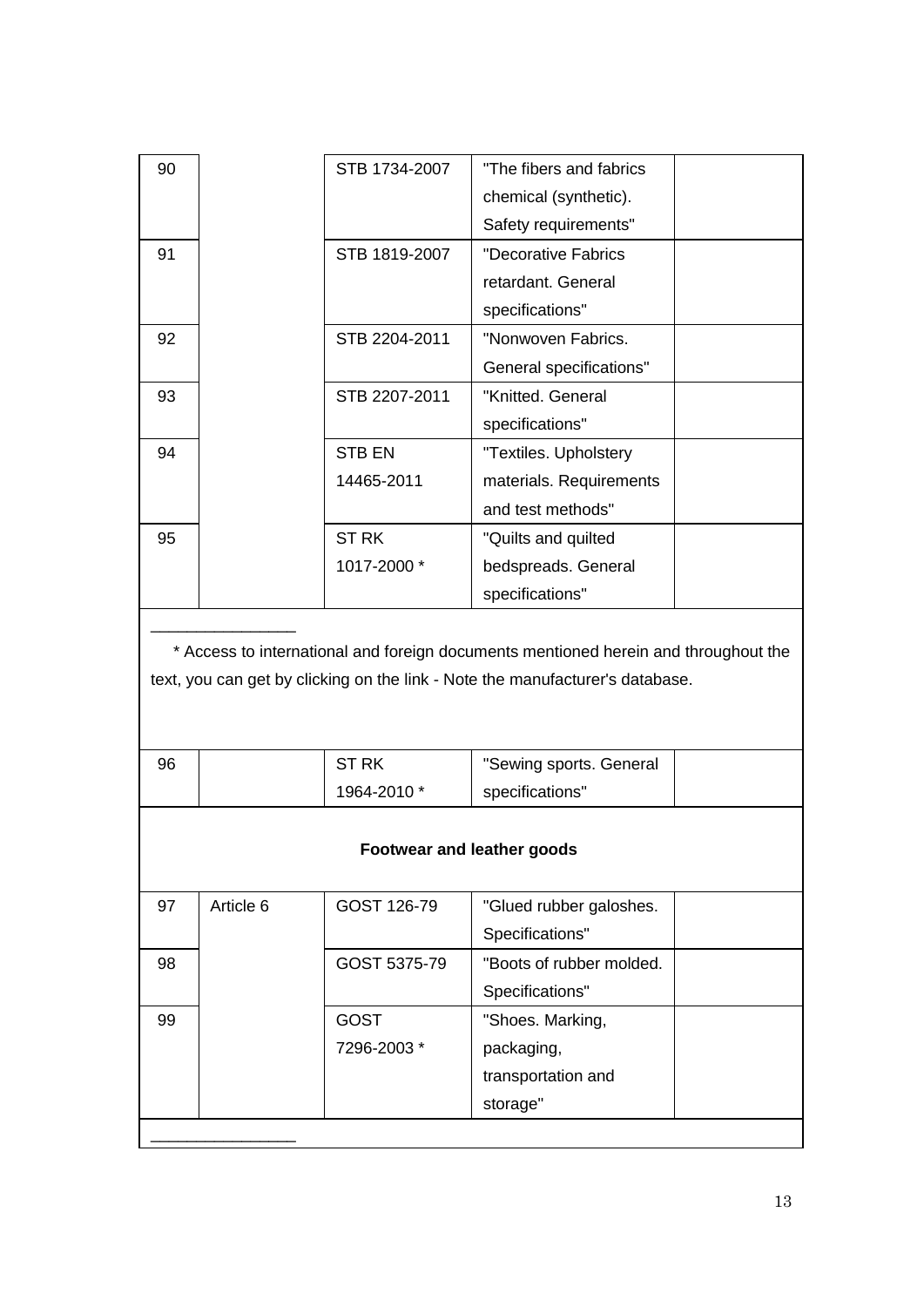| 90 | | STB 1734-2007 | "The fibers and fabrics chemical (synthetic). Safety requirements" | |
|---|---|---|---|---|
| 91 | | STB 1819-2007 | "Decorative Fabrics retardant. General specifications" | |
| 92 | | STB 2204-2011 | "Nonwoven Fabrics. General specifications" | |
| 93 | | STB 2207-2011 | "Knitted. General specifications" | |
| 94 | | STB EN 14465-2011 | "Textiles. Upholstery materials. Requirements and test methods" | |
| 95 | | ST RK 1017-2000 * | "Quilts and quilted bedspreads. General specifications" | |

________________

* Access to international and foreign documents mentioned herein and throughout the text, you can get by clicking on the link - Note the manufacturer's database.

| 96 | | ST RK 1964-2010 * | "Sewing sports. General specifications" | |
|---|---|---|---|---|
| **Footwear and leather goods** | | | | |
| 97 | Article 6 | GOST 126-79 | "Glued rubber galoshes. Specifications" | |
| 98 | | GOST 5375-79 | "Boots of rubber molded. Specifications" | |
| 99 | | GOST 7296-2003 * | "Shoes. Marking, packaging, transportation and storage" | |

________________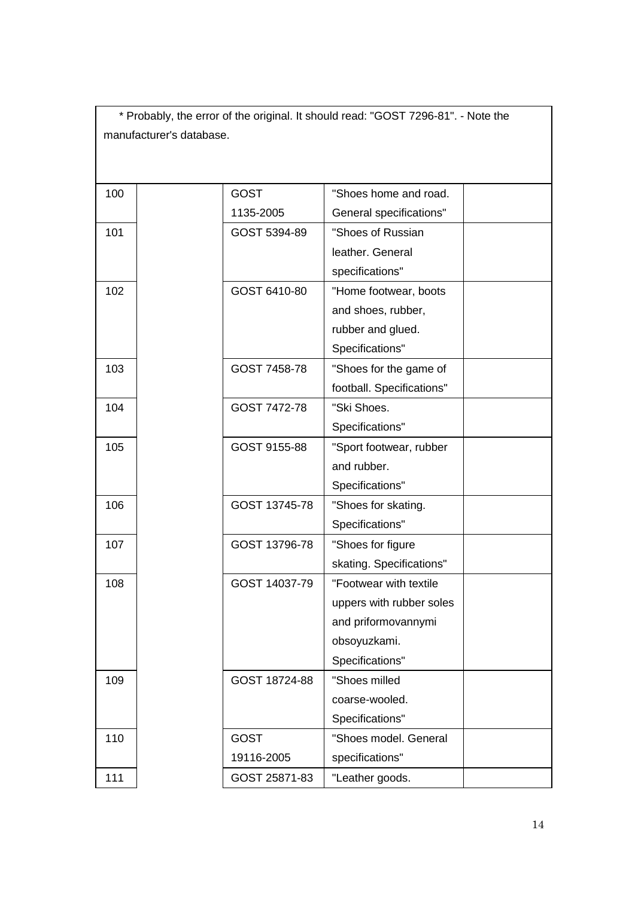* Probably, the error of the original. It should read: "GOST 7296-81". - Note the manufacturer's database.

| | | | | |
|---|---|---|---|---|
| 100 | | GOST 1135-2005 | "Shoes home and road. General specifications" | |
| 101 | | GOST 5394-89 | "Shoes of Russian leather. General specifications" | |
| 102 | | GOST 6410-80 | "Home footwear, boots and shoes, rubber, rubber and glued. Specifications" | |
| 103 | | GOST 7458-78 | "Shoes for the game of football. Specifications" | |
| 104 | | GOST 7472-78 | "Ski Shoes. Specifications" | |
| 105 | | GOST 9155-88 | "Sport footwear, rubber and rubber. Specifications" | |
| 106 | | GOST 13745-78 | "Shoes for skating. Specifications" | |
| 107 | | GOST 13796-78 | "Shoes for figure skating. Specifications" | |
| 108 | | GOST 14037-79 | "Footwear with textile uppers with rubber soles and priformovannymi obsoyuzkami. Specifications" | |
| 109 | | GOST 18724-88 | "Shoes milled coarse-wooled. Specifications" | |
| 110 | | GOST 19116-2005 | "Shoes model. General specifications" | |
| 111 | | GOST 25871-83 | "Leather goods. | |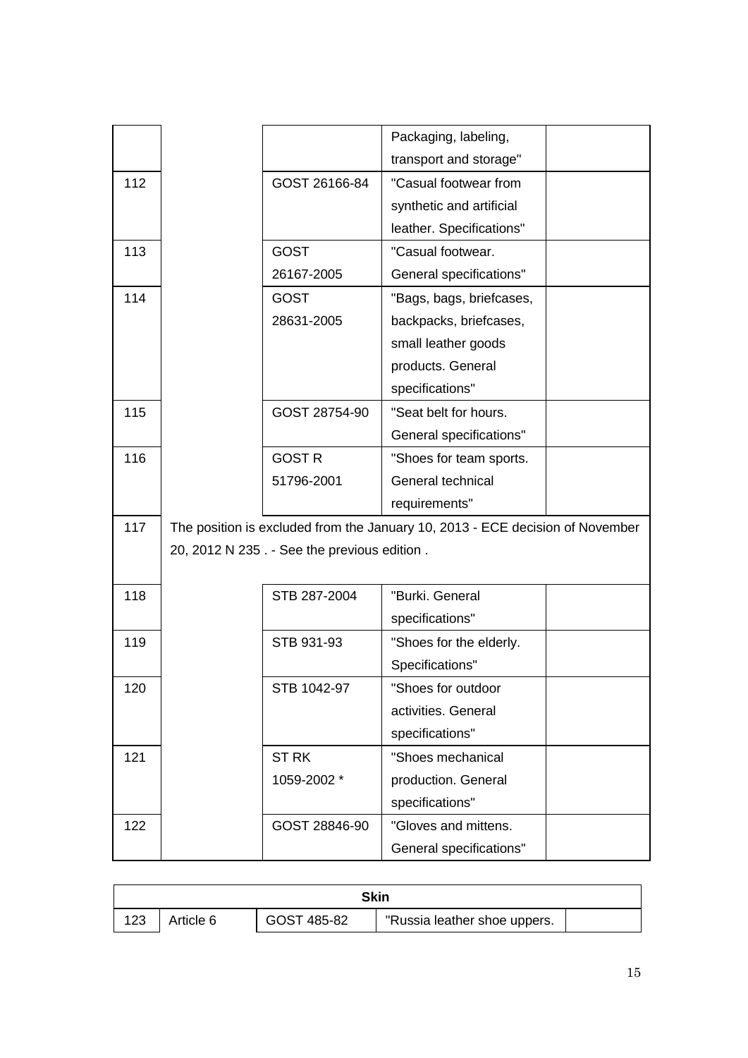| | | | | |
|---|---|---|---|---|
| | | | Packaging, labeling, transport and storage" | |
| 112 | | GOST 26166-84 | "Casual footwear from synthetic and artificial leather. Specifications" | |
| 113 | | GOST 26167-2005 | "Casual footwear. General specifications" | |
| 114 | | GOST 28631-2005 | "Bags, bags, briefcases, backpacks, briefcases, small leather goods products. General specifications" | |
| 115 | | GOST 28754-90 | "Seat belt for hours. General specifications" | |
| 116 | | GOST R 51796-2001 | "Shoes for team sports. General technical requirements" | |
| 117 | The position is excluded from the January 10, 2013 - ECE decision of November 20, 2012 N 235 . - See the previous edition . | | | |
| 118 | | STB 287-2004 | "Burki. General specifications" | |
| 119 | | STB 931-93 | "Shoes for the elderly. Specifications" | |
| 120 | | STB 1042-97 | "Shoes for outdoor activities. General specifications" | |
| 121 | | ST RK 1059-2002 * | "Shoes mechanical production. General specifications" | |
| 122 | | GOST 28846-90 | "Gloves and mittens. General specifications" | |

| **Skin** | | | | |
|---|---|---|---|---|
| 123 | Article 6 | GOST 485-82 | "Russia leather shoe uppers. | |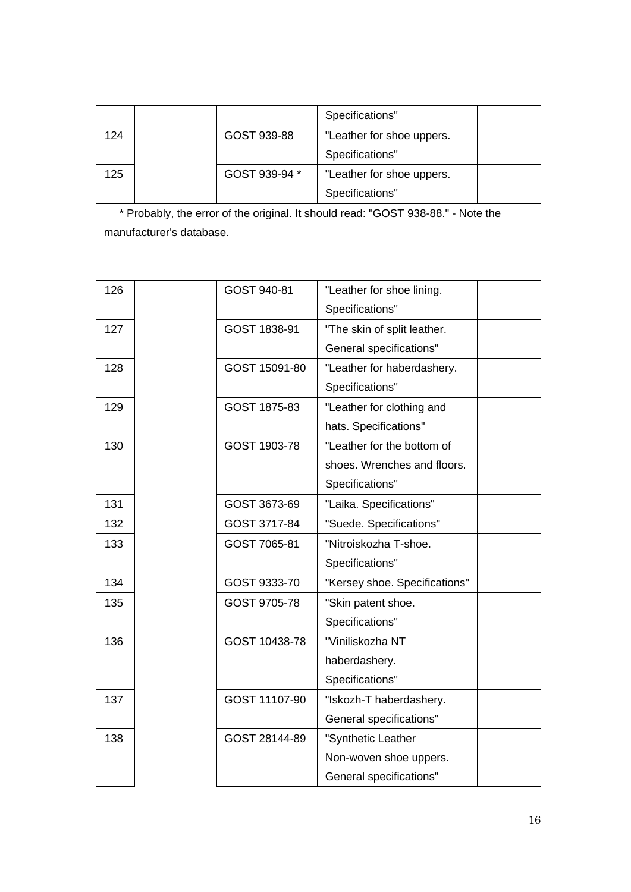| | | | | |
|---|---|---|---|---|
| | | | Specifications" | |
| 124 | | GOST 939-88 | "Leather for shoe uppers. Specifications" | |
| 125 | | GOST 939-94 * | "Leather for shoe uppers. Specifications" | |

* Probably, the error of the original. It should read: "GOST 938-88." - Note the manufacturer's database.

| | | | | |
|---|---|---|---|---|
| 126 | | GOST 940-81 | "Leather for shoe lining. Specifications" | |
| 127 | | GOST 1838-91 | "The skin of split leather. General specifications" | |
| 128 | | GOST 15091-80 | "Leather for haberdashery. Specifications" | |
| 129 | | GOST 1875-83 | "Leather for clothing and hats. Specifications" | |
| 130 | | GOST 1903-78 | "Leather for the bottom of shoes. Wrenches and floors. Specifications" | |
| 131 | | GOST 3673-69 | "Laika. Specifications" | |
| 132 | | GOST 3717-84 | "Suede. Specifications" | |
| 133 | | GOST 7065-81 | "Nitroiskozha T-shoe. Specifications" | |
| 134 | | GOST 9333-70 | "Kersey shoe. Specifications" | |
| 135 | | GOST 9705-78 | "Skin patent shoe. Specifications" | |
| 136 | | GOST 10438-78 | "Viniliskozha NT haberdashery. Specifications" | |
| 137 | | GOST 11107-90 | "Iskozh-T haberdashery. General specifications" | |
| 138 | | GOST 28144-89 | "Synthetic Leather Non-woven shoe uppers. General specifications" | |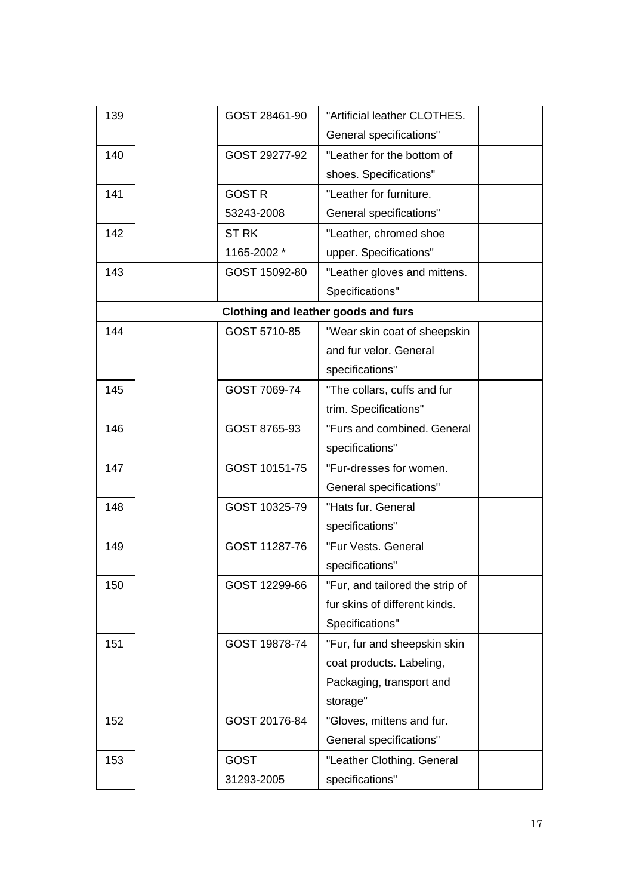| | | | | |
|---|---|---|---|---|
| 139 | | GOST 28461-90 | "Artificial leather CLOTHES. General specifications" | |
| 140 | | GOST 29277-92 | "Leather for the bottom of shoes. Specifications" | |
| 141 | | GOST R 53243-2008 | "Leather for furniture. General specifications" | |
| 142 | | ST RK 1165-2002 * | "Leather, chromed shoe upper. Specifications" | |
| 143 | | GOST 15092-80 | "Leather gloves and mittens. Specifications" | |
| **Clothing and leather goods and furs** | | | | |
| 144 | | GOST 5710-85 | "Wear skin coat of sheepskin and fur velor. General specifications" | |
| 145 | | GOST 7069-74 | "The collars, cuffs and fur trim. Specifications" | |
| 146 | | GOST 8765-93 | "Furs and combined. General specifications" | |
| 147 | | GOST 10151-75 | "Fur-dresses for women. General specifications" | |
| 148 | | GOST 10325-79 | "Hats fur. General specifications" | |
| 149 | | GOST 11287-76 | "Fur Vests. General specifications" | |
| 150 | | GOST 12299-66 | "Fur, and tailored the strip of fur skins of different kinds. Specifications" | |
| 151 | | GOST 19878-74 | "Fur, fur and sheepskin skin coat products. Labeling, Packaging, transport and storage" | |
| 152 | | GOST 20176-84 | "Gloves, mittens and fur. General specifications" | |
| 153 | | GOST 31293-2005 | "Leather Clothing. General specifications" | |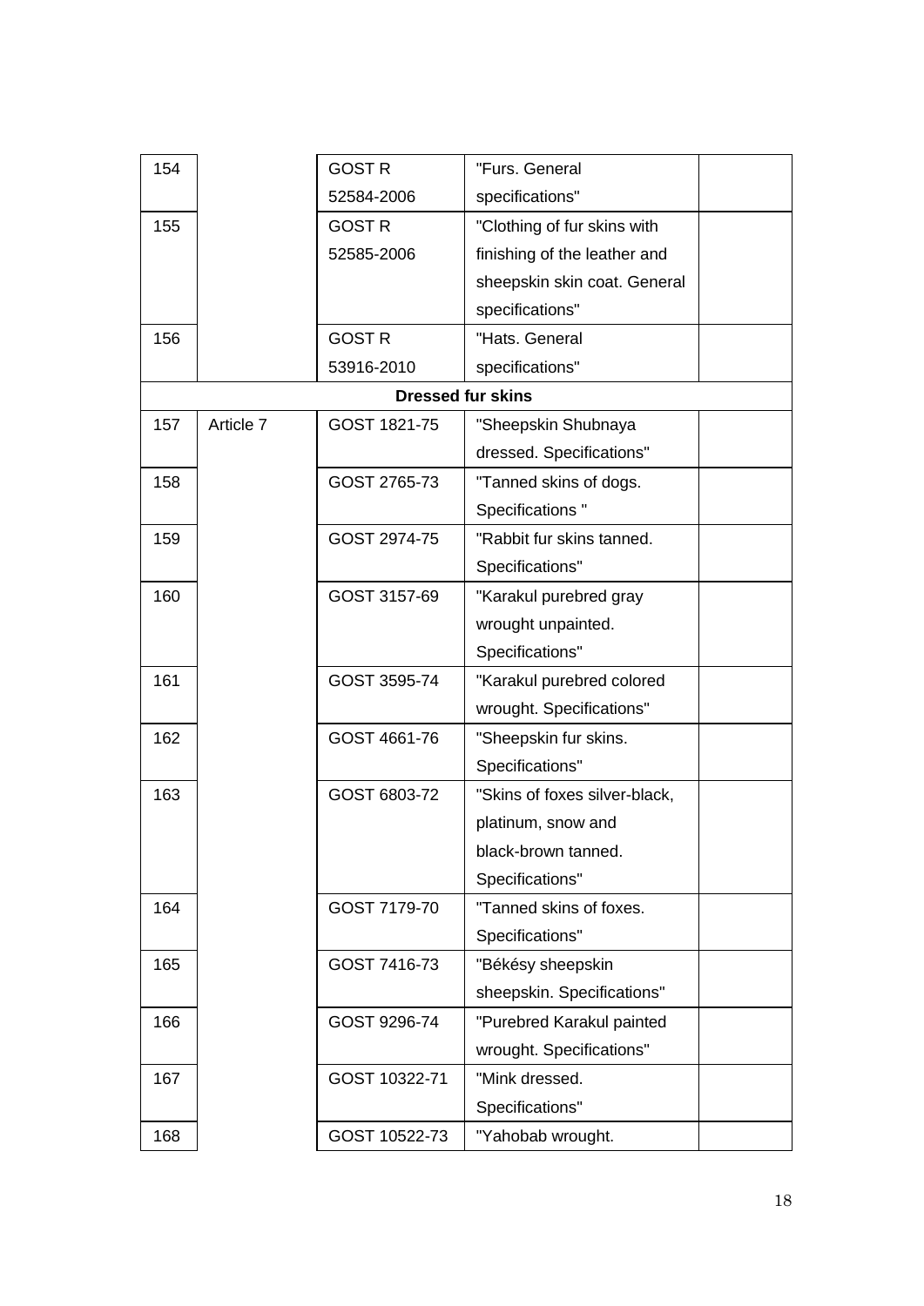| | | | | |
|---|---|---|---|---|
| 154 | | GOST R 52584-2006 | "Furs. General specifications" | |
| 155 | | GOST R 52585-2006 | "Clothing of fur skins with finishing of the leather and sheepskin skin coat. General specifications" | |
| 156 | | GOST R 53916-2010 | "Hats. General specifications" | |
| **Dressed fur skins** | | | | |
| 157 | Article 7 | GOST 1821-75 | "Sheepskin Shubnaya dressed. Specifications" | |
| 158 | | GOST 2765-73 | "Tanned skins of dogs. Specifications " | |
| 159 | | GOST 2974-75 | "Rabbit fur skins tanned. Specifications" | |
| 160 | | GOST 3157-69 | "Karakul purebred gray wrought unpainted. Specifications" | |
| 161 | | GOST 3595-74 | "Karakul purebred colored wrought. Specifications" | |
| 162 | | GOST 4661-76 | "Sheepskin fur skins. Specifications" | |
| 163 | | GOST 6803-72 | "Skins of foxes silver-black, platinum, snow and black-brown tanned. Specifications" | |
| 164 | | GOST 7179-70 | "Tanned skins of foxes. Specifications" | |
| 165 | | GOST 7416-73 | "Békésy sheepskin sheepskin. Specifications" | |
| 166 | | GOST 9296-74 | "Purebred Karakul painted wrought. Specifications" | |
| 167 | | GOST 10322-71 | "Mink dressed. Specifications" | |
| 168 | | GOST 10522-73 | "Yahobab wrought. | |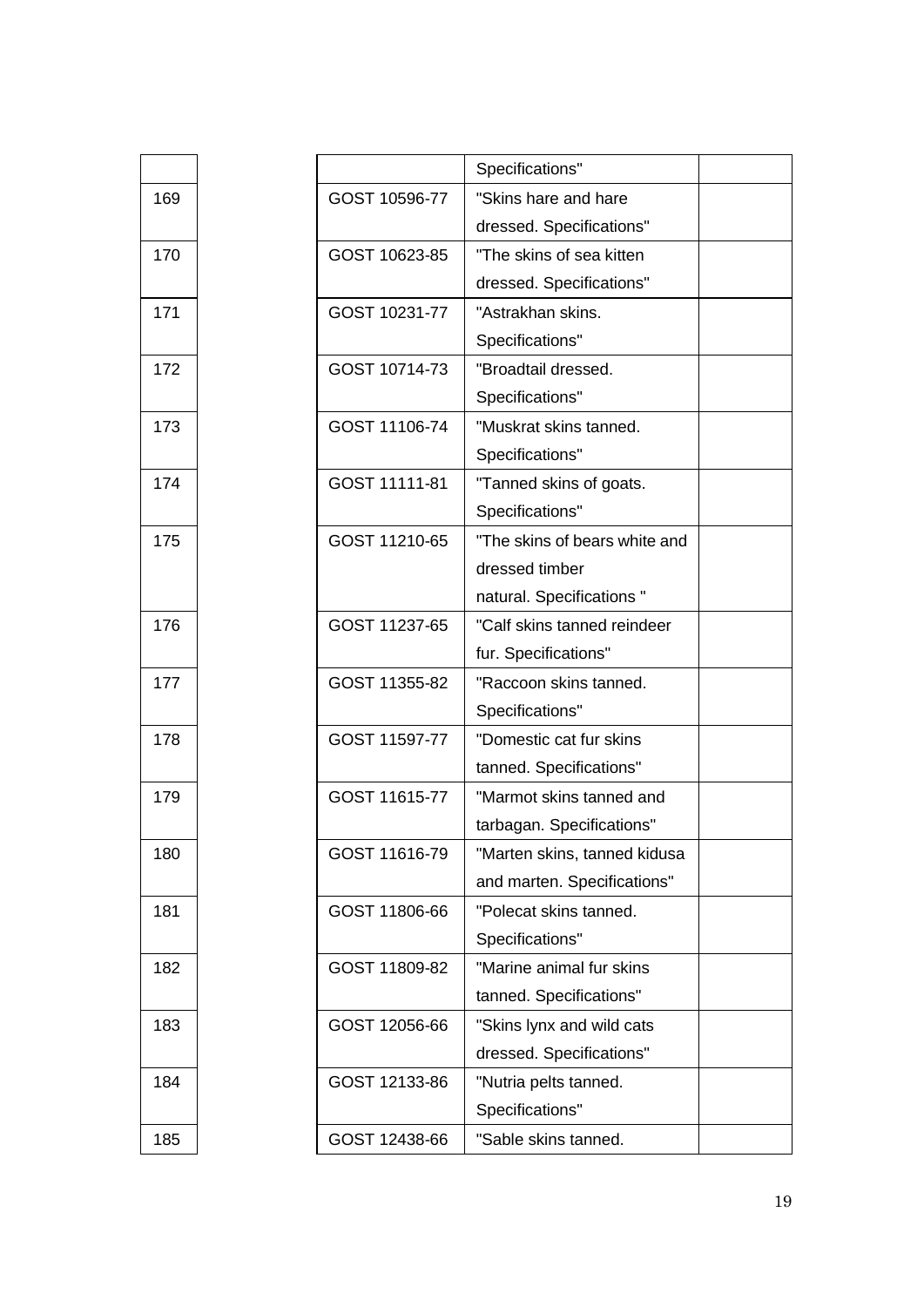| | | | |
|---|---|---|---|
| | | Specifications" | |
| 169 | GOST 10596-77 | "Skins hare and hare dressed. Specifications" | |
| 170 | GOST 10623-85 | "The skins of sea kitten dressed. Specifications" | |
| 171 | GOST 10231-77 | "Astrakhan skins. Specifications" | |
| 172 | GOST 10714-73 | "Broadtail dressed. Specifications" | |
| 173 | GOST 11106-74 | "Muskrat skins tanned. Specifications" | |
| 174 | GOST 11111-81 | "Tanned skins of goats. Specifications" | |
| 175 | GOST 11210-65 | "The skins of bears white and dressed timber natural. Specifications " | |
| 176 | GOST 11237-65 | "Calf skins tanned reindeer fur. Specifications" | |
| 177 | GOST 11355-82 | "Raccoon skins tanned. Specifications" | |
| 178 | GOST 11597-77 | "Domestic cat fur skins tanned. Specifications" | |
| 179 | GOST 11615-77 | "Marmot skins tanned and tarbagan. Specifications" | |
| 180 | GOST 11616-79 | "Marten skins, tanned kidusa and marten. Specifications" | |
| 181 | GOST 11806-66 | "Polecat skins tanned. Specifications" | |
| 182 | GOST 11809-82 | "Marine animal fur skins tanned. Specifications" | |
| 183 | GOST 12056-66 | "Skins lynx and wild cats dressed. Specifications" | |
| 184 | GOST 12133-86 | "Nutria pelts tanned. Specifications" | |
| 185 | GOST 12438-66 | "Sable skins tanned. | |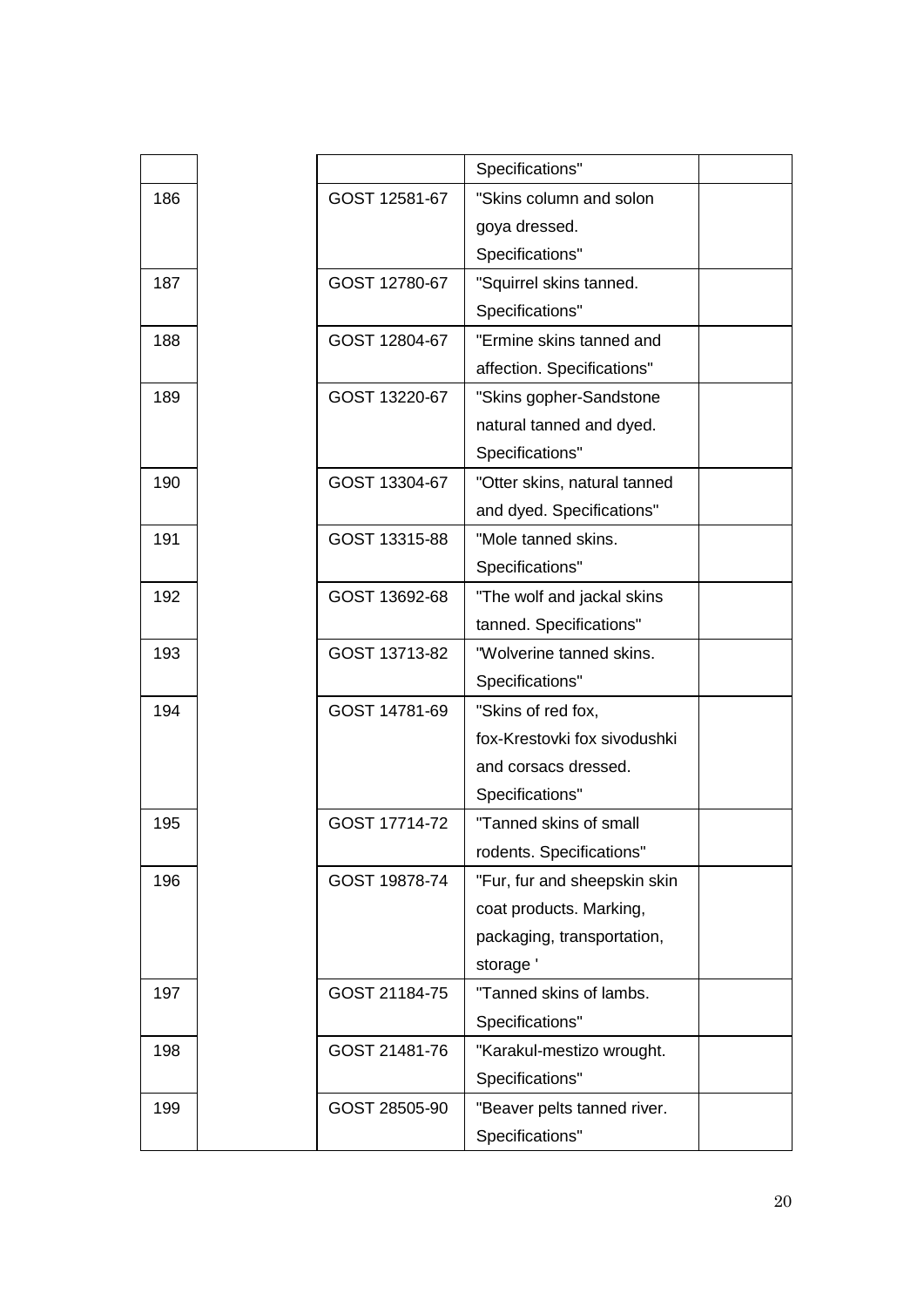|  |  |  |  |  |
|---|---|---|---|---|
|  |  |  | Specifications" |  |
| 186 |  | GOST 12581-67 | "Skins column and solon goya dressed. Specifications" |  |
| 187 |  | GOST 12780-67 | "Squirrel skins tanned. Specifications" |  |
| 188 |  | GOST 12804-67 | "Ermine skins tanned and affection. Specifications" |  |
| 189 |  | GOST 13220-67 | "Skins gopher-Sandstone natural tanned and dyed. Specifications" |  |
| 190 |  | GOST 13304-67 | "Otter skins, natural tanned and dyed. Specifications" |  |
| 191 |  | GOST 13315-88 | "Mole tanned skins. Specifications" |  |
| 192 |  | GOST 13692-68 | "The wolf and jackal skins tanned. Specifications" |  |
| 193 |  | GOST 13713-82 | "Wolverine tanned skins. Specifications" |  |
| 194 |  | GOST 14781-69 | "Skins of red fox, fox-Krestovki fox sivodushki and corsacs dressed. Specifications" |  |
| 195 |  | GOST 17714-72 | "Tanned skins of small rodents. Specifications" |  |
| 196 |  | GOST 19878-74 | "Fur, fur and sheepskin skin coat products. Marking, packaging, transportation, storage ' |  |
| 197 |  | GOST 21184-75 | "Tanned skins of lambs. Specifications" |  |
| 198 |  | GOST 21481-76 | "Karakul-mestizo wrought. Specifications" |  |
| 199 |  | GOST 28505-90 | "Beaver pelts tanned river. Specifications" |  |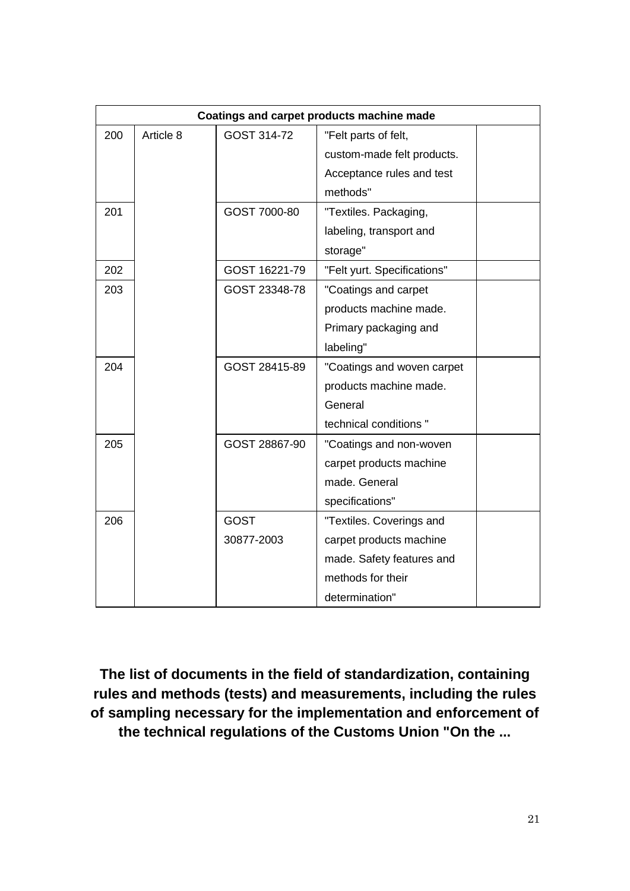| Coatings and carpet products machine made | | | | |
|---|---|---|---|---|
| 200 | Article 8 | GOST 314-72 | "Felt parts of felt, custom-made felt products. Acceptance rules and test methods" | |
| 201 | | GOST 7000-80 | "Textiles. Packaging, labeling, transport and storage" | |
| 202 | | GOST 16221-79 | "Felt yurt. Specifications" | |
| 203 | | GOST 23348-78 | "Coatings and carpet products machine made. Primary packaging and labeling" | |
| 204 | | GOST 28415-89 | "Coatings and woven carpet products machine made. General technical conditions " | |
| 205 | | GOST 28867-90 | "Coatings and non-woven carpet products machine made. General specifications" | |
| 206 | | GOST 30877-2003 | "Textiles. Coverings and carpet products machine made. Safety features and methods for their determination" | |

**The list of documents in the field of standardization, containing rules and methods (tests) and measurements, including the rules of sampling necessary for the implementation and enforcement of the technical regulations of the Customs Union "On the ...**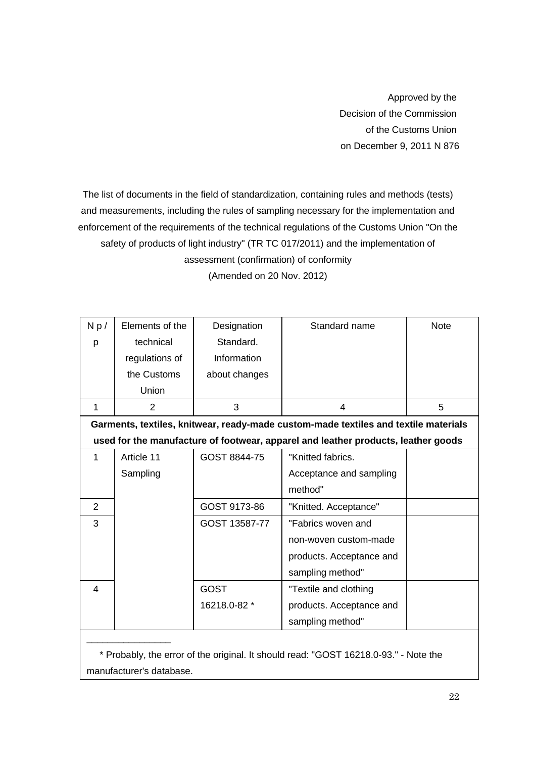Approved by the
Decision of the Commission
of the Customs Union
on December 9, 2011 N 876

The list of documents in the field of standardization, containing rules and methods (tests) and measurements, including the rules of sampling necessary for the implementation and enforcement of the requirements of the technical regulations of the Customs Union "On the safety of products of light industry" (TR TC 017/2011) and the implementation of assessment (confirmation) of conformity

(Amended on 20 Nov. 2012)

| N p / p | Elements of the technical regulations of the Customs Union | Designation Standard. Information about changes | Standard name | Note |
|---|---|---|---|---|
| 1 | 2 | 3 | 4 | 5 |
| **Garments, textiles, knitwear, ready-made custom-made textiles and textile materials used for the manufacture of footwear, apparel and leather products, leather goods** | | | | |
| 1 | Article 11 Sampling | GOST 8844-75 | "Knitted fabrics. Acceptance and sampling method" | |
| 2 | | GOST 9173-86 | "Knitted. Acceptance" | |
| 3 | | GOST 13587-77 | "Fabrics woven and non-woven custom-made products. Acceptance and sampling method" | |
| 4 | | GOST 16218.0-82 * | "Textile and clothing products. Acceptance and sampling method" | |

\* Probably, the error of the original. It should read: "GOST 16218.0-93." - Note the manufacturer's database.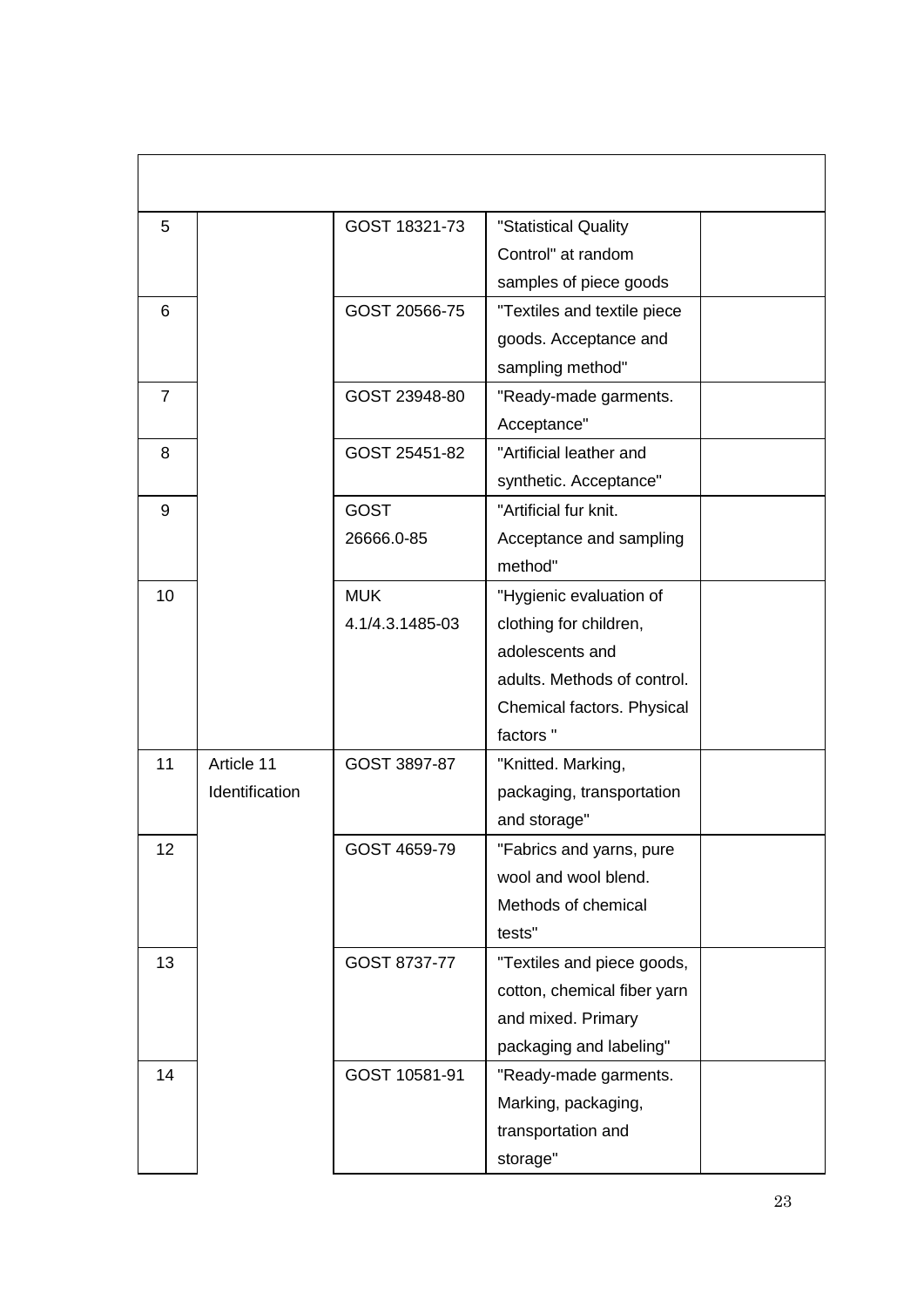| | | | | |
|---|---|---|---|---|
| 5 | | GOST 18321-73 | "Statistical Quality Control" at random samples of piece goods | |
| 6 | | GOST 20566-75 | "Textiles and textile piece goods. Acceptance and sampling method" | |
| 7 | | GOST 23948-80 | "Ready-made garments. Acceptance" | |
| 8 | | GOST 25451-82 | "Artificial leather and synthetic. Acceptance" | |
| 9 | | GOST 26666.0-85 | "Artificial fur knit. Acceptance and sampling method" | |
| 10 | | MUK 4.1/4.3.1485-03 | "Hygienic evaluation of clothing for children, adolescents and adults. Methods of control. Chemical factors. Physical factors " | |
| 11 | Article 11 Identification | GOST 3897-87 | "Knitted. Marking, packaging, transportation and storage" | |
| 12 | | GOST 4659-79 | "Fabrics and yarns, pure wool and wool blend. Methods of chemical tests" | |
| 13 | | GOST 8737-77 | "Textiles and piece goods, cotton, chemical fiber yarn and mixed. Primary packaging and labeling" | |
| 14 | | GOST 10581-91 | "Ready-made garments. Marking, packaging, transportation and storage" | |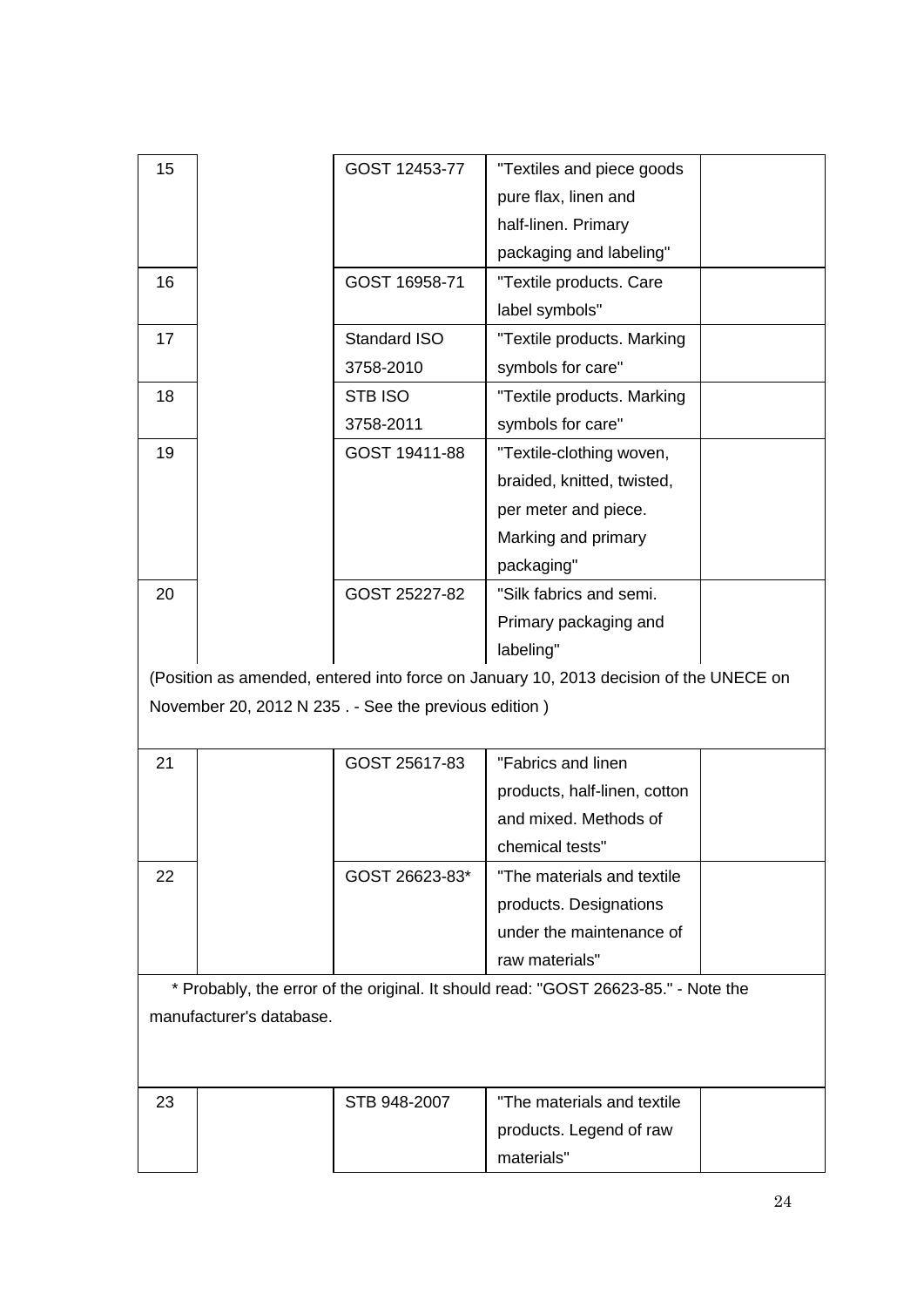| | | | | |
|---|---|---|---|---|
| 15 | | GOST 12453-77 | "Textiles and piece goods pure flax, linen and half-linen. Primary packaging and labeling" | |
| 16 | | GOST 16958-71 | "Textile products. Care label symbols" | |
| 17 | | Standard ISO 3758-2010 | "Textile products. Marking symbols for care" | |
| 18 | | STB ISO 3758-2011 | "Textile products. Marking symbols for care" | |
| 19 | | GOST 19411-88 | "Textile-clothing woven, braided, knitted, twisted, per meter and piece. Marking and primary packaging" | |
| 20 | | GOST 25227-82 | "Silk fabrics and semi. Primary packaging and labeling" | |

(Position as amended, entered into force on January 10, 2013 decision of the UNECE on November 20, 2012 N 235 . - See the previous edition )

| | | | | |
|---|---|---|---|---|
| 21 | | GOST 25617-83 | "Fabrics and linen products, half-linen, cotton and mixed. Methods of chemical tests" | |
| 22 | | GOST 26623-83* | "The materials and textile products. Designations under the maintenance of raw materials" | |

\* Probably, the error of the original. It should read: "GOST 26623-85." - Note the manufacturer's database.

| | | | | |
|---|---|---|---|---|
| 23 | | STB 948-2007 | "The materials and textile products. Legend of raw materials" | |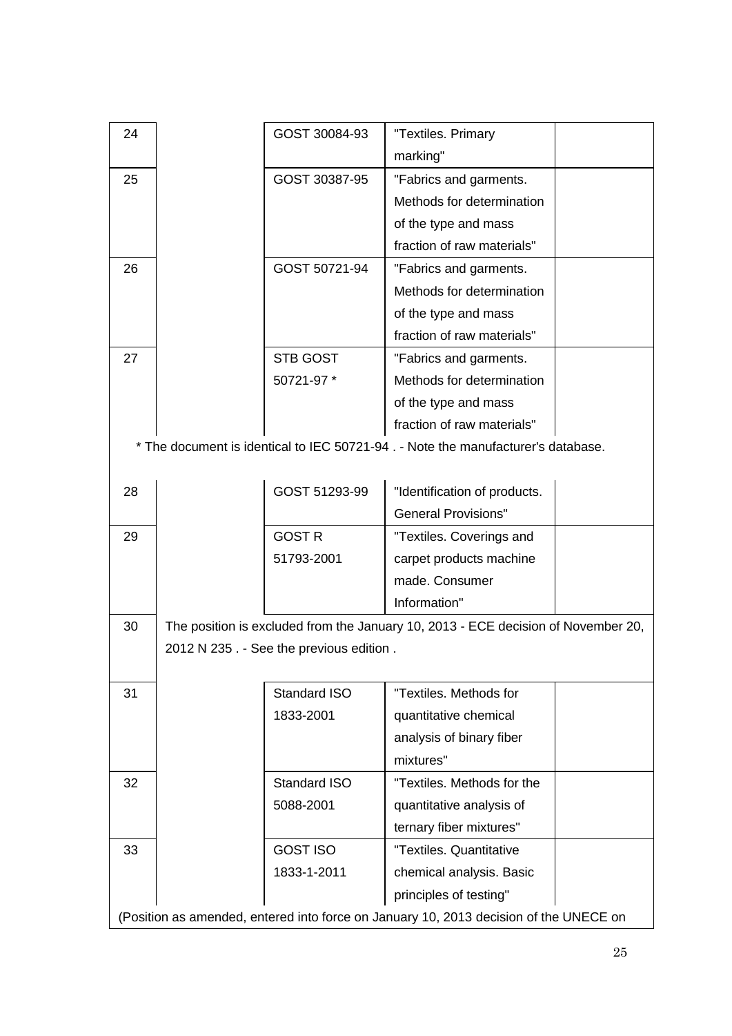| | | | | |
|---|---|---|---|---|
| 24 | | GOST 30084-93 | "Textiles. Primary marking" | |
| 25 | | GOST 30387-95 | "Fabrics and garments. Methods for determination of the type and mass fraction of raw materials" | |
| 26 | | GOST 50721-94 | "Fabrics and garments. Methods for determination of the type and mass fraction of raw materials" | |
| 27 | | STB GOST 50721-97 * | "Fabrics and garments. Methods for determination of the type and mass fraction of raw materials" | |

* The document is identical to IEC 50721-94 . - Note the manufacturer's database.

| | | | | |
|---|---|---|---|---|
| 28 | | GOST 51293-99 | "Identification of products. General Provisions" | |
| 29 | | GOST R 51793-2001 | "Textiles. Coverings and carpet products machine made. Consumer Information" | |
| 30 | The position is excluded from the January 10, 2013 - ECE decision of November 20, 2012 N 235 . - See the previous edition . | | | |
| 31 | | Standard ISO 1833-2001 | "Textiles. Methods for quantitative chemical analysis of binary fiber mixtures" | |
| 32 | | Standard ISO 5088-2001 | "Textiles. Methods for the quantitative analysis of ternary fiber mixtures" | |
| 33 | | GOST ISO 1833-1-2011 | "Textiles. Quantitative chemical analysis. Basic principles of testing" | |

(Position as amended, entered into force on January 10, 2013 decision of the UNECE on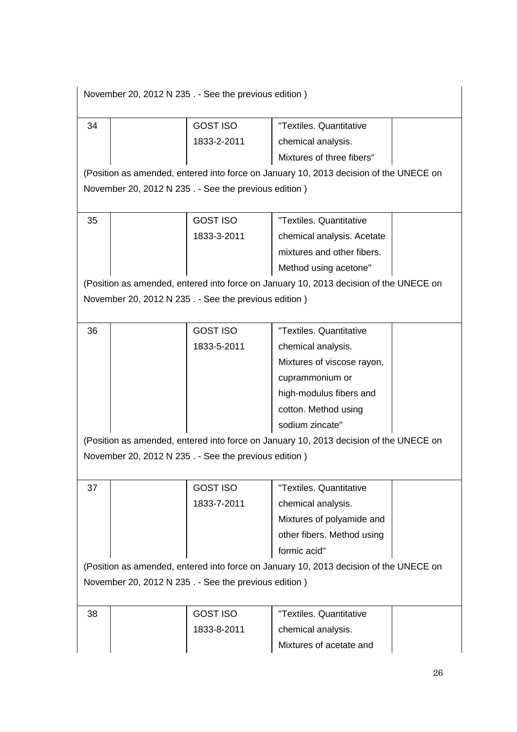November 20, 2012 N 235 . - See the previous edition )

| | | | | |
|---|---|---|---|---|
| 34 | | GOST ISO 1833-2-2011 | "Textiles. Quantitative chemical analysis. Mixtures of three fibers" | |

(Position as amended, entered into force on January 10, 2013 decision of the UNECE on November 20, 2012 N 235 . - See the previous edition )

| | | | | |
|---|---|---|---|---|
| 35 | | GOST ISO 1833-3-2011 | "Textiles. Quantitative chemical analysis. Acetate mixtures and other fibers. Method using acetone" | |

(Position as amended, entered into force on January 10, 2013 decision of the UNECE on November 20, 2012 N 235 . - See the previous edition )

| | | | | |
|---|---|---|---|---|
| 36 | | GOST ISO 1833-5-2011 | "Textiles. Quantitative chemical analysis. Mixtures of viscose rayon, cuprammonium or high-modulus fibers and cotton. Method using sodium zincate" | |

(Position as amended, entered into force on January 10, 2013 decision of the UNECE on November 20, 2012 N 235 . - See the previous edition )

| | | | | |
|---|---|---|---|---|
| 37 | | GOST ISO 1833-7-2011 | "Textiles. Quantitative chemical analysis. Mixtures of polyamide and other fibers. Method using formic acid" | |

(Position as amended, entered into force on January 10, 2013 decision of the UNECE on November 20, 2012 N 235 . - See the previous edition )

| | | | | |
|---|---|---|---|---|
| 38 | | GOST ISO 1833-8-2011 | "Textiles. Quantitative chemical analysis. Mixtures of acetate and | |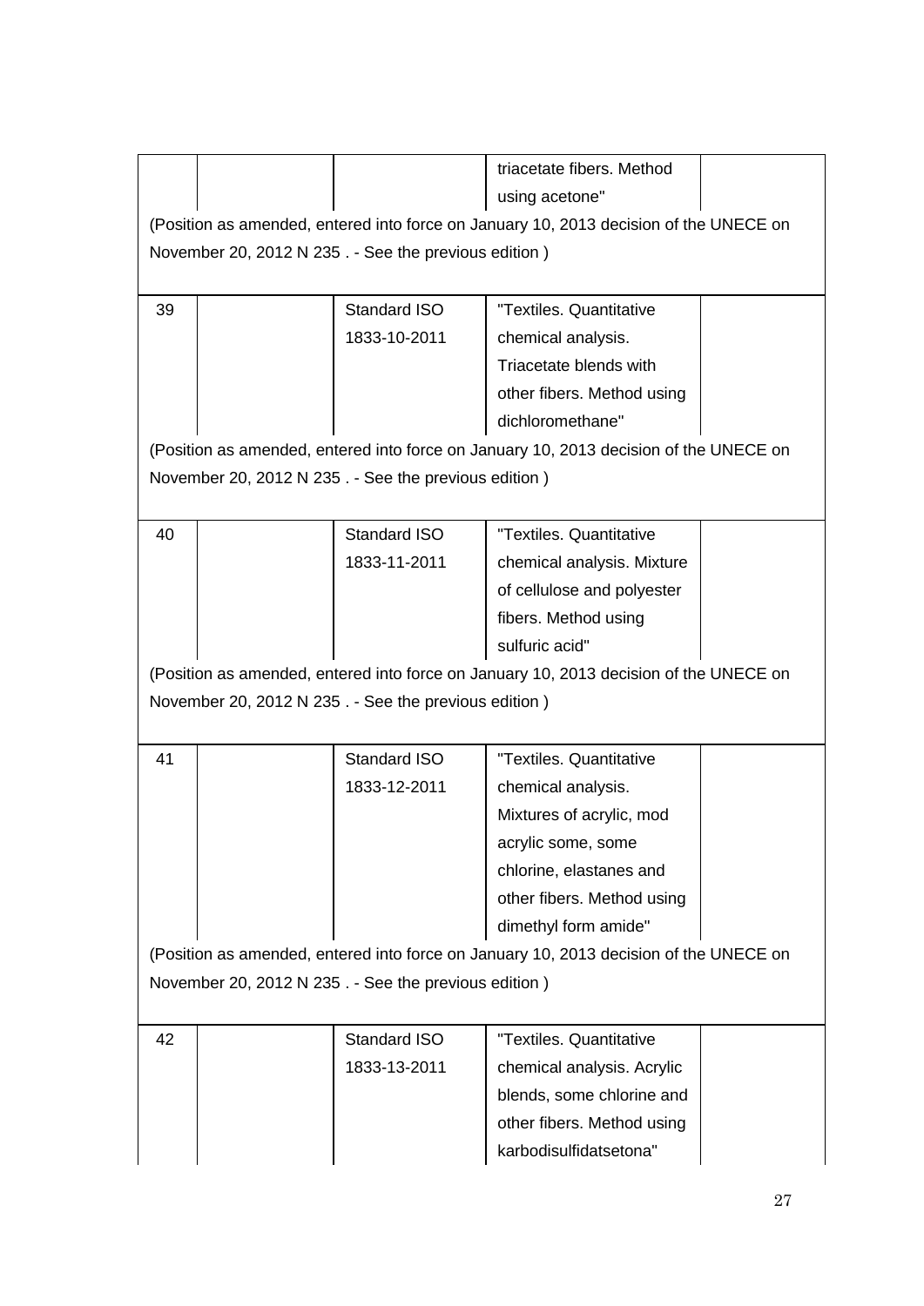| | | | triacetate fibers. Method using acetone" | |
|---|---|---|---|---|

(Position as amended, entered into force on January 10, 2013 decision of the UNECE on November 20, 2012 N 235 . - See the previous edition )

| 39 | | Standard ISO 1833-10-2011 | "Textiles. Quantitative chemical analysis. Triacetate blends with other fibers. Method using dichloromethane" | |
|---|---|---|---|---|

(Position as amended, entered into force on January 10, 2013 decision of the UNECE on November 20, 2012 N 235 . - See the previous edition )

| 40 | | Standard ISO 1833-11-2011 | "Textiles. Quantitative chemical analysis. Mixture of cellulose and polyester fibers. Method using sulfuric acid" | |
|---|---|---|---|---|

(Position as amended, entered into force on January 10, 2013 decision of the UNECE on November 20, 2012 N 235 . - See the previous edition )

| 41 | | Standard ISO 1833-12-2011 | "Textiles. Quantitative chemical analysis. Mixtures of acrylic, mod acrylic some, some chlorine, elastanes and other fibers. Method using dimethyl form amide" | |
|---|---|---|---|---|

(Position as amended, entered into force on January 10, 2013 decision of the UNECE on November 20, 2012 N 235 . - See the previous edition )

| 42 | | Standard ISO 1833-13-2011 | "Textiles. Quantitative chemical analysis. Acrylic blends, some chlorine and other fibers. Method using karbodisulfidatsetona" | |
|---|---|---|---|---|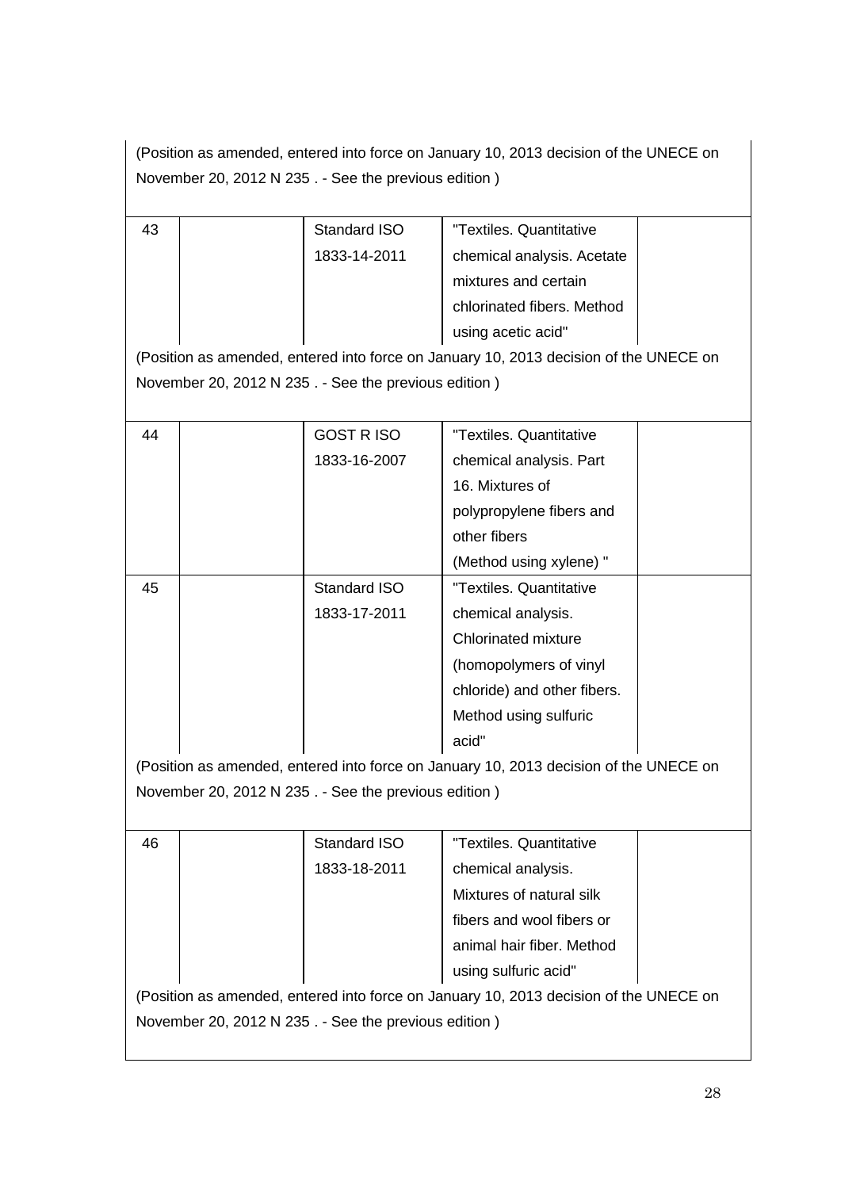(Position as amended, entered into force on January 10, 2013 decision of the UNECE on November 20, 2012 N 235 . - See the previous edition )

| | | | | |
|---|---|---|---|---|
| 43 | | Standard ISO 1833-14-2011 | "Textiles. Quantitative chemical analysis. Acetate mixtures and certain chlorinated fibers. Method using acetic acid" | |

(Position as amended, entered into force on January 10, 2013 decision of the UNECE on November 20, 2012 N 235 . - See the previous edition )

| | | | | |
|---|---|---|---|---|
| 44 | | GOST R ISO 1833-16-2007 | "Textiles. Quantitative chemical analysis. Part 16. Mixtures of polypropylene fibers and other fibers (Method using xylene) " | |
| 45 | | Standard ISO 1833-17-2011 | "Textiles. Quantitative chemical analysis. Chlorinated mixture (homopolymers of vinyl chloride) and other fibers. Method using sulfuric acid" | |

(Position as amended, entered into force on January 10, 2013 decision of the UNECE on November 20, 2012 N 235 . - See the previous edition )

| | | | | |
|---|---|---|---|---|
| 46 | | Standard ISO 1833-18-2011 | "Textiles. Quantitative chemical analysis. Mixtures of natural silk fibers and wool fibers or animal hair fiber. Method using sulfuric acid" | |

(Position as amended, entered into force on January 10, 2013 decision of the UNECE on November 20, 2012 N 235 . - See the previous edition )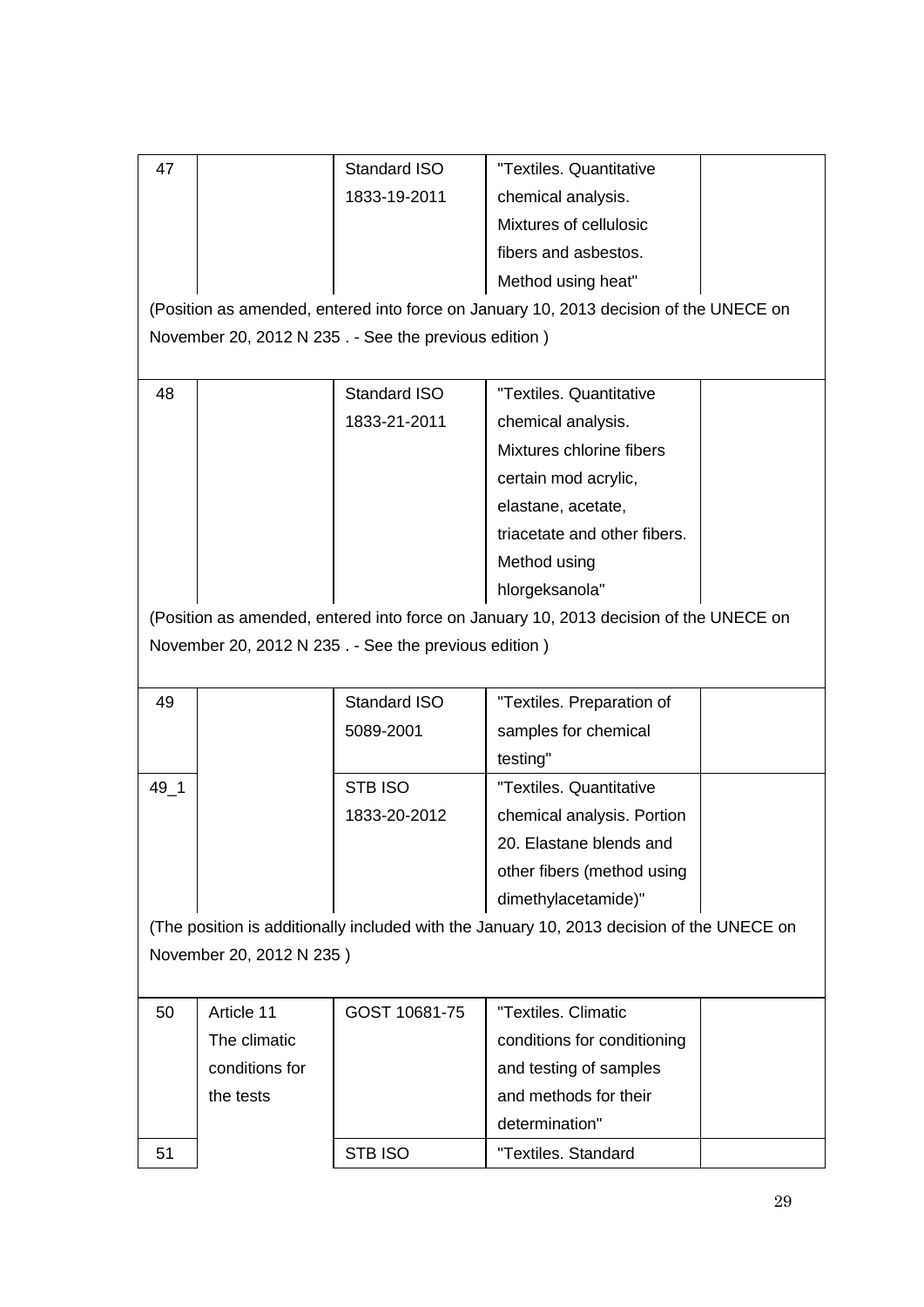| | | | | |
|---|---|---|---|---|
| 47 | | Standard ISO 1833-19-2011 | "Textiles. Quantitative chemical analysis. Mixtures of cellulosic fibers and asbestos. Method using heat" | |
| (Position as amended, entered into force on January 10, 2013 decision of the UNECE on November 20, 2012 N 235 . - See the previous edition ) | | | | |
| 48 | | Standard ISO 1833-21-2011 | "Textiles. Quantitative chemical analysis. Mixtures chlorine fibers certain mod acrylic, elastane, acetate, triacetate and other fibers. Method using hlorgeksanola" | |
| (Position as amended, entered into force on January 10, 2013 decision of the UNECE on November 20, 2012 N 235 . - See the previous edition ) | | | | |
| 49 | | Standard ISO 5089-2001 | "Textiles. Preparation of samples for chemical testing" | |
| 49_1 | | STB ISO 1833-20-2012 | "Textiles. Quantitative chemical analysis. Portion 20. Elastane blends and other fibers (method using dimethylacetamide)" | |
| (The position is additionally included with the January 10, 2013 decision of the UNECE on November 20, 2012 N 235 ) | | | | |
| 50 | Article 11 The climatic conditions for the tests | GOST 10681-75 | "Textiles. Climatic conditions for conditioning and testing of samples and methods for their determination" | |
| 51 | | STB ISO | "Textiles. Standard | |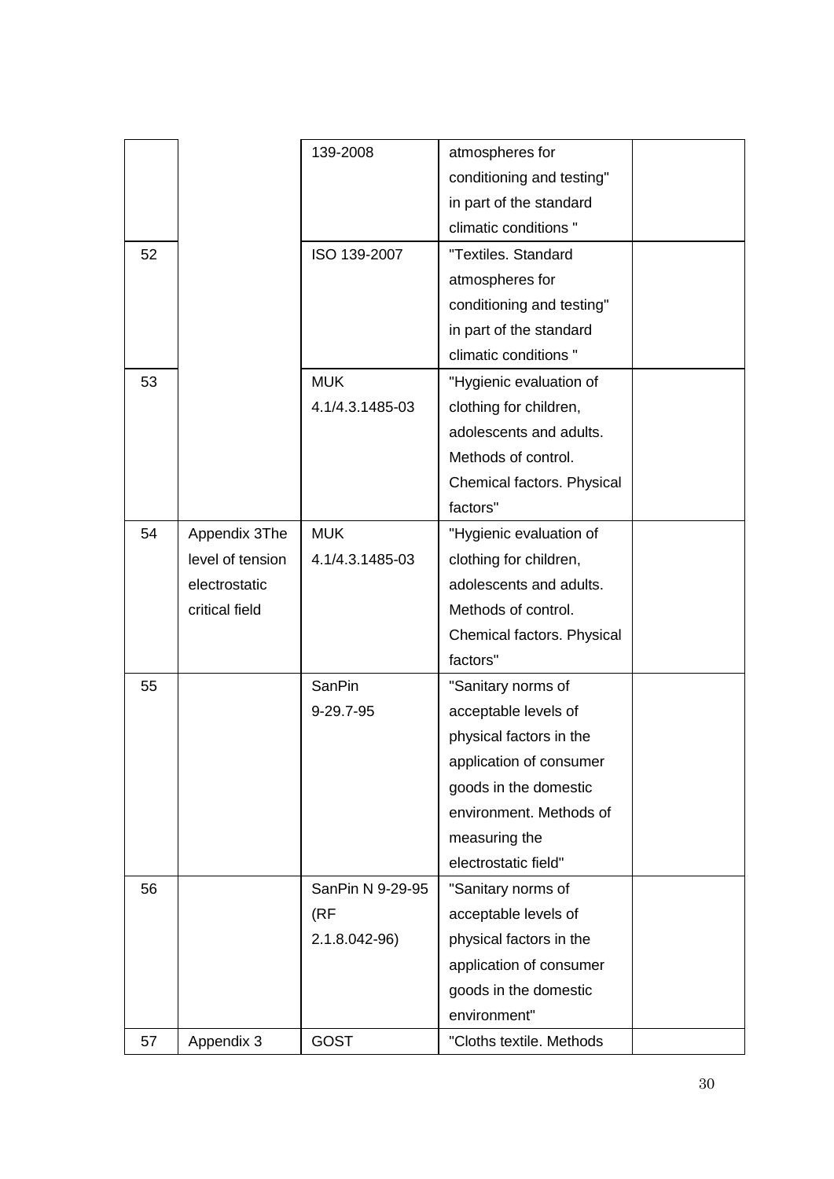|  |  |  |  |  |
|---|---|---|---|---|
|  |  | 139-2008 | atmospheres for conditioning and testing" in part of the standard climatic conditions " |  |
| 52 |  | ISO 139-2007 | "Textiles. Standard atmospheres for conditioning and testing" in part of the standard climatic conditions " |  |
| 53 |  | MUK 4.1/4.3.1485-03 | "Hygienic evaluation of clothing for children, adolescents and adults. Methods of control. Chemical factors. Physical factors" |  |
| 54 | Appendix 3The level of tension electrostatic critical field | MUK 4.1/4.3.1485-03 | "Hygienic evaluation of clothing for children, adolescents and adults. Methods of control. Chemical factors. Physical factors" |  |
| 55 |  | SanPin 9-29.7-95 | "Sanitary norms of acceptable levels of physical factors in the application of consumer goods in the domestic environment. Methods of measuring the electrostatic field" |  |
| 56 |  | SanPin N 9-29-95 (RF 2.1.8.042-96) | "Sanitary norms of acceptable levels of physical factors in the application of consumer goods in the domestic environment" |  |
| 57 | Appendix 3 | GOST | "Cloths textile. Methods |  |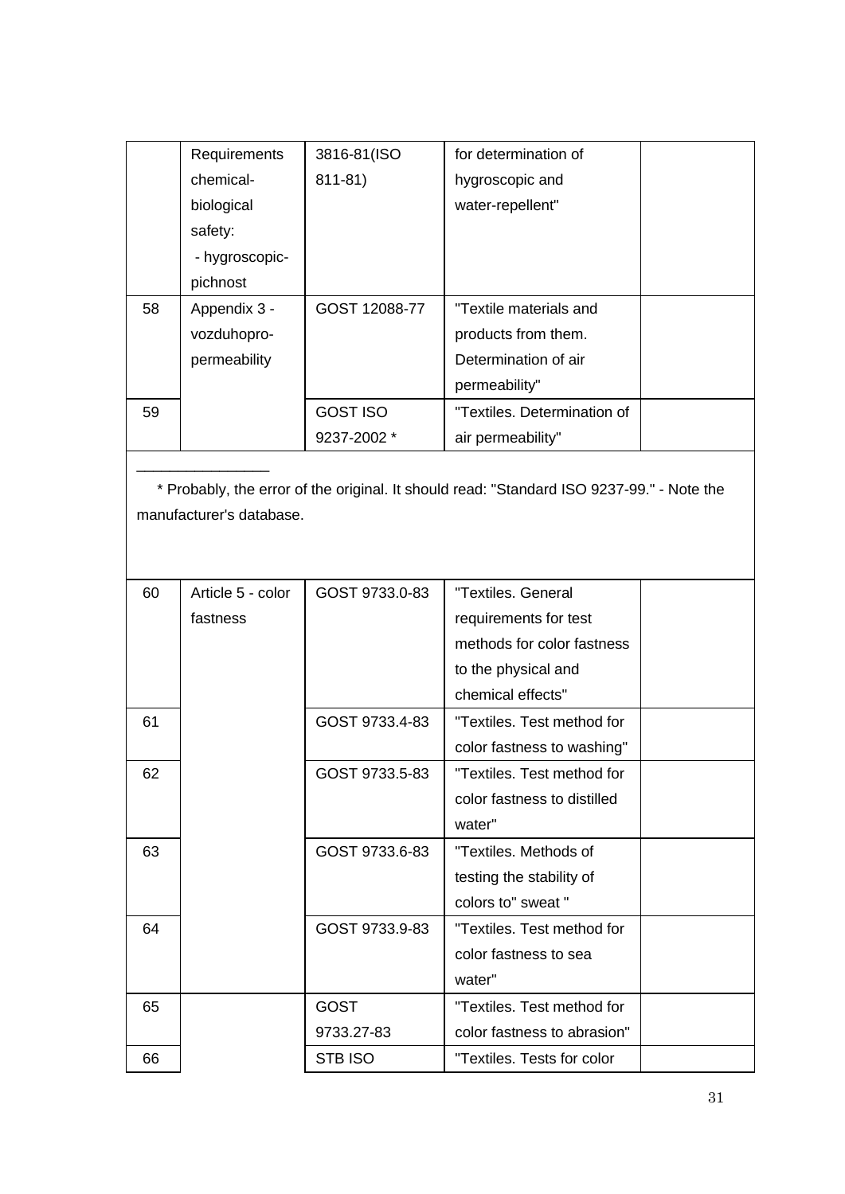|  | Requirements chemical-biological safety: - hygroscopic-pichnost | 3816-81(ISO 811-81) | for determination of hygroscopic and water-repellent" |  |
|---|---|---|---|---|
| 58 | Appendix 3 - vozduhopro-permeability | GOST 12088-77 | "Textile materials and products from them. Determination of air permeability" |  |
| 59 |  | GOST ISO 9237-2002 * | "Textiles. Determination of air permeability" |  |

________________

* Probably, the error of the original. It should read: "Standard ISO 9237-99." - Note the manufacturer's database.

| 60 | Article 5 - color fastness | GOST 9733.0-83 | "Textiles. General requirements for test methods for color fastness to the physical and chemical effects" |  |
|---|---|---|---|---|
| 61 |  | GOST 9733.4-83 | "Textiles. Test method for color fastness to washing" |  |
| 62 |  | GOST 9733.5-83 | "Textiles. Test method for color fastness to distilled water" |  |
| 63 |  | GOST 9733.6-83 | "Textiles. Methods of testing the stability of colors to" sweat " |  |
| 64 |  | GOST 9733.9-83 | "Textiles. Test method for color fastness to sea water" |  |
| 65 |  | GOST 9733.27-83 | "Textiles. Test method for color fastness to abrasion" |  |
| 66 |  | STB ISO | "Textiles. Tests for color |  |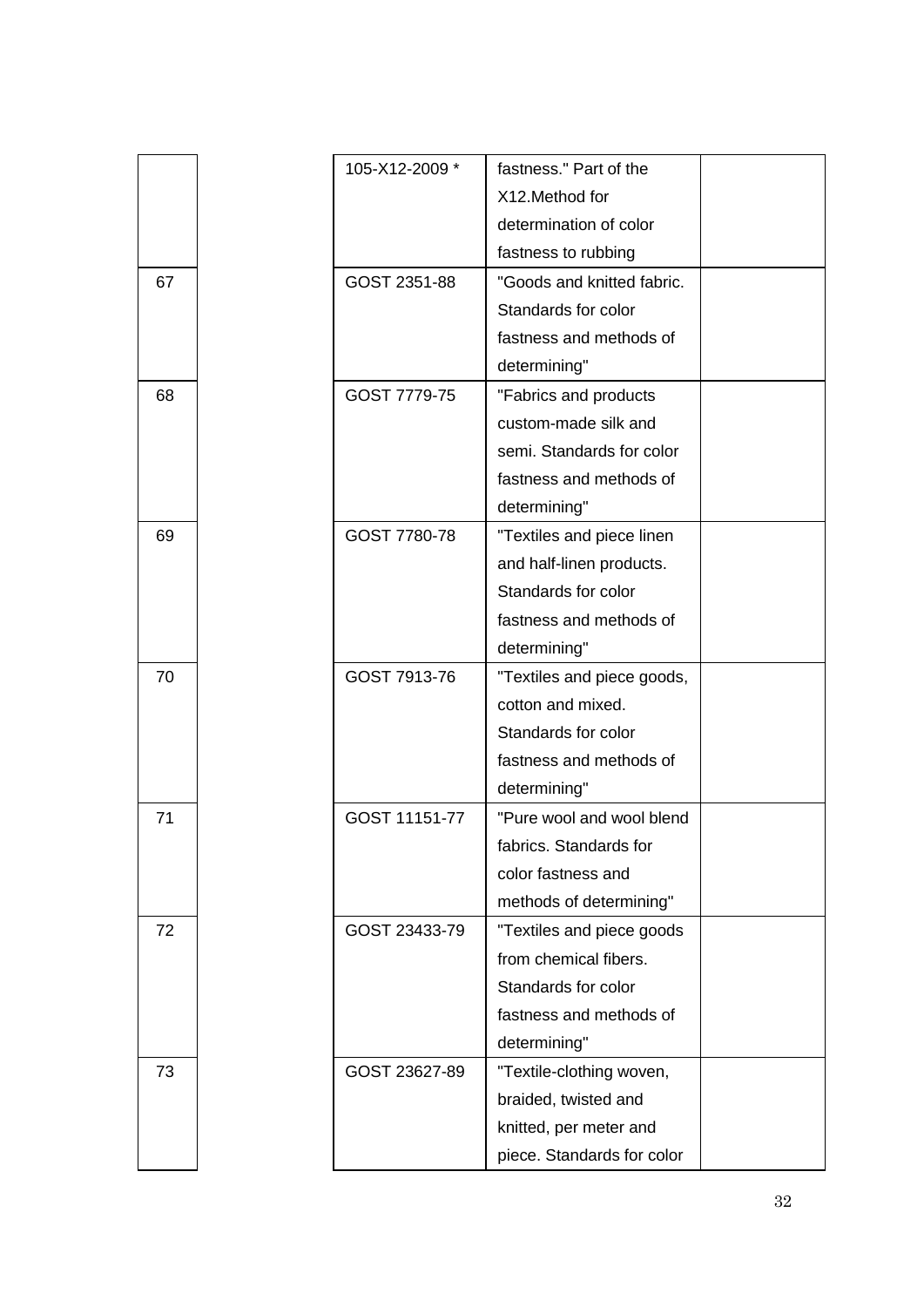| | | | |
|---|---|---|---|
| | 105-X12-2009 * | fastness." Part of the X12.Method for determination of color fastness to rubbing | |
| 67 | GOST 2351-88 | "Goods and knitted fabric. Standards for color fastness and methods of determining" | |
| 68 | GOST 7779-75 | "Fabrics and products custom-made silk and semi. Standards for color fastness and methods of determining" | |
| 69 | GOST 7780-78 | "Textiles and piece linen and half-linen products. Standards for color fastness and methods of determining" | |
| 70 | GOST 7913-76 | "Textiles and piece goods, cotton and mixed. Standards for color fastness and methods of determining" | |
| 71 | GOST 11151-77 | "Pure wool and wool blend fabrics. Standards for color fastness and methods of determining" | |
| 72 | GOST 23433-79 | "Textiles and piece goods from chemical fibers. Standards for color fastness and methods of determining" | |
| 73 | GOST 23627-89 | "Textile-clothing woven, braided, twisted and knitted, per meter and piece. Standards for color | |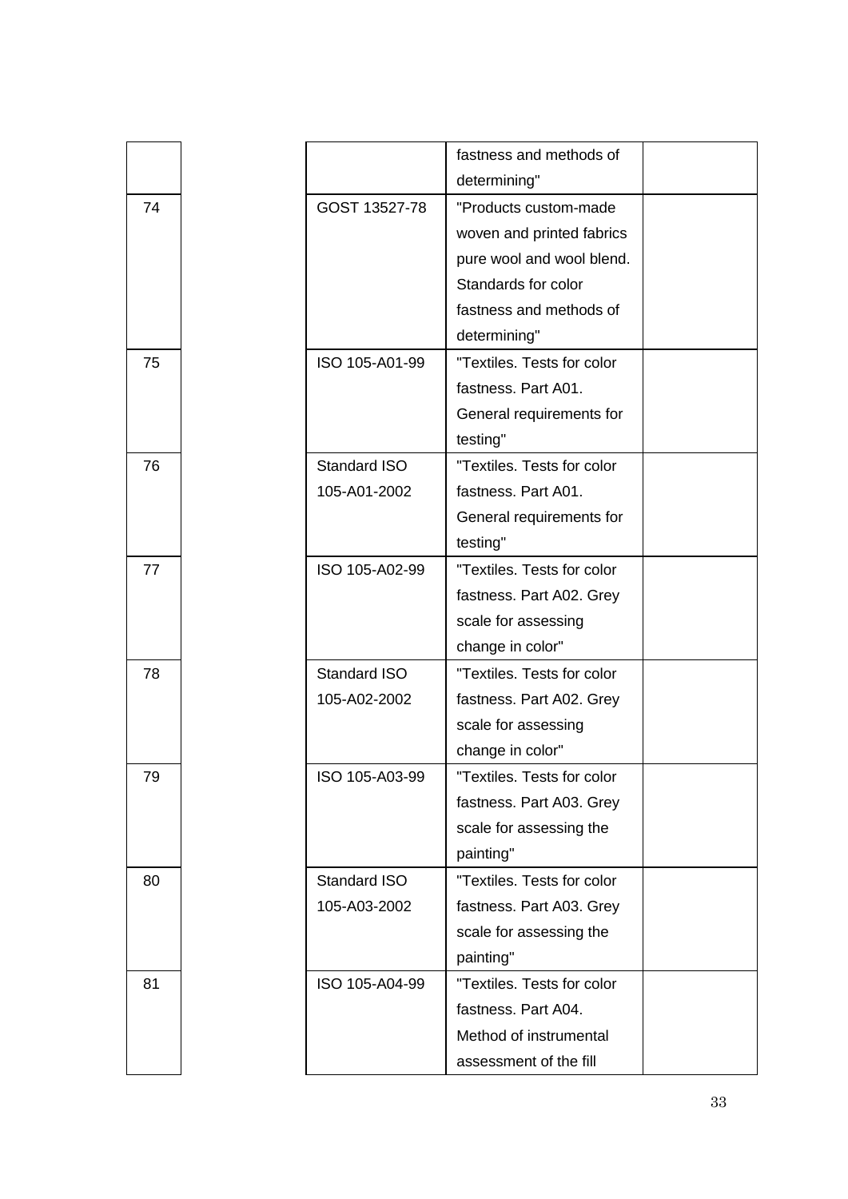| | | | |
|---|---|---|---|
| | | fastness and methods of determining" | |
| 74 | GOST 13527-78 | "Products custom-made woven and printed fabrics pure wool and wool blend. Standards for color fastness and methods of determining" | |
| 75 | ISO 105-A01-99 | "Textiles. Tests for color fastness. Part A01. General requirements for testing" | |
| 76 | Standard ISO 105-A01-2002 | "Textiles. Tests for color fastness. Part A01. General requirements for testing" | |
| 77 | ISO 105-A02-99 | "Textiles. Tests for color fastness. Part A02. Grey scale for assessing change in color" | |
| 78 | Standard ISO 105-A02-2002 | "Textiles. Tests for color fastness. Part A02. Grey scale for assessing change in color" | |
| 79 | ISO 105-A03-99 | "Textiles. Tests for color fastness. Part A03. Grey scale for assessing the painting" | |
| 80 | Standard ISO 105-A03-2002 | "Textiles. Tests for color fastness. Part A03. Grey scale for assessing the painting" | |
| 81 | ISO 105-A04-99 | "Textiles. Tests for color fastness. Part A04. Method of instrumental assessment of the fill | |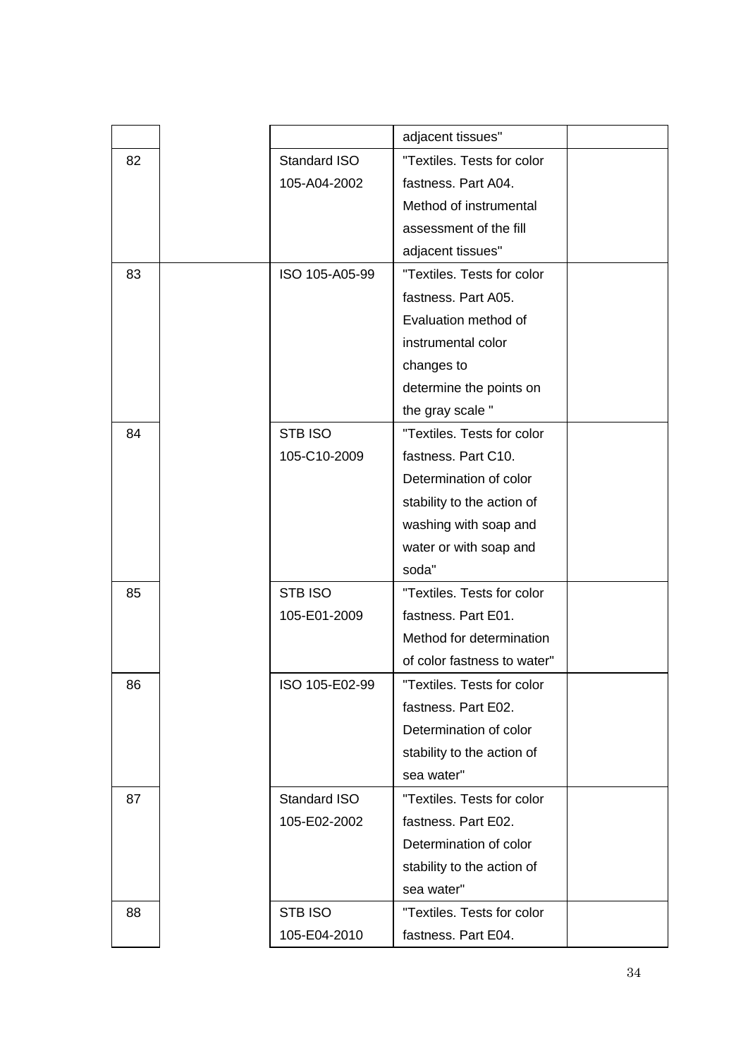| | | | | |
|---|---|---|---|---|
| | | | adjacent tissues" | |
| 82 | | Standard ISO 105-A04-2002 | "Textiles. Tests for color fastness. Part A04. Method of instrumental assessment of the fill adjacent tissues" | |
| 83 | | ISO 105-A05-99 | "Textiles. Tests for color fastness. Part A05. Evaluation method of instrumental color changes to determine the points on the gray scale " | |
| 84 | | STB ISO 105-C10-2009 | "Textiles. Tests for color fastness. Part C10. Determination of color stability to the action of washing with soap and water or with soap and soda" | |
| 85 | | STB ISO 105-E01-2009 | "Textiles. Tests for color fastness. Part E01. Method for determination of color fastness to water" | |
| 86 | | ISO 105-E02-99 | "Textiles. Tests for color fastness. Part E02. Determination of color stability to the action of sea water" | |
| 87 | | Standard ISO 105-E02-2002 | "Textiles. Tests for color fastness. Part E02. Determination of color stability to the action of sea water" | |
| 88 | | STB ISO 105-E04-2010 | "Textiles. Tests for color fastness. Part E04. | |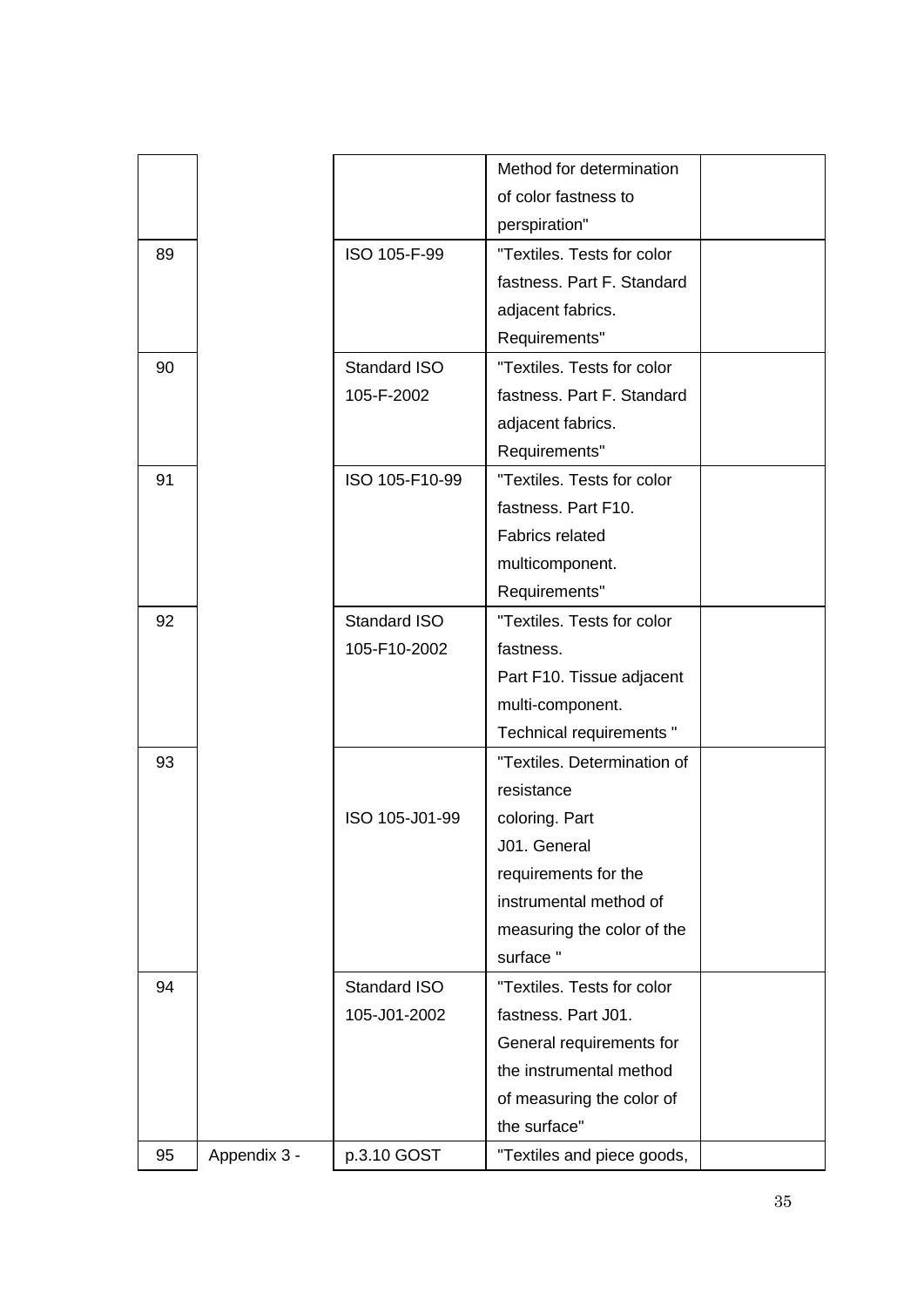|  |  |  | Method for determination of color fastness to perspiration" |  |
|---|---|---|---|---|
| 89 |  | ISO 105-F-99 | "Textiles. Tests for color fastness. Part F. Standard adjacent fabrics. Requirements" |  |
| 90 |  | Standard ISO 105-F-2002 | "Textiles. Tests for color fastness. Part F. Standard adjacent fabrics. Requirements" |  |
| 91 |  | ISO 105-F10-99 | "Textiles. Tests for color fastness. Part F10. Fabrics related multicomponent. Requirements" |  |
| 92 |  | Standard ISO 105-F10-2002 | "Textiles. Tests for color fastness. Part F10. Tissue adjacent multi-component. Technical requirements " |  |
| 93 |  | ISO 105-J01-99 | "Textiles. Determination of resistance coloring. Part J01. General requirements for the instrumental method of measuring the color of the surface " |  |
| 94 |  | Standard ISO 105-J01-2002 | "Textiles. Tests for color fastness. Part J01. General requirements for the instrumental method of measuring the color of the surface" |  |
| 95 | Appendix 3 - | p.3.10 GOST | "Textiles and piece goods, |  |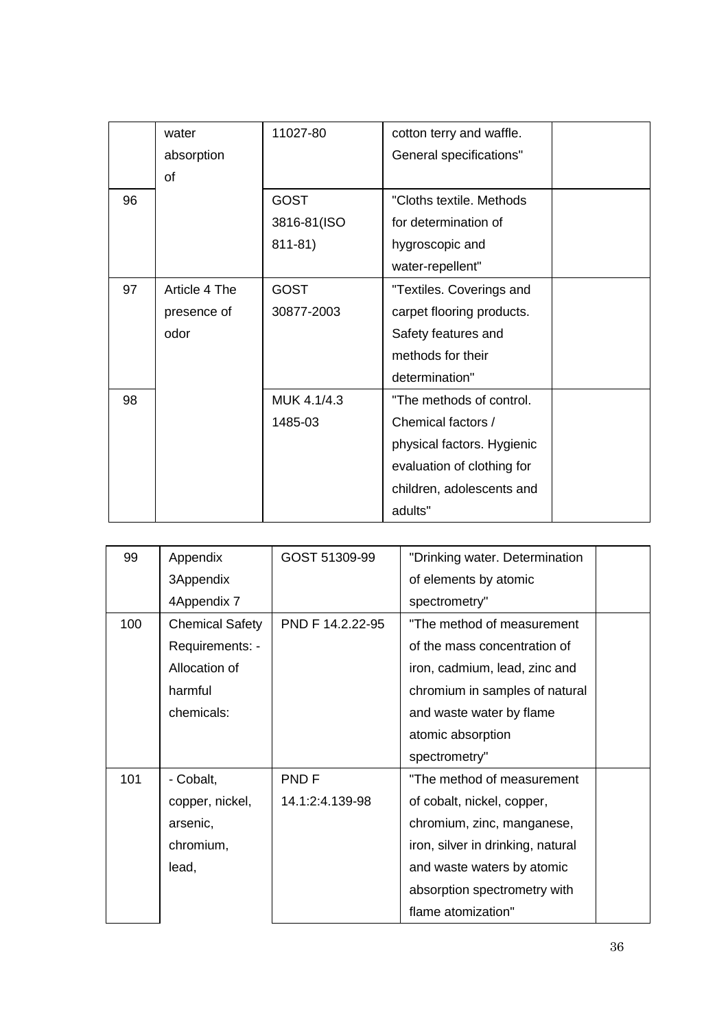| | | | | |
|---|---|---|---|---|
| | water absorption of | 11027-80 | cotton terry and waffle. General specifications" | |
| 96 | | GOST 3816-81(ISO 811-81) | "Cloths textile. Methods for determination of hygroscopic and water-repellent" | |
| 97 | Article 4 The presence of odor | GOST 30877-2003 | "Textiles. Coverings and carpet flooring products. Safety features and methods for their determination" | |
| 98 | | MUK 4.1/4.3 1485-03 | "The methods of control. Chemical factors / physical factors. Hygienic evaluation of clothing for children, adolescents and adults" | |
| 99 | Appendix 3Appendix 4Appendix 7 | GOST 51309-99 | "Drinking water. Determination of elements by atomic spectrometry" | |
| 100 | Chemical Safety Requirements: - Allocation of harmful chemicals: | PND F 14.2.22-95 | "The method of measurement of the mass concentration of iron, cadmium, lead, zinc and chromium in samples of natural and waste water by flame atomic absorption spectrometry" | |
| 101 | - Cobalt, copper, nickel, arsenic, chromium, lead, | PND F 14.1:2:4.139-98 | "The method of measurement of cobalt, nickel, copper, chromium, zinc, manganese, iron, silver in drinking, natural and waste waters by atomic absorption spectrometry with flame atomization" | |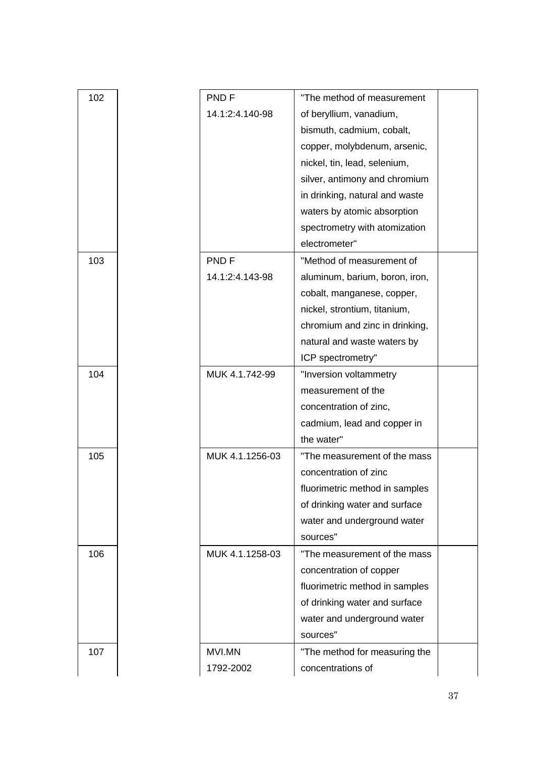| | | | | |
|---|---|---|---|---|
| 102 | | PND F 14.1:2:4.140-98 | "The method of measurement of beryllium, vanadium, bismuth, cadmium, cobalt, copper, molybdenum, arsenic, nickel, tin, lead, selenium, silver, antimony and chromium in drinking, natural and waste waters by atomic absorption spectrometry with atomization electrometer" | |
| 103 | | PND F 14.1:2:4.143-98 | "Method of measurement of aluminum, barium, boron, iron, cobalt, manganese, copper, nickel, strontium, titanium, chromium and zinc in drinking, natural and waste waters by ICP spectrometry" | |
| 104 | | MUK 4.1.742-99 | "Inversion voltammetry measurement of the concentration of zinc, cadmium, lead and copper in the water" | |
| 105 | | MUK 4.1.1256-03 | "The measurement of the mass concentration of zinc fluorimetric method in samples of drinking water and surface water and underground water sources" | |
| 106 | | MUK 4.1.1258-03 | "The measurement of the mass concentration of copper fluorimetric method in samples of drinking water and surface water and underground water sources" | |
| 107 | | MVI.MN 1792-2002 | "The method for measuring the concentrations of | |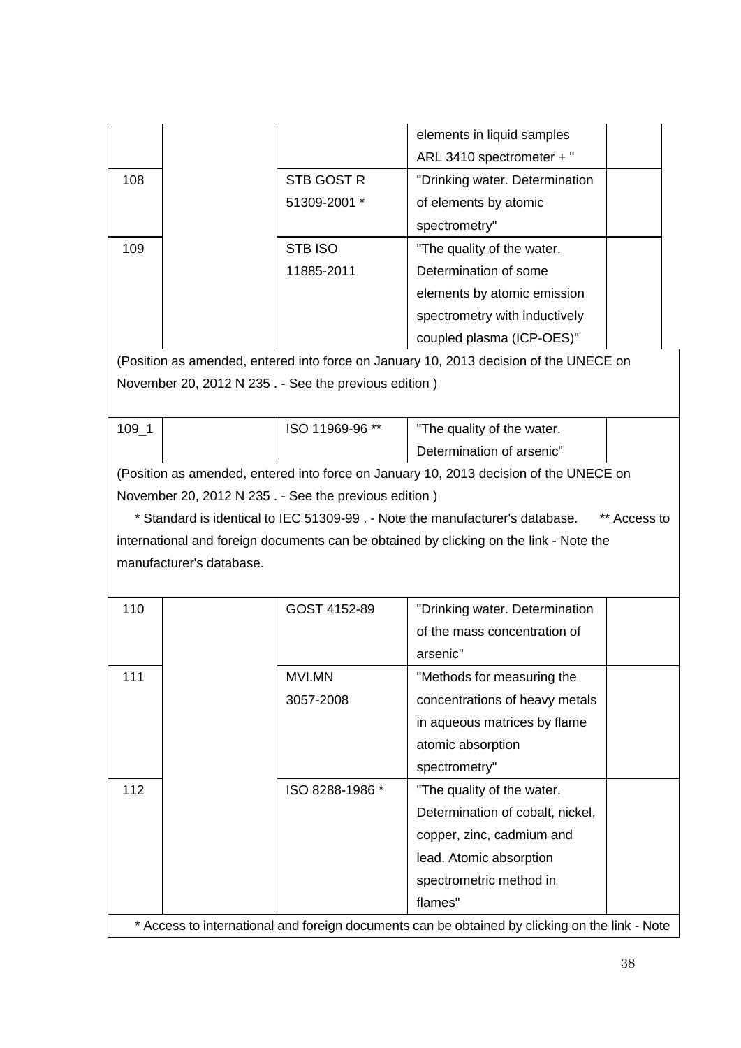| | | | | |
|---|---|---|---|---|
| | | | elements in liquid samples ARL 3410 spectrometer + " | |
| 108 | | STB GOST R 51309-2001 * | "Drinking water. Determination of elements by atomic spectrometry" | |
| 109 | | STB ISO 11885-2011 | "The quality of the water. Determination of some elements by atomic emission spectrometry with inductively coupled plasma (ICP-OES)" | |

(Position as amended, entered into force on January 10, 2013 decision of the UNECE on November 20, 2012 N 235 . - See the previous edition )

| | | | | |
|---|---|---|---|---|
| 109_1 | | ISO 11969-96 ** | "The quality of the water. Determination of arsenic" | |

(Position as amended, entered into force on January 10, 2013 decision of the UNECE on November 20, 2012 N 235 . - See the previous edition )

* Standard is identical to IEC 51309-99 . - Note the manufacturer's database. ** Access to international and foreign documents can be obtained by clicking on the link - Note the manufacturer's database.

| | | | | |
|---|---|---|---|---|
| 110 | | GOST 4152-89 | "Drinking water. Determination of the mass concentration of arsenic" | |
| 111 | | MVI.MN 3057-2008 | "Methods for measuring the concentrations of heavy metals in aqueous matrices by flame atomic absorption spectrometry" | |
| 112 | | ISO 8288-1986 * | "The quality of the water. Determination of cobalt, nickel, copper, zinc, cadmium and lead. Atomic absorption spectrometric method in flames" | |

* Access to international and foreign documents can be obtained by clicking on the link - Note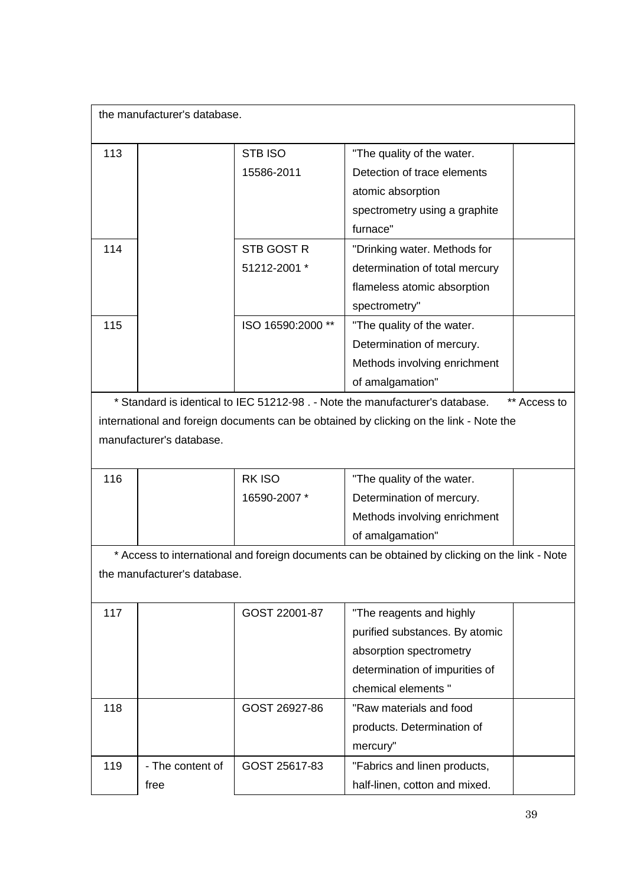the manufacturer's database.

| | | | | |
|---|---|---|---|---|
| 113 | | STB ISO 15586-2011 | "The quality of the water. Detection of trace elements atomic absorption spectrometry using a graphite furnace" | |
| 114 | | STB GOST R 51212-2001 * | "Drinking water. Methods for determination of total mercury flameless atomic absorption spectrometry" | |
| 115 | | ISO 16590:2000 ** | "The quality of the water. Determination of mercury. Methods involving enrichment of amalgamation" | |

* Standard is identical to IEC 51212-98 . - Note the manufacturer's database. ** Access to international and foreign documents can be obtained by clicking on the link - Note the manufacturer's database.

| | | | | |
|---|---|---|---|---|
| 116 | | RK ISO 16590-2007 * | "The quality of the water. Determination of mercury. Methods involving enrichment of amalgamation" | |

* Access to international and foreign documents can be obtained by clicking on the link - Note the manufacturer's database.

| | | | | |
|---|---|---|---|---|
| 117 | | GOST 22001-87 | "The reagents and highly purified substances. By atomic absorption spectrometry determination of impurities of chemical elements " | |
| 118 | | GOST 26927-86 | "Raw materials and food products. Determination of mercury" | |
| 119 | - The content of free | GOST 25617-83 | "Fabrics and linen products, half-linen, cotton and mixed. | |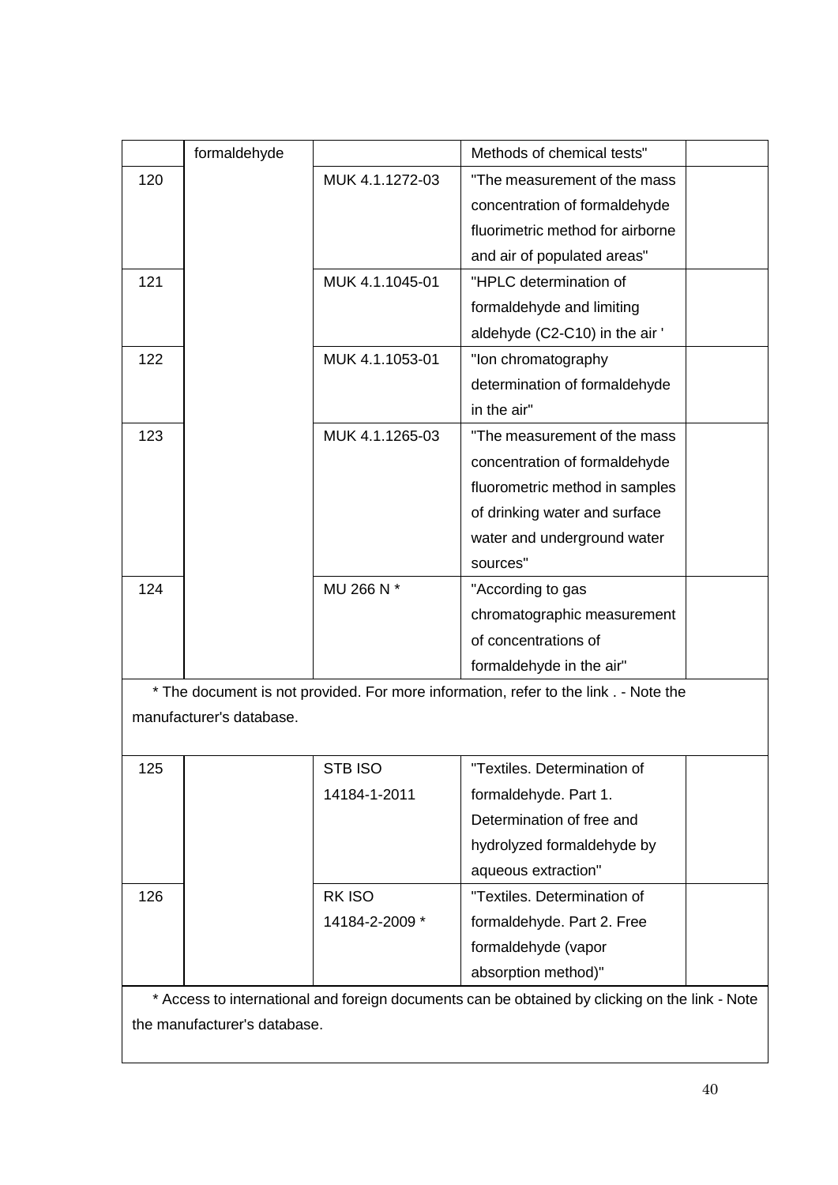| | | | | |
|---|---|---|---|---|
| | formaldehyde | | Methods of chemical tests" | |
| 120 | | MUK 4.1.1272-03 | "The measurement of the mass concentration of formaldehyde fluorimetric method for airborne and air of populated areas" | |
| 121 | | MUK 4.1.1045-01 | "HPLC determination of formaldehyde and limiting aldehyde (C2-C10) in the air ' | |
| 122 | | MUK 4.1.1053-01 | "Ion chromatography determination of formaldehyde in the air" | |
| 123 | | MUK 4.1.1265-03 | "The measurement of the mass concentration of formaldehyde fluorometric method in samples of drinking water and surface water and underground water sources" | |
| 124 | | MU 266 N * | "According to gas chromatographic measurement of concentrations of formaldehyde in the air" | |

* The document is not provided. For more information, refer to the link . - Note the manufacturer's database.

| | | | | |
|---|---|---|---|---|
| 125 | | STB ISO 14184-1-2011 | "Textiles. Determination of formaldehyde. Part 1. Determination of free and hydrolyzed formaldehyde by aqueous extraction" | |
| 126 | | RK ISO 14184-2-2009 * | "Textiles. Determination of formaldehyde. Part 2. Free formaldehyde (vapor absorption method)" | |

* Access to international and foreign documents can be obtained by clicking on the link - Note the manufacturer's database.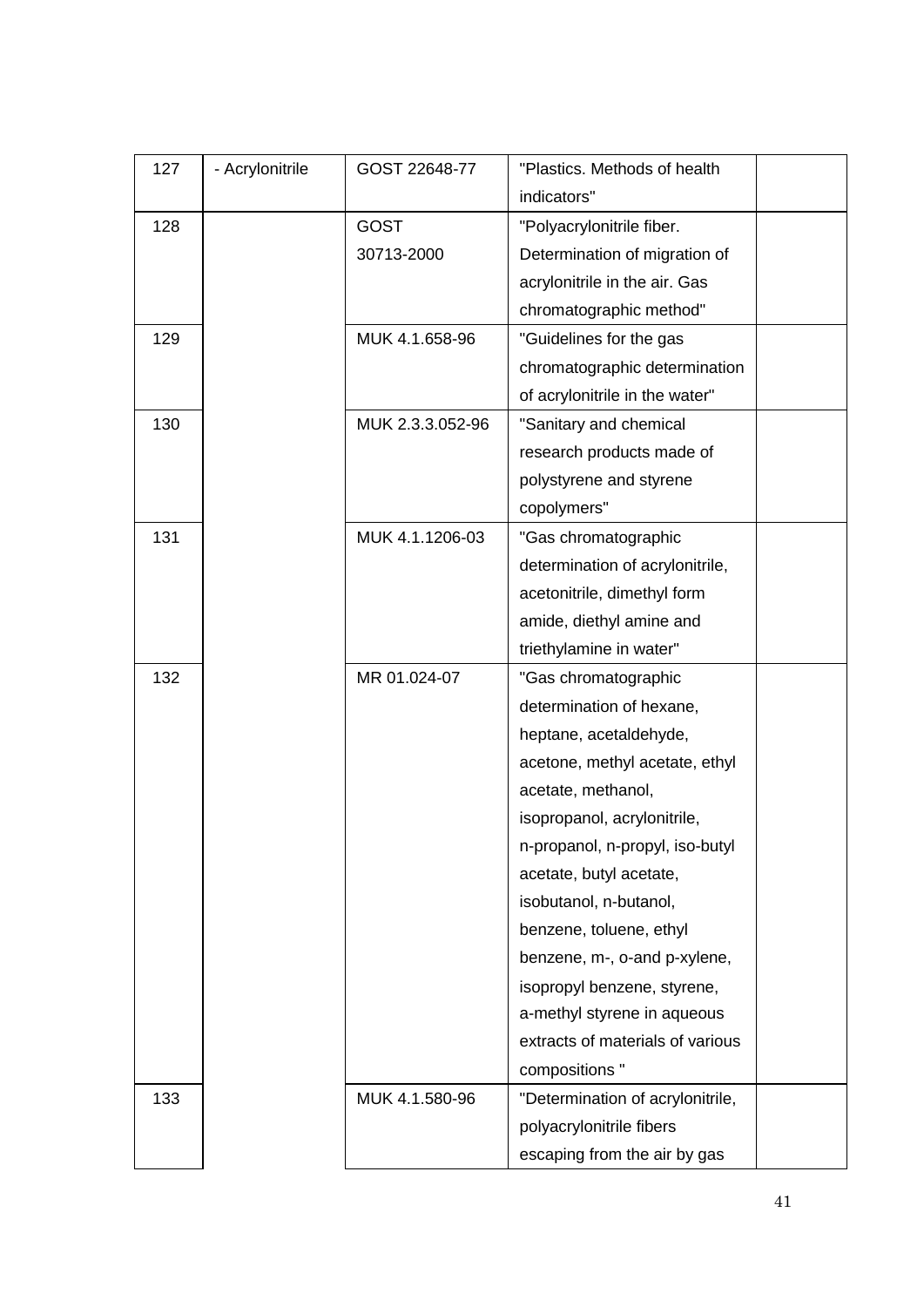| 127 | - Acrylonitrile | GOST 22648-77 | "Plastics. Methods of health indicators" | |
|---|---|---|---|---|
| 128 | | GOST 30713-2000 | "Polyacrylonitrile fiber. Determination of migration of acrylonitrile in the air. Gas chromatographic method" | |
| 129 | | MUK 4.1.658-96 | "Guidelines for the gas chromatographic determination of acrylonitrile in the water" | |
| 130 | | MUK 2.3.3.052-96 | "Sanitary and chemical research products made of polystyrene and styrene copolymers" | |
| 131 | | MUK 4.1.1206-03 | "Gas chromatographic determination of acrylonitrile, acetonitrile, dimethyl form amide, diethyl amine and triethylamine in water" | |
| 132 | | MR 01.024-07 | "Gas chromatographic determination of hexane, heptane, acetaldehyde, acetone, methyl acetate, ethyl acetate, methanol, isopropanol, acrylonitrile, n-propanol, n-propyl, iso-butyl acetate, butyl acetate, isobutanol, n-butanol, benzene, toluene, ethyl benzene, m-, o-and p-xylene, isopropyl benzene, styrene, a-methyl styrene in aqueous extracts of materials of various compositions " | |
| 133 | | MUK 4.1.580-96 | "Determination of acrylonitrile, polyacrylonitrile fibers escaping from the air by gas | |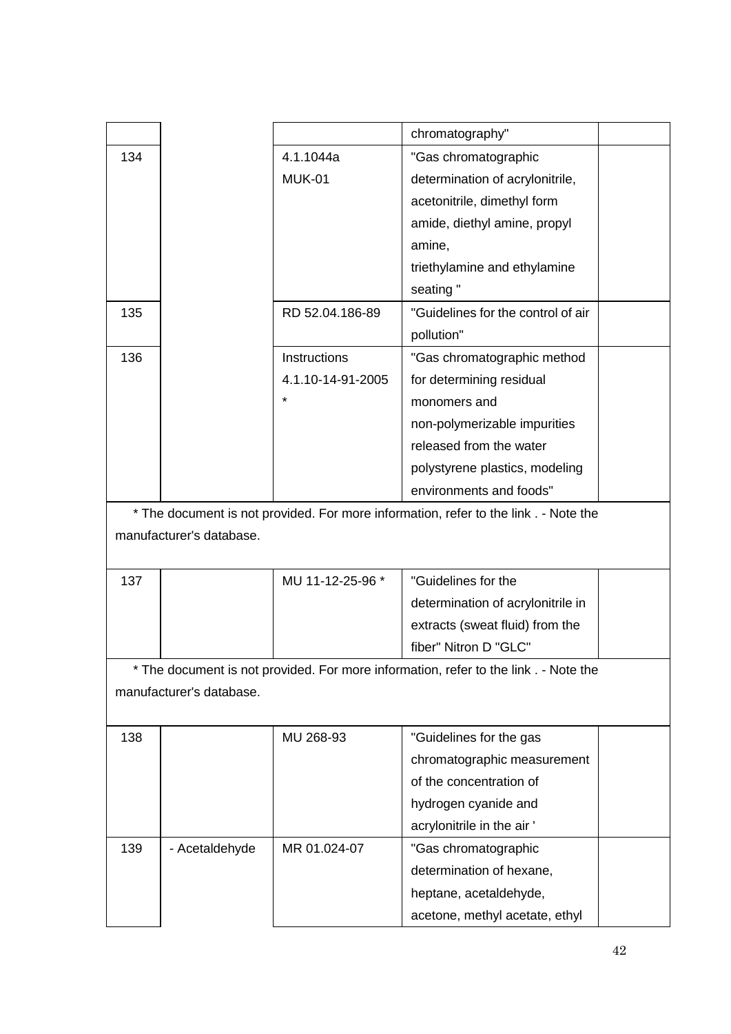| | | | | |
|---|---|---|---|---|
| | | | chromatography" | |
| 134 | | 4.1.1044a MUK-01 | "Gas chromatographic determination of acrylonitrile, acetonitrile, dimethyl form amide, diethyl amine, propyl amine, triethylamine and ethylamine seating " | |
| 135 | | RD 52.04.186-89 | "Guidelines for the control of air pollution" | |
| 136 | | Instructions 4.1.10-14-91-2005 * | "Gas chromatographic method for determining residual monomers and non-polymerizable impurities released from the water polystyrene plastics, modeling environments and foods" | |
| * The document is not provided. For more information, refer to the link . - Note the manufacturer's database. | | | | |
| 137 | | MU 11-12-25-96 * | "Guidelines for the determination of acrylonitrile in extracts (sweat fluid) from the fiber" Nitron D "GLC" | |
| * The document is not provided. For more information, refer to the link . - Note the manufacturer's database. | | | | |
| 138 | | MU 268-93 | "Guidelines for the gas chromatographic measurement of the concentration of hydrogen cyanide and acrylonitrile in the air ' | |
| 139 | - Acetaldehyde | MR 01.024-07 | "Gas chromatographic determination of hexane, heptane, acetaldehyde, acetone, methyl acetate, ethyl | |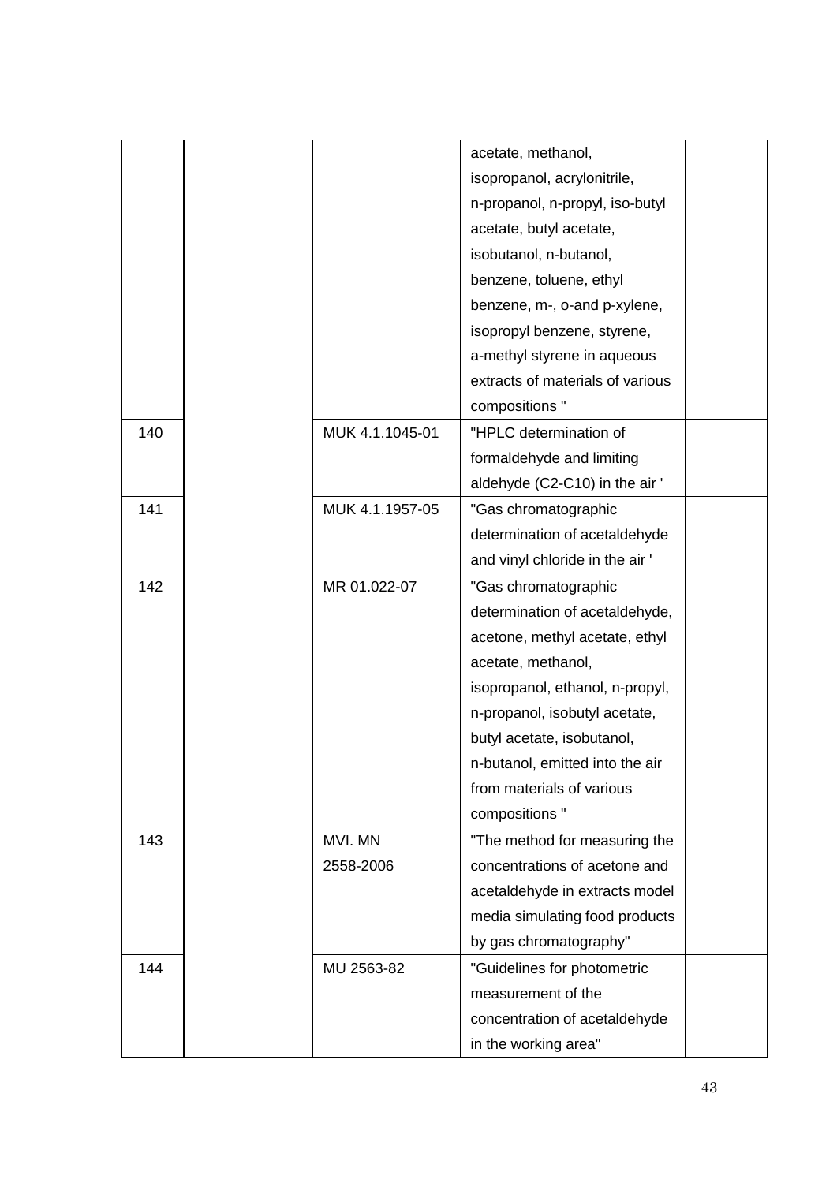| | | | | |
|---|---|---|---|---|
| | | | acetate, methanol, isopropanol, acrylonitrile, n-propanol, n-propyl, iso-butyl acetate, butyl acetate, isobutanol, n-butanol, benzene, toluene, ethyl benzene, m-, o-and p-xylene, isopropyl benzene, styrene, a-methyl styrene in aqueous extracts of materials of various compositions " | |
| 140 | | MUK 4.1.1045-01 | "HPLC determination of formaldehyde and limiting aldehyde (C2-C10) in the air ' | |
| 141 | | MUK 4.1.1957-05 | "Gas chromatographic determination of acetaldehyde and vinyl chloride in the air ' | |
| 142 | | MR 01.022-07 | "Gas chromatographic determination of acetaldehyde, acetone, methyl acetate, ethyl acetate, methanol, isopropanol, ethanol, n-propyl, n-propanol, isobutyl acetate, butyl acetate, isobutanol, n-butanol, emitted into the air from materials of various compositions " | |
| 143 | | MVI. MN 2558-2006 | "The method for measuring the concentrations of acetone and acetaldehyde in extracts model media simulating food products by gas chromatography" | |
| 144 | | MU 2563-82 | "Guidelines for photometric measurement of the concentration of acetaldehyde in the working area" | |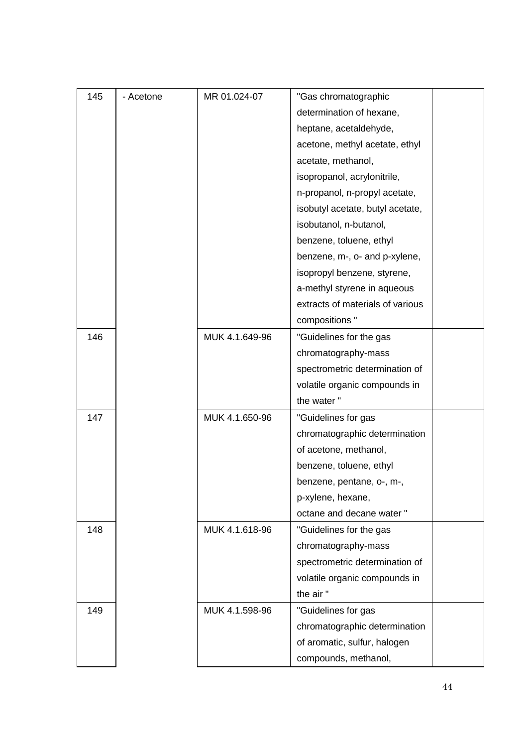| | | | | |
|---|---|---|---|---|
| 145 | - Acetone | MR 01.024-07 | "Gas chromatographic determination of hexane, heptane, acetaldehyde, acetone, methyl acetate, ethyl acetate, methanol, isopropanol, acrylonitrile, n-propanol, n-propyl acetate, isobutyl acetate, butyl acetate, isobutanol, n-butanol, benzene, toluene, ethyl benzene, m-, o- and p-xylene, isopropyl benzene, styrene, a-methyl styrene in aqueous extracts of materials of various compositions " | |
| 146 | | MUK 4.1.649-96 | "Guidelines for the gas chromatography-mass spectrometric determination of volatile organic compounds in the water " | |
| 147 | | MUK 4.1.650-96 | "Guidelines for gas chromatographic determination of acetone, methanol, benzene, toluene, ethyl benzene, pentane, o-, m-, p-xylene, hexane, octane and decane water " | |
| 148 | | MUK 4.1.618-96 | "Guidelines for the gas chromatography-mass spectrometric determination of volatile organic compounds in the air " | |
| 149 | | MUK 4.1.598-96 | "Guidelines for gas chromatographic determination of aromatic, sulfur, halogen compounds, methanol, | |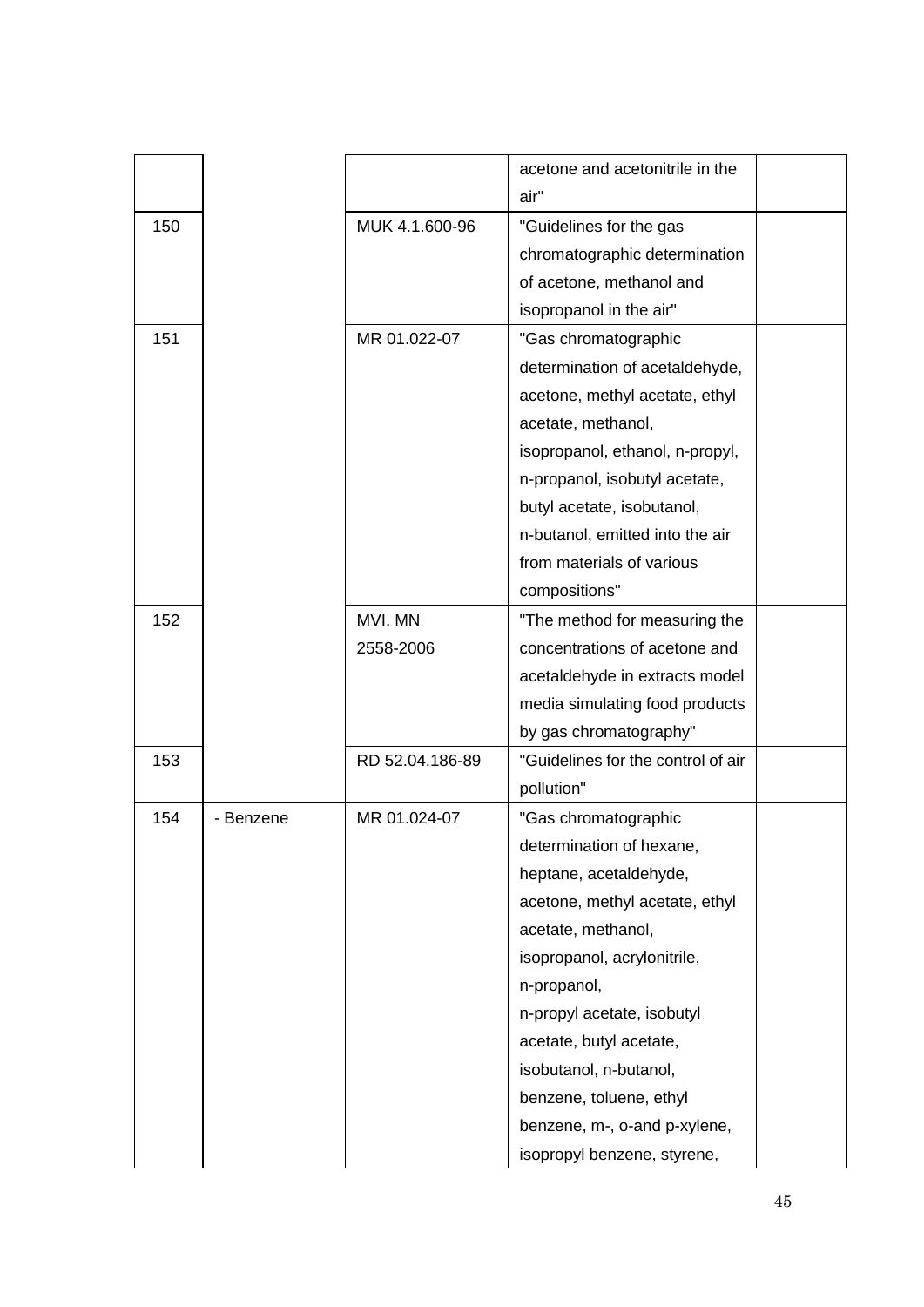| | | | | |
|---|---|---|---|---|
| | | | acetone and acetonitrile in the air" | |
| 150 | | MUK 4.1.600-96 | "Guidelines for the gas chromatographic determination of acetone, methanol and isopropanol in the air" | |
| 151 | | MR 01.022-07 | "Gas chromatographic determination of acetaldehyde, acetone, methyl acetate, ethyl acetate, methanol, isopropanol, ethanol, n-propyl, n-propanol, isobutyl acetate, butyl acetate, isobutanol, n-butanol, emitted into the air from materials of various compositions" | |
| 152 | | MVI. MN 2558-2006 | "The method for measuring the concentrations of acetone and acetaldehyde in extracts model media simulating food products by gas chromatography" | |
| 153 | | RD 52.04.186-89 | "Guidelines for the control of air pollution" | |
| 154 | - Benzene | MR 01.024-07 | "Gas chromatographic determination of hexane, heptane, acetaldehyde, acetone, methyl acetate, ethyl acetate, methanol, isopropanol, acrylonitrile, n-propanol, n-propyl acetate, isobutyl acetate, butyl acetate, isobutanol, n-butanol, benzene, toluene, ethyl benzene, m-, o-and p-xylene, isopropyl benzene, styrene, | |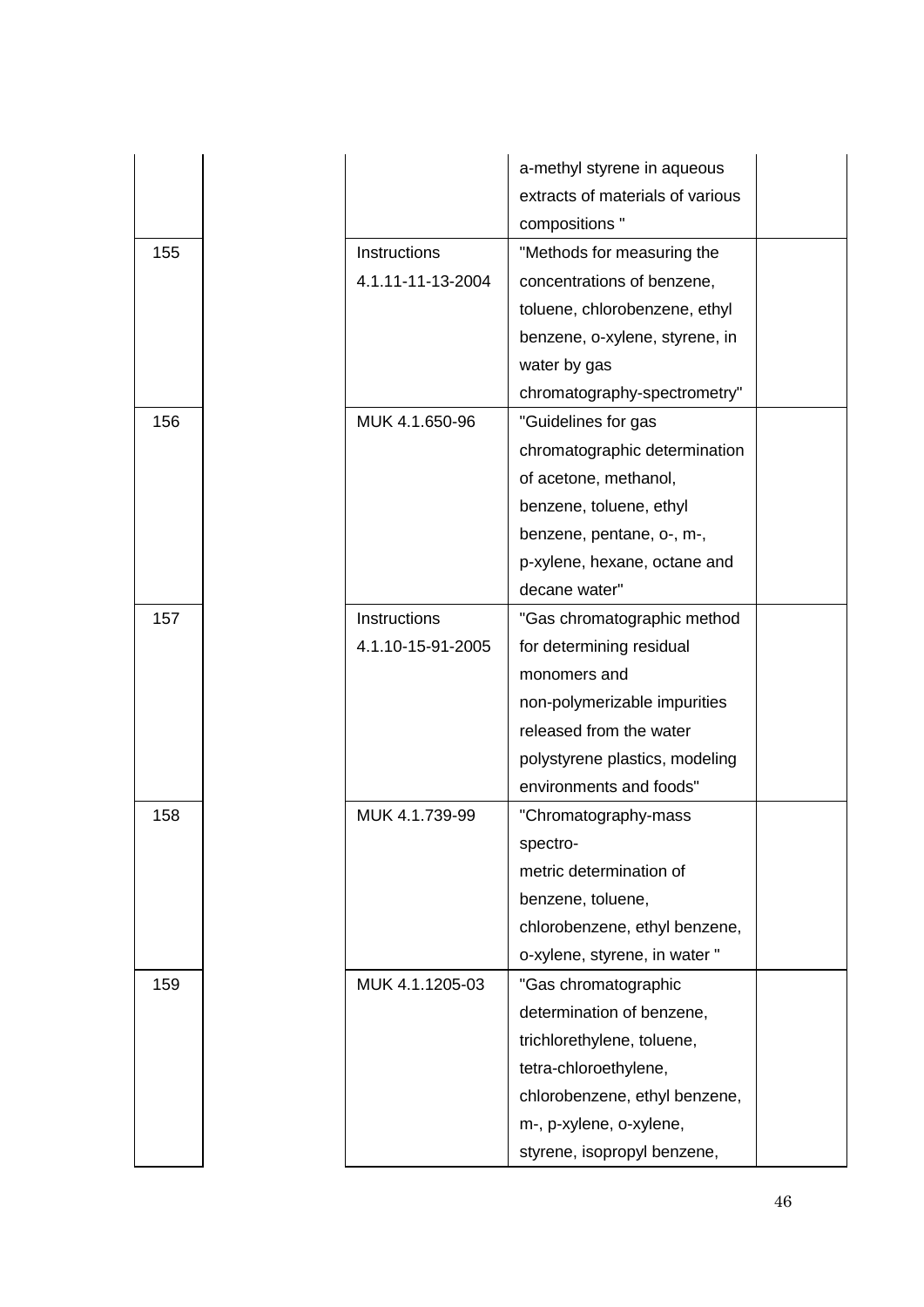| | | | | |
|---|---|---|---|---|
| | | | a-methyl styrene in aqueous extracts of materials of various compositions " | |
| 155 | | Instructions 4.1.11-11-13-2004 | "Methods for measuring the concentrations of benzene, toluene, chlorobenzene, ethyl benzene, o-xylene, styrene, in water by gas chromatography-spectrometry" | |
| 156 | | MUK 4.1.650-96 | "Guidelines for gas chromatographic determination of acetone, methanol, benzene, toluene, ethyl benzene, pentane, o-, m-, p-xylene, hexane, octane and decane water" | |
| 157 | | Instructions 4.1.10-15-91-2005 | "Gas chromatographic method for determining residual monomers and non-polymerizable impurities released from the water polystyrene plastics, modeling environments and foods" | |
| 158 | | MUK 4.1.739-99 | "Chromatography-mass spectro- metric determination of benzene, toluene, chlorobenzene, ethyl benzene, o-xylene, styrene, in water " | |
| 159 | | MUK 4.1.1205-03 | "Gas chromatographic determination of benzene, trichlorethylene, toluene, tetra-chloroethylene, chlorobenzene, ethyl benzene, m-, p-xylene, o-xylene, styrene, isopropyl benzene, | |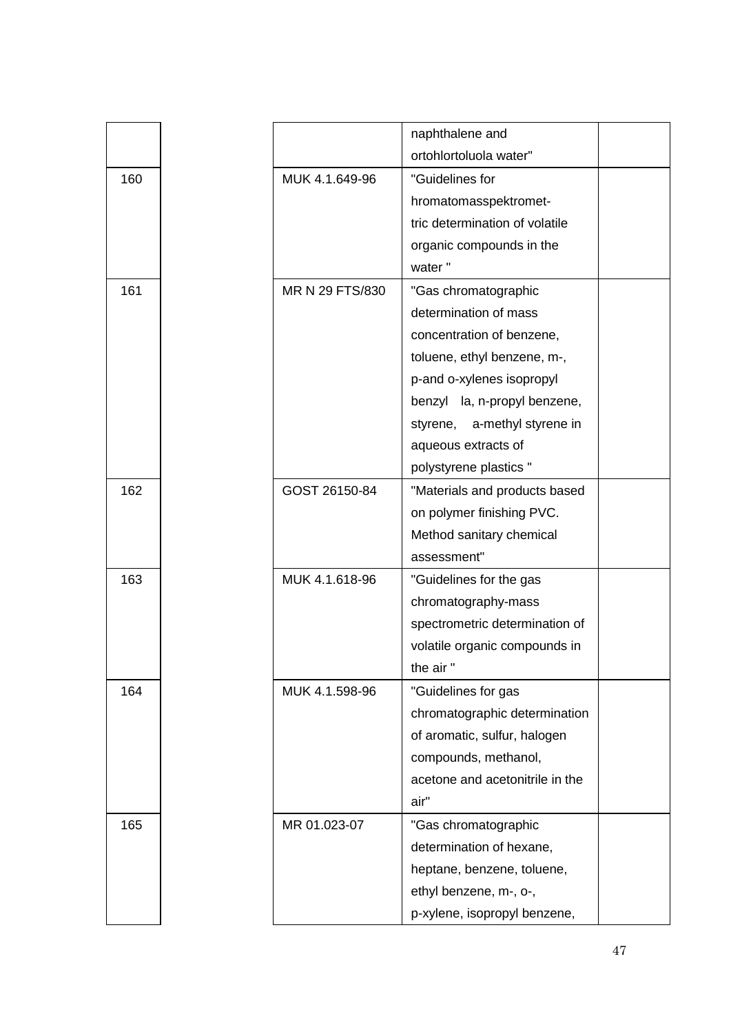| | | | |
|---|---|---|---|
| | | naphthalene and ortohlortoluola water" | |
| 160 | MUK 4.1.649-96 | "Guidelines for hromatomasspektromet-tric determination of volatile organic compounds in the water " | |
| 161 | MR N 29 FTS/830 | "Gas chromatographic determination of mass concentration of benzene, toluene, ethyl benzene, m-, p-and o-xylenes isopropyl benzyl la, n-propyl benzene, styrene, a-methyl styrene in aqueous extracts of polystyrene plastics " | |
| 162 | GOST 26150-84 | "Materials and products based on polymer finishing PVC. Method sanitary chemical assessment" | |
| 163 | MUK 4.1.618-96 | "Guidelines for the gas chromatography-mass spectrometric determination of volatile organic compounds in the air " | |
| 164 | MUK 4.1.598-96 | "Guidelines for gas chromatographic determination of aromatic, sulfur, halogen compounds, methanol, acetone and acetonitrile in the air" | |
| 165 | MR 01.023-07 | "Gas chromatographic determination of hexane, heptane, benzene, toluene, ethyl benzene, m-, o-, p-xylene, isopropyl benzene, | |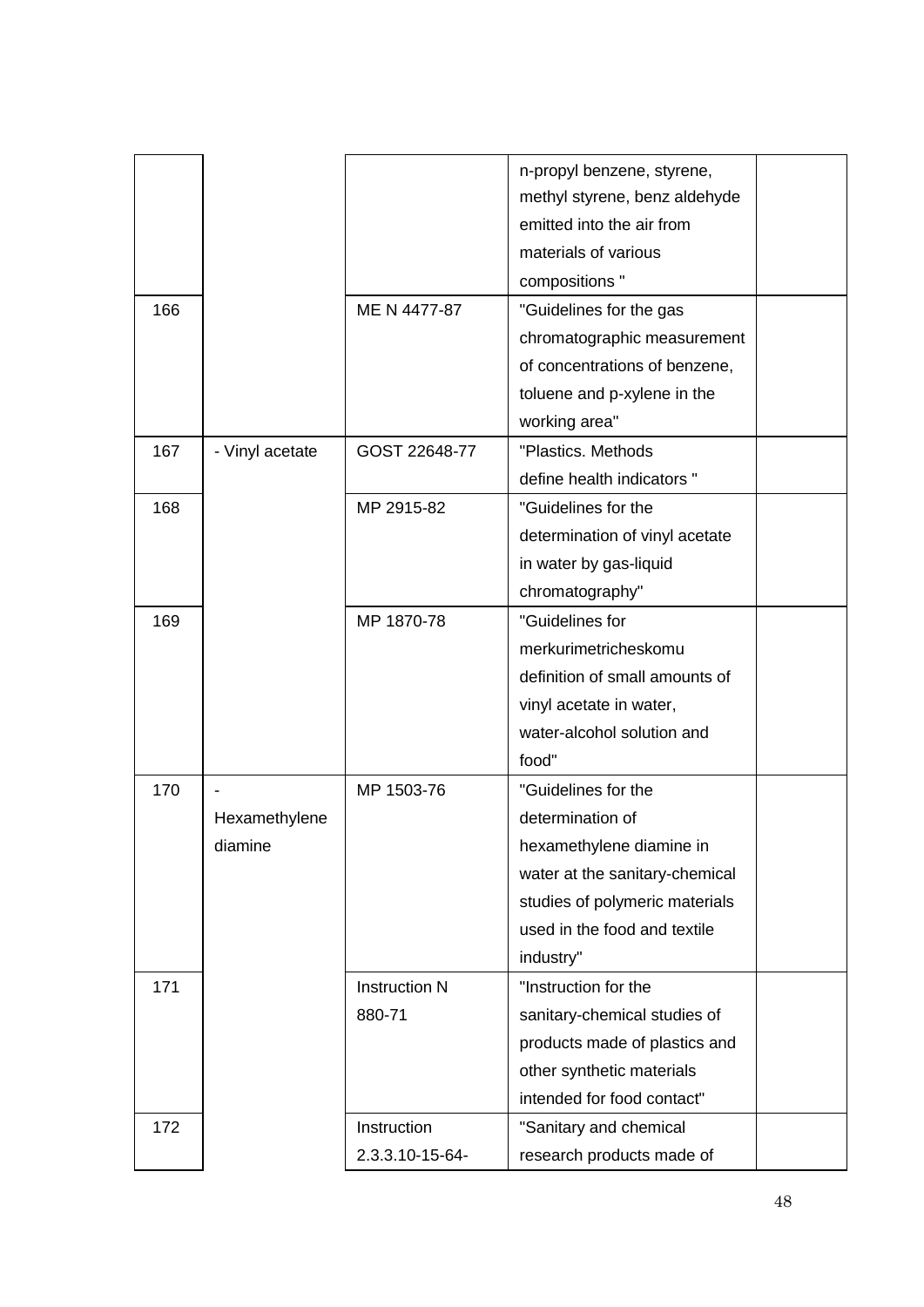| | | | | |
|---|---|---|---|---|
| | | | n-propyl benzene, styrene, methyl styrene, benz aldehyde emitted into the air from materials of various compositions " | |
| 166 | | ME N 4477-87 | "Guidelines for the gas chromatographic measurement of concentrations of benzene, toluene and p-xylene in the working area" | |
| 167 | - Vinyl acetate | GOST 22648-77 | "Plastics. Methods define health indicators " | |
| 168 | | MP 2915-82 | "Guidelines for the determination of vinyl acetate in water by gas-liquid chromatography" | |
| 169 | | MP 1870-78 | "Guidelines for merkurimetricheskomu definition of small amounts of vinyl acetate in water, water-alcohol solution and food" | |
| 170 | - Hexamethylene diamine | MP 1503-76 | "Guidelines for the determination of hexamethylene diamine in water at the sanitary-chemical studies of polymeric materials used in the food and textile industry" | |
| 171 | | Instruction N 880-71 | "Instruction for the sanitary-chemical studies of products made of plastics and other synthetic materials intended for food contact" | |
| 172 | | Instruction 2.3.3.10-15-64- | "Sanitary and chemical research products made of | |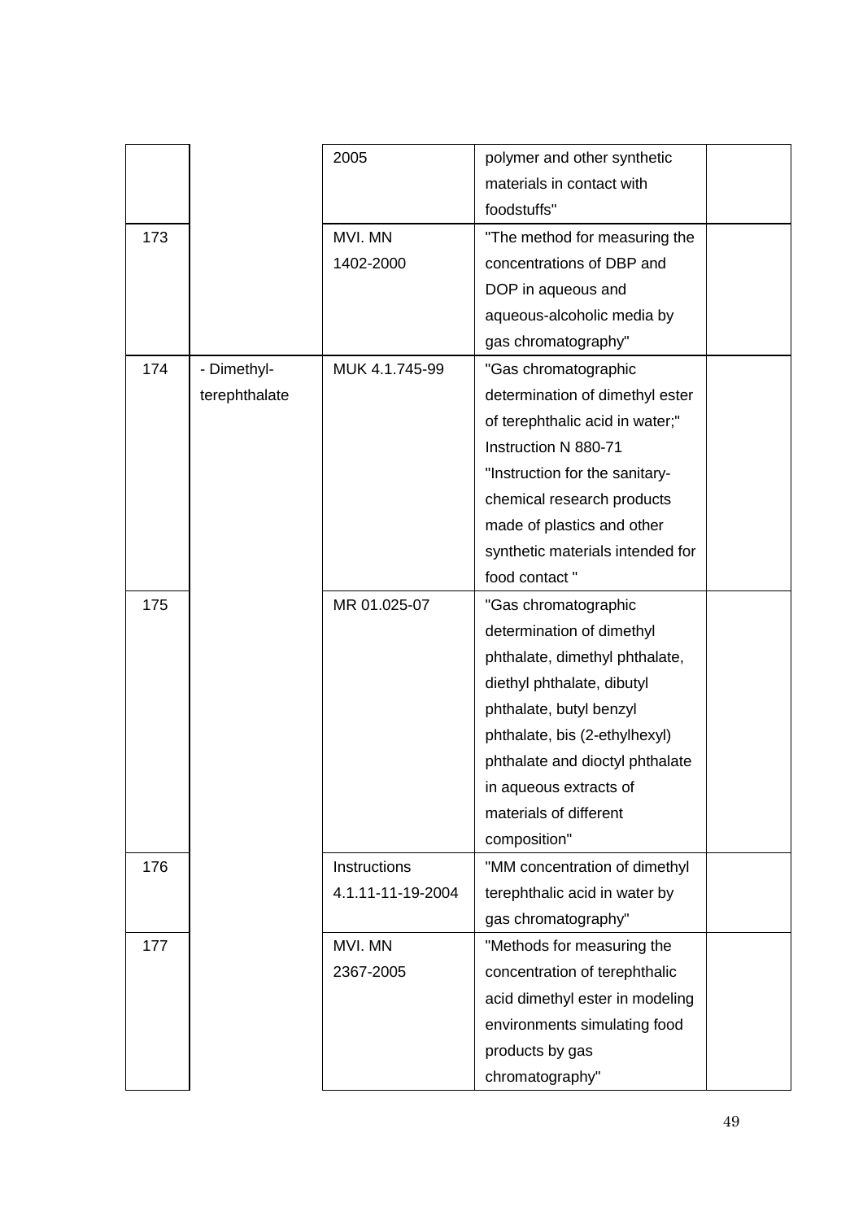| | | | | |
|---|---|---|---|---|
| | | 2005 | polymer and other synthetic materials in contact with foodstuffs" | |
| 173 | | MVI. MN 1402-2000 | "The method for measuring the concentrations of DBP and DOP in aqueous and aqueous-alcoholic media by gas chromatography" | |
| 174 | - Dimethyl-terephthalate | MUK 4.1.745-99 | "Gas chromatographic determination of dimethyl ester of terephthalic acid in water;" Instruction N 880-71 "Instruction for the sanitary-chemical research products made of plastics and other synthetic materials intended for food contact " | |
| 175 | | MR 01.025-07 | "Gas chromatographic determination of dimethyl phthalate, dimethyl phthalate, diethyl phthalate, dibutyl phthalate, butyl benzyl phthalate, bis (2-ethylhexyl) phthalate and dioctyl phthalate in aqueous extracts of materials of different composition" | |
| 176 | | Instructions 4.1.11-11-19-2004 | "MM concentration of dimethyl terephthalic acid in water by gas chromatography" | |
| 177 | | MVI. MN 2367-2005 | "Methods for measuring the concentration of terephthalic acid dimethyl ester in modeling environments simulating food products by gas chromatography" | |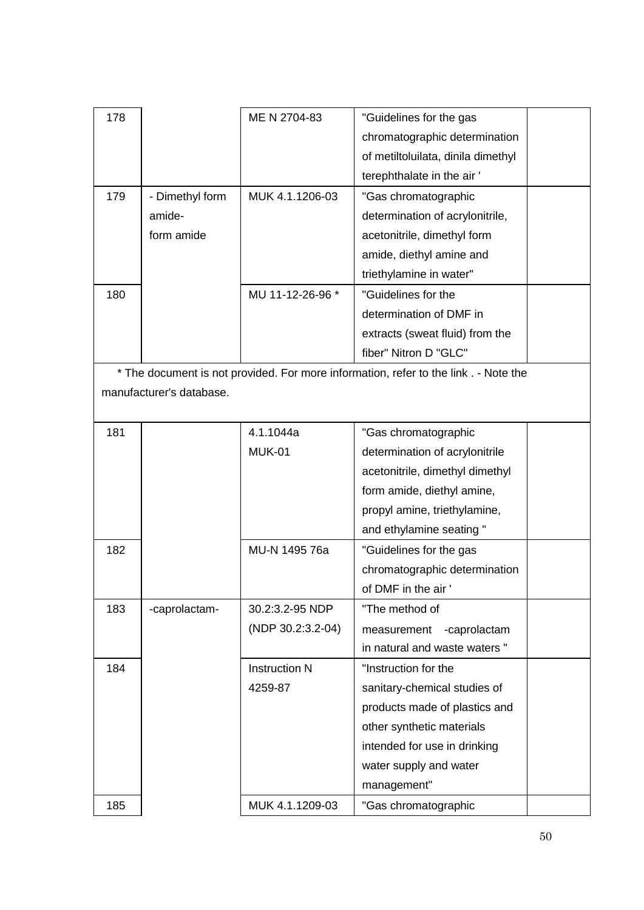| | | | | |
|---|---|---|---|---|
| 178 | | ME N 2704-83 | "Guidelines for the gas chromatographic determination of metiltoluilata, dinila dimethyl terephthalate in the air ' | |
| 179 | - Dimethyl form amide- form amide | MUK 4.1.1206-03 | "Gas chromatographic determination of acrylonitrile, acetonitrile, dimethyl form amide, diethyl amine and triethylamine in water" | |
| 180 | | MU 11-12-26-96 * | "Guidelines for the determination of DMF in extracts (sweat fluid) from the fiber" Nitron D "GLC" | |
| * The document is not provided. For more information, refer to the link . - Note the manufacturer's database. | | | | |
| 181 | | 4.1.1044a MUK-01 | "Gas chromatographic determination of acrylonitrile acetonitrile, dimethyl dimethyl form amide, diethyl amine, propyl amine, triethylamine, and ethylamine seating " | |
| 182 | | MU-N 1495 76a | "Guidelines for the gas chromatographic determination of DMF in the air ' | |
| 183 | -caprolactam- | 30.2:3.2-95 NDP (NDP 30.2:3.2-04) | "The method of measurement -caprolactam in natural and waste waters " | |
| 184 | | Instruction N 4259-87 | "Instruction for the sanitary-chemical studies of products made of plastics and other synthetic materials intended for use in drinking water supply and water management" | |
| 185 | | MUK 4.1.1209-03 | "Gas chromatographic | |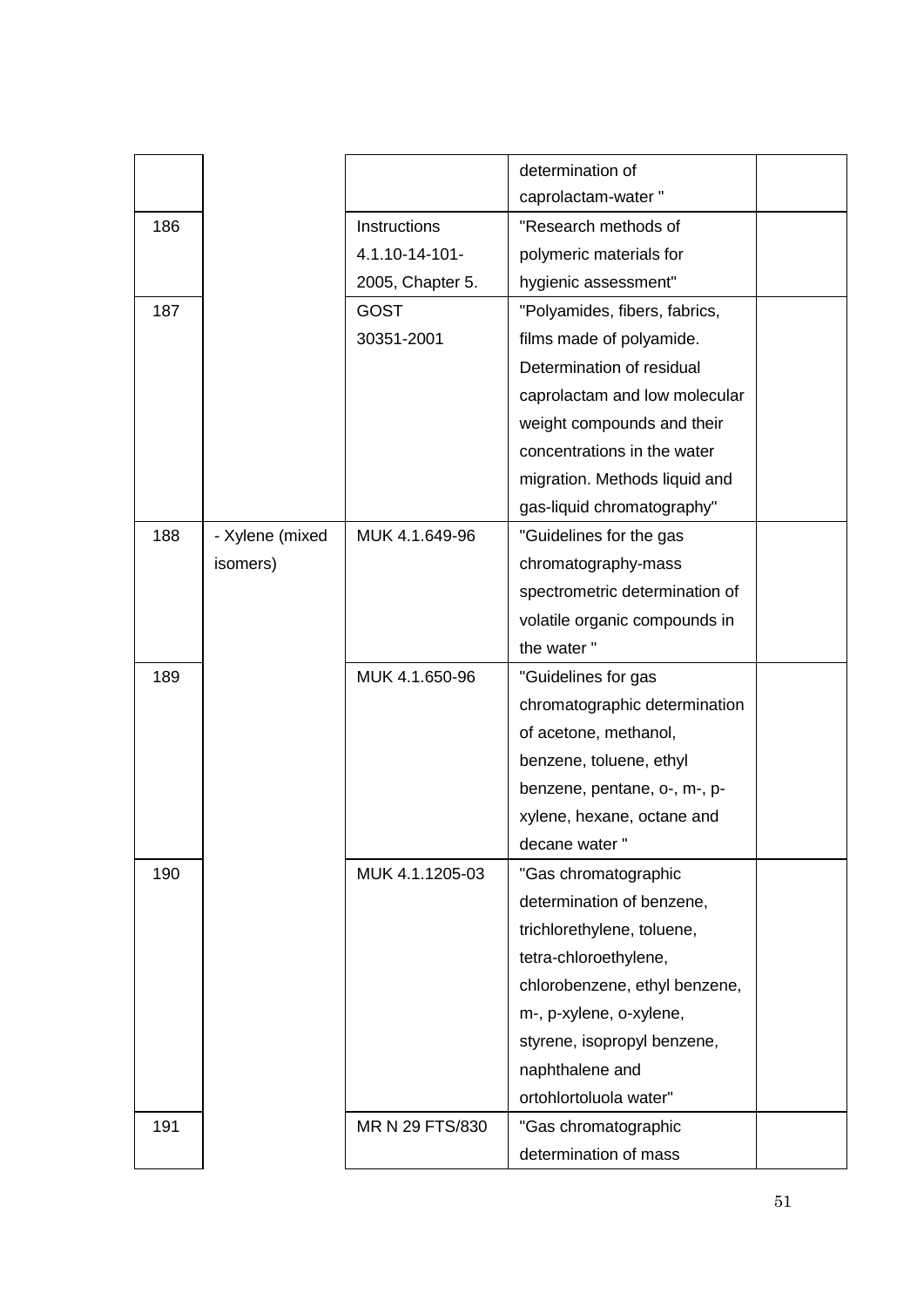|  |  |  |  |  |
|---|---|---|---|---|
|  |  |  | determination of caprolactam-water " |  |
| 186 |  | Instructions 4.1.10-14-101-2005, Chapter 5. | "Research methods of polymeric materials for hygienic assessment" |  |
| 187 |  | GOST 30351-2001 | "Polyamides, fibers, fabrics, films made of polyamide. Determination of residual caprolactam and low molecular weight compounds and their concentrations in the water migration. Methods liquid and gas-liquid chromatography" |  |
| 188 | - Xylene (mixed isomers) | MUK 4.1.649-96 | "Guidelines for the gas chromatography-mass spectrometric determination of volatile organic compounds in the water " |  |
| 189 |  | MUK 4.1.650-96 | "Guidelines for gas chromatographic determination of acetone, methanol, benzene, toluene, ethyl benzene, pentane, o-, m-, p-xylene, hexane, octane and decane water " |  |
| 190 |  | MUK 4.1.1205-03 | "Gas chromatographic determination of benzene, trichlorethylene, toluene, tetra-chloroethylene, chlorobenzene, ethyl benzene, m-, p-xylene, o-xylene, styrene, isopropyl benzene, naphthalene and ortohlortoluola water" |  |
| 191 |  | MR N 29 FTS/830 | "Gas chromatographic determination of mass |  |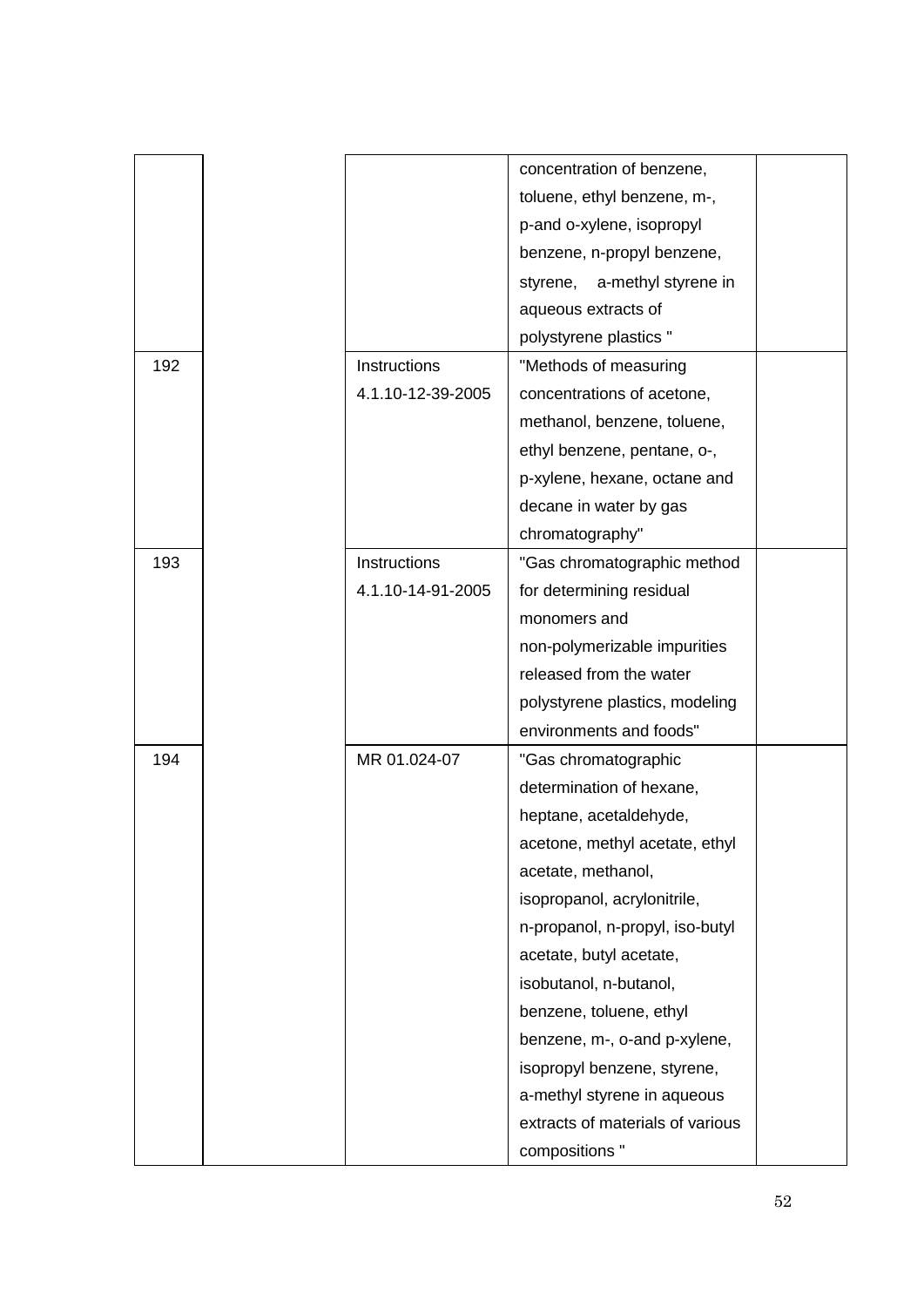| | | | | |
|---|---|---|---|---|
| | | | concentration of benzene, toluene, ethyl benzene, m-, p-and o-xylene, isopropyl benzene, n-propyl benzene, styrene, a-methyl styrene in aqueous extracts of polystyrene plastics " | |
| 192 | | Instructions 4.1.10-12-39-2005 | "Methods of measuring concentrations of acetone, methanol, benzene, toluene, ethyl benzene, pentane, o-, p-xylene, hexane, octane and decane in water by gas chromatography" | |
| 193 | | Instructions 4.1.10-14-91-2005 | "Gas chromatographic method for determining residual monomers and non-polymerizable impurities released from the water polystyrene plastics, modeling environments and foods" | |
| 194 | | MR 01.024-07 | "Gas chromatographic determination of hexane, heptane, acetaldehyde, acetone, methyl acetate, ethyl acetate, methanol, isopropanol, acrylonitrile, n-propanol, n-propyl, iso-butyl acetate, butyl acetate, isobutanol, n-butanol, benzene, toluene, ethyl benzene, m-, o-and p-xylene, isopropyl benzene, styrene, a-methyl styrene in aqueous extracts of materials of various compositions " | |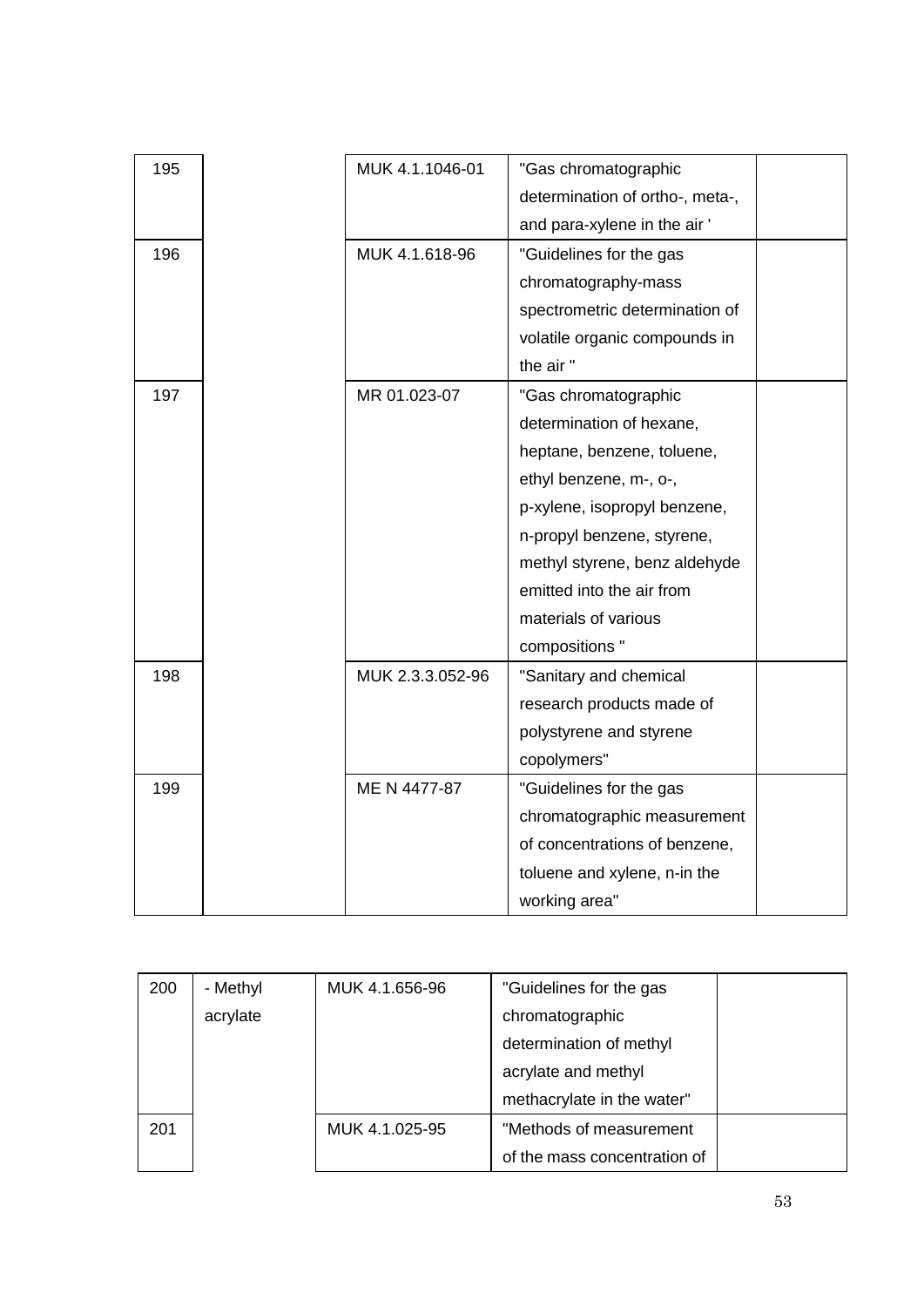| | | | | |
|---|---|---|---|---|
| 195 | | MUK 4.1.1046-01 | "Gas chromatographic determination of ortho-, meta-, and para-xylene in the air ' | |
| 196 | | MUK 4.1.618-96 | "Guidelines for the gas chromatography-mass spectrometric determination of volatile organic compounds in the air " | |
| 197 | | MR 01.023-07 | "Gas chromatographic determination of hexane, heptane, benzene, toluene, ethyl benzene, m-, o-, p-xylene, isopropyl benzene, n-propyl benzene, styrene, methyl styrene, benz aldehyde emitted into the air from materials of various compositions " | |
| 198 | | MUK 2.3.3.052-96 | "Sanitary and chemical research products made of polystyrene and styrene copolymers" | |
| 199 | | ME N 4477-87 | "Guidelines for the gas chromatographic measurement of concentrations of benzene, toluene and xylene, n-in the working area" | |

| | | | | |
|---|---|---|---|---|
| 200 | - Methyl acrylate | MUK 4.1.656-96 | "Guidelines for the gas chromatographic determination of methyl acrylate and methyl methacrylate in the water" | |
| 201 | | MUK 4.1.025-95 | "Methods of measurement of the mass concentration of | |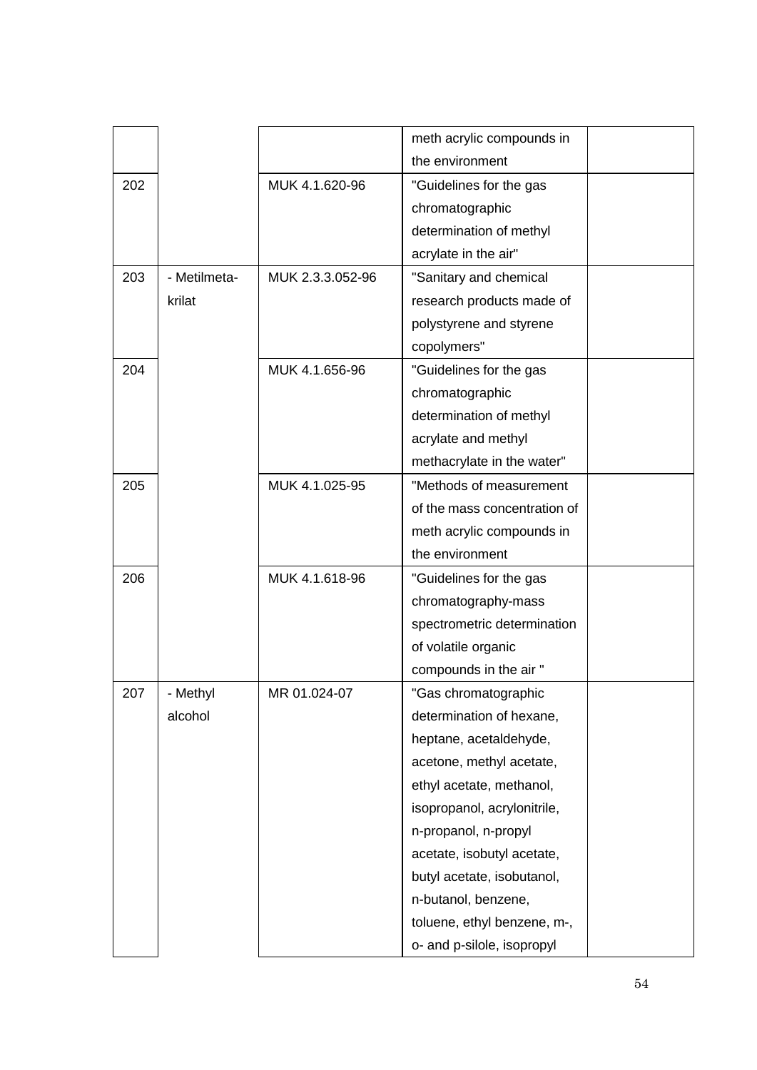| | | | | |
|---|---|---|---|---|
| | | | meth acrylic compounds in the environment | |
| 202 | | MUK 4.1.620-96 | "Guidelines for the gas chromatographic determination of methyl acrylate in the air" | |
| 203 | - Metilmeta-krilat | MUK 2.3.3.052-96 | "Sanitary and chemical research products made of polystyrene and styrene copolymers" | |
| 204 | | MUK 4.1.656-96 | "Guidelines for the gas chromatographic determination of methyl acrylate and methyl methacrylate in the water" | |
| 205 | | MUK 4.1.025-95 | "Methods of measurement of the mass concentration of meth acrylic compounds in the environment | |
| 206 | | MUK 4.1.618-96 | "Guidelines for the gas chromatography-mass spectrometric determination of volatile organic compounds in the air " | |
| 207 | - Methyl alcohol | MR 01.024-07 | "Gas chromatographic determination of hexane, heptane, acetaldehyde, acetone, methyl acetate, ethyl acetate, methanol, isopropanol, acrylonitrile, n-propanol, n-propyl acetate, isobutyl acetate, butyl acetate, isobutanol, n-butanol, benzene, toluene, ethyl benzene, m-, o- and p-silole, isopropyl | |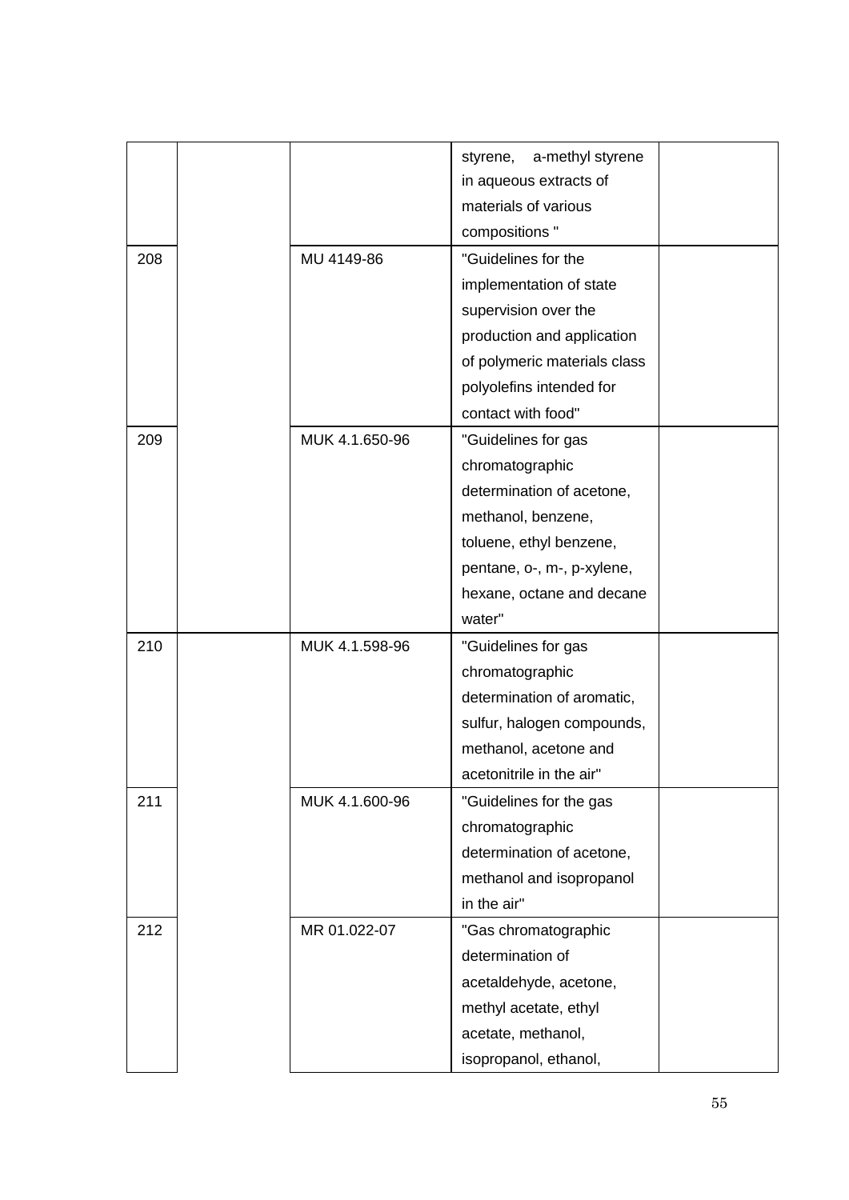| | | | | |
|---|---|---|---|---|
| | | | styrene, a-methyl styrene in aqueous extracts of materials of various compositions " | |
| 208 | | MU 4149-86 | "Guidelines for the implementation of state supervision over the production and application of polymeric materials class polyolefins intended for contact with food" | |
| 209 | | MUK 4.1.650-96 | "Guidelines for gas chromatographic determination of acetone, methanol, benzene, toluene, ethyl benzene, pentane, o-, m-, p-xylene, hexane, octane and decane water" | |
| 210 | | MUK 4.1.598-96 | "Guidelines for gas chromatographic determination of aromatic, sulfur, halogen compounds, methanol, acetone and acetonitrile in the air" | |
| 211 | | MUK 4.1.600-96 | "Guidelines for the gas chromatographic determination of acetone, methanol and isopropanol in the air" | |
| 212 | | MR 01.022-07 | "Gas chromatographic determination of acetaldehyde, acetone, methyl acetate, ethyl acetate, methanol, isopropanol, ethanol, | |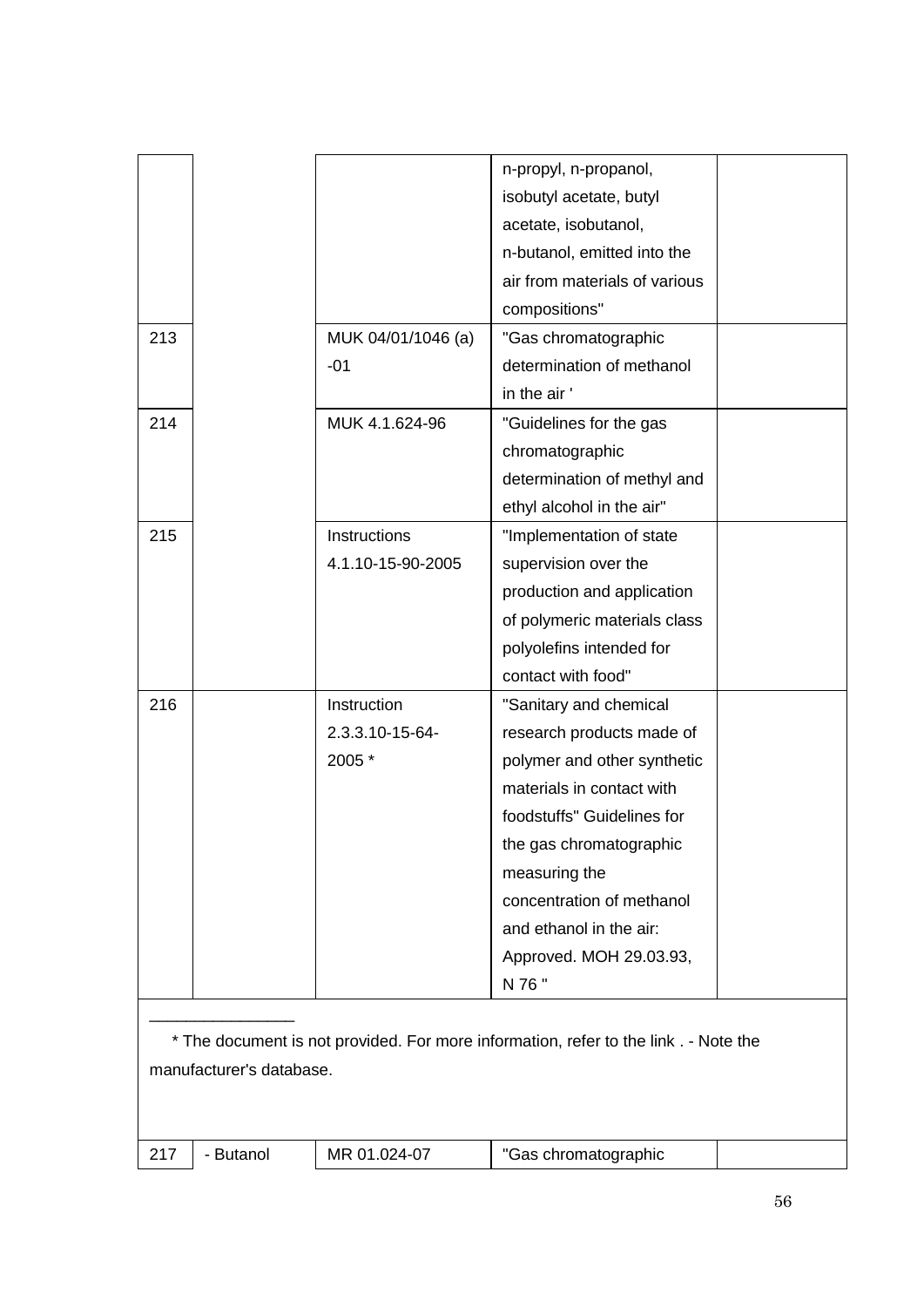| | | | | |
|---|---|---|---|---|
| | | | n-propyl, n-propanol, isobutyl acetate, butyl acetate, isobutanol, n-butanol, emitted into the air from materials of various compositions" | |
| 213 | | MUK 04/01/1046 (a) -01 | "Gas chromatographic determination of methanol in the air ' | |
| 214 | | MUK 4.1.624-96 | "Guidelines for the gas chromatographic determination of methyl and ethyl alcohol in the air" | |
| 215 | | Instructions 4.1.10-15-90-2005 | "Implementation of state supervision over the production and application of polymeric materials class polyolefins intended for contact with food" | |
| 216 | | Instruction 2.3.3.10-15-64-2005 * | "Sanitary and chemical research products made of polymer and other synthetic materials in contact with foodstuffs" Guidelines for the gas chromatographic measuring the concentration of methanol and ethanol in the air: Approved. MOH 29.03.93, N 76 " | |

________________

\* The document is not provided. For more information, refer to the link . - Note the manufacturer's database.

| | | | | |
|---|---|---|---|---|
| 217 | - Butanol | MR 01.024-07 | "Gas chromatographic | |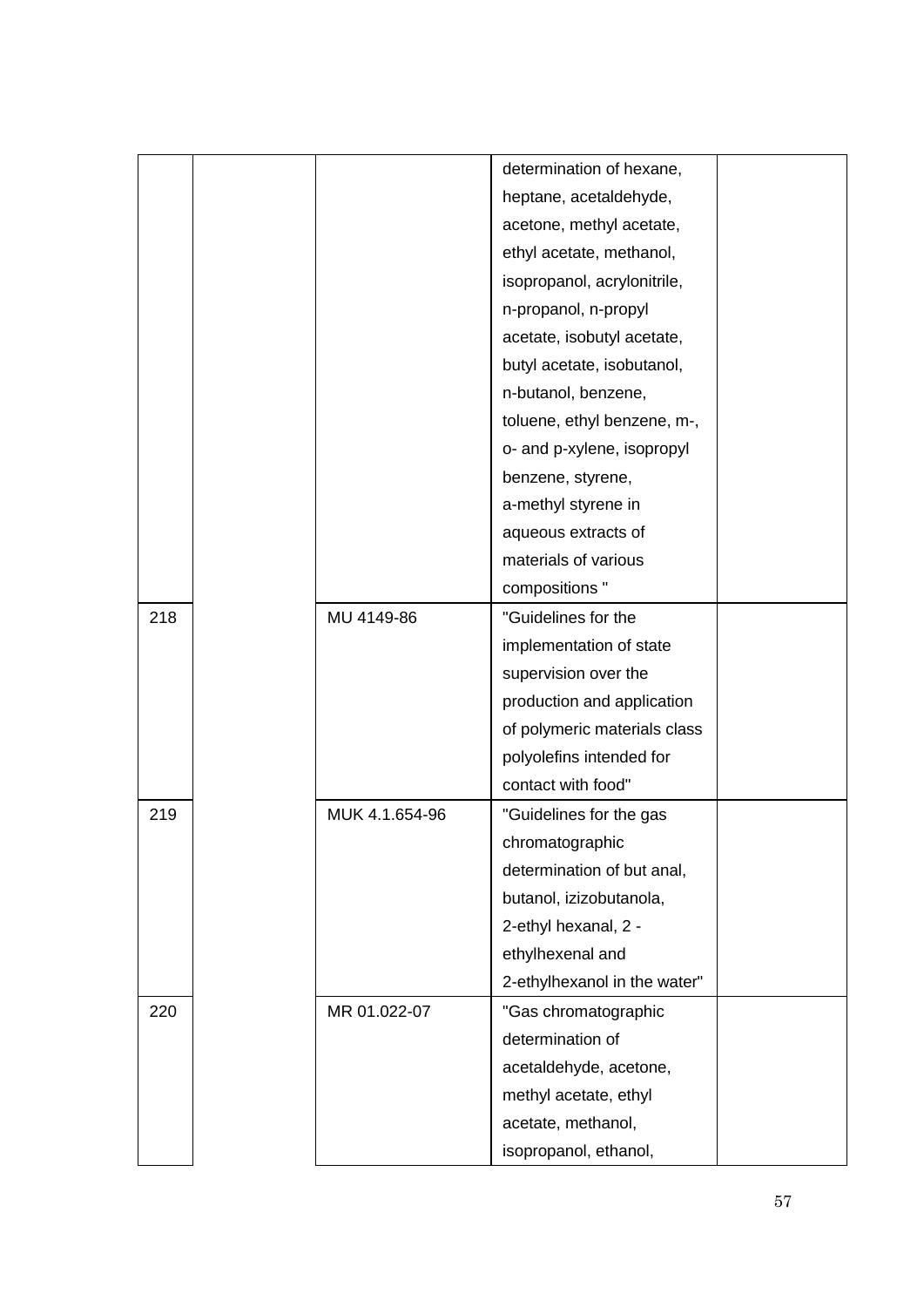| | | | | |
|---|---|---|---|---|
| | | | determination of hexane, heptane, acetaldehyde, acetone, methyl acetate, ethyl acetate, methanol, isopropanol, acrylonitrile, n-propanol, n-propyl acetate, isobutyl acetate, butyl acetate, isobutanol, n-butanol, benzene, toluene, ethyl benzene, m-, o- and p-xylene, isopropyl benzene, styrene, a-methyl styrene in aqueous extracts of materials of various compositions " | |
| 218 | | MU 4149-86 | "Guidelines for the implementation of state supervision over the production and application of polymeric materials class polyolefins intended for contact with food" | |
| 219 | | MUK 4.1.654-96 | "Guidelines for the gas chromatographic determination of but anal, butanol, izizobutanola, 2-ethyl hexanal, 2 - ethylhexenal and 2-ethylhexanol in the water" | |
| 220 | | MR 01.022-07 | "Gas chromatographic determination of acetaldehyde, acetone, methyl acetate, ethyl acetate, methanol, isopropanol, ethanol, | |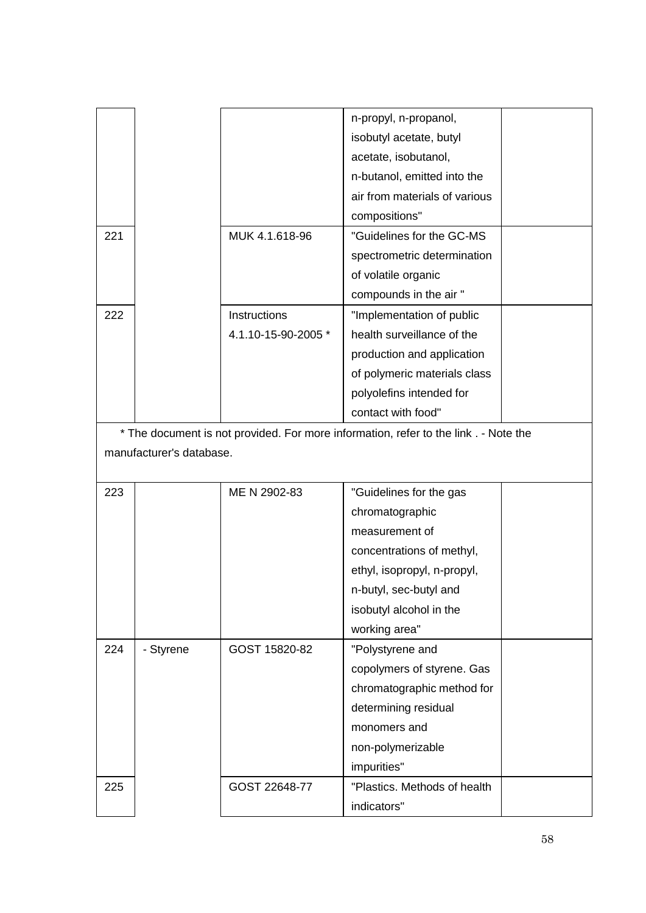| | | | | |
|---|---|---|---|---|
| | | | n-propyl, n-propanol, isobutyl acetate, butyl acetate, isobutanol, n-butanol, emitted into the air from materials of various compositions" | |
| 221 | | MUK 4.1.618-96 | "Guidelines for the GC-MS spectrometric determination of volatile organic compounds in the air " | |
| 222 | | Instructions 4.1.10-15-90-2005 * | "Implementation of public health surveillance of the production and application of polymeric materials class polyolefins intended for contact with food" | |
| * The document is not provided. For more information, refer to the link . - Note the manufacturer's database. | | | | |
| 223 | | ME N 2902-83 | "Guidelines for the gas chromatographic measurement of concentrations of methyl, ethyl, isopropyl, n-propyl, n-butyl, sec-butyl and isobutyl alcohol in the working area" | |
| 224 | - Styrene | GOST 15820-82 | "Polystyrene and copolymers of styrene. Gas chromatographic method for determining residual monomers and non-polymerizable impurities" | |
| 225 | | GOST 22648-77 | "Plastics. Methods of health indicators" | |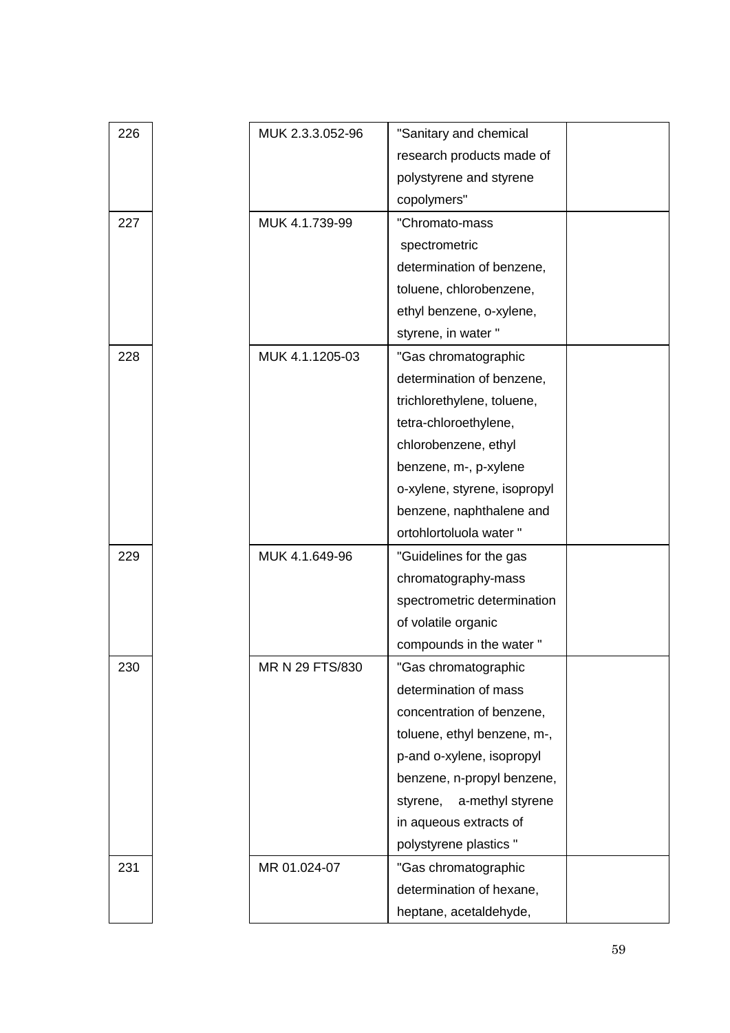| | | | |
|---|---|---|---|
| 226 | MUK 2.3.3.052-96 | "Sanitary and chemical research products made of polystyrene and styrene copolymers" | |
| 227 | MUK 4.1.739-99 | "Chromato-mass spectrometric determination of benzene, toluene, chlorobenzene, ethyl benzene, o-xylene, styrene, in water " | |
| 228 | MUK 4.1.1205-03 | "Gas chromatographic determination of benzene, trichlorethylene, toluene, tetra-chloroethylene, chlorobenzene, ethyl benzene, m-, p-xylene o-xylene, styrene, isopropyl benzene, naphthalene and ortohlortoluola water " | |
| 229 | MUK 4.1.649-96 | "Guidelines for the gas chromatography-mass spectrometric determination of volatile organic compounds in the water " | |
| 230 | MR N 29 FTS/830 | "Gas chromatographic determination of mass concentration of benzene, toluene, ethyl benzene, m-, p-and o-xylene, isopropyl benzene, n-propyl benzene, styrene, a-methyl styrene in aqueous extracts of polystyrene plastics " | |
| 231 | MR 01.024-07 | "Gas chromatographic determination of hexane, heptane, acetaldehyde, | |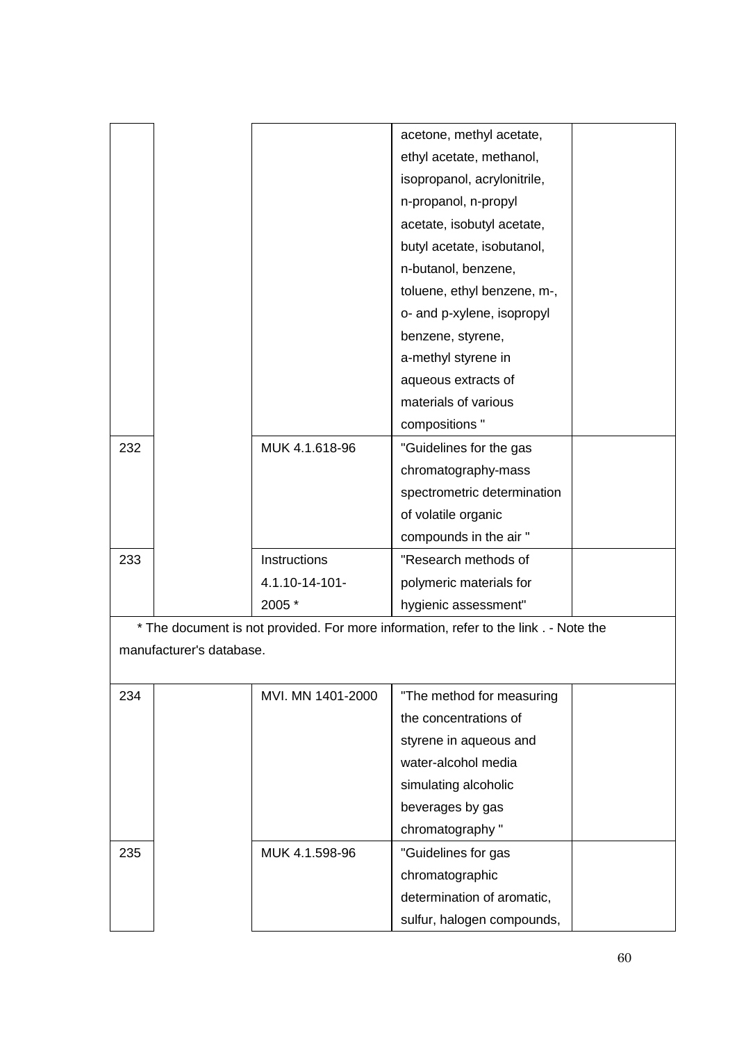| | | | | |
|---|---|---|---|---|
| | | | acetone, methyl acetate, ethyl acetate, methanol, isopropanol, acrylonitrile, n-propanol, n-propyl acetate, isobutyl acetate, butyl acetate, isobutanol, n-butanol, benzene, toluene, ethyl benzene, m-, o- and p-xylene, isopropyl benzene, styrene, a-methyl styrene in aqueous extracts of materials of various compositions " | |
| 232 | | MUK 4.1.618-96 | "Guidelines for the gas chromatography-mass spectrometric determination of volatile organic compounds in the air " | |
| 233 | | Instructions 4.1.10-14-101-2005 * | "Research methods of polymeric materials for hygienic assessment" | |

\* The document is not provided. For more information, refer to the link . - Note the manufacturer's database.

| | | | | |
|---|---|---|---|---|
| 234 | | MVI. MN 1401-2000 | "The method for measuring the concentrations of styrene in aqueous and water-alcohol media simulating alcoholic beverages by gas chromatography " | |
| 235 | | MUK 4.1.598-96 | "Guidelines for gas chromatographic determination of aromatic, sulfur, halogen compounds, | |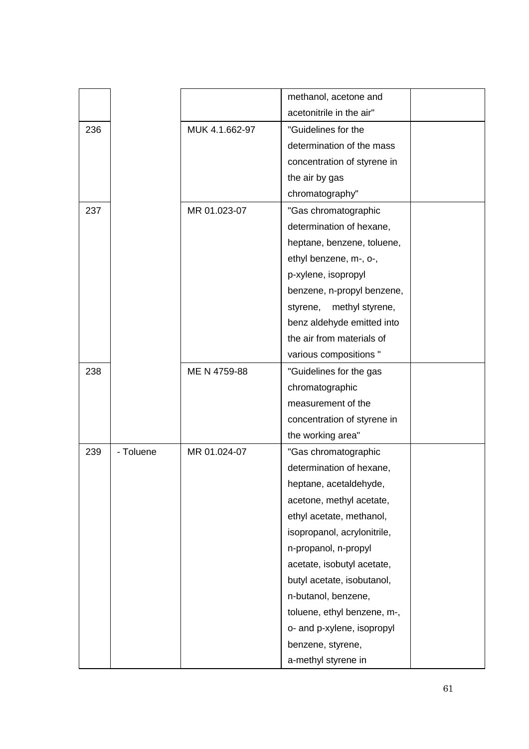| | | | | |
|---|---|---|---|---|
| | | | methanol, acetone and acetonitrile in the air" | |
| 236 | | MUK 4.1.662-97 | "Guidelines for the determination of the mass concentration of styrene in the air by gas chromatography" | |
| 237 | | MR 01.023-07 | "Gas chromatographic determination of hexane, heptane, benzene, toluene, ethyl benzene, m-, o-, p-xylene, isopropyl benzene, n-propyl benzene, styrene, methyl styrene, benz aldehyde emitted into the air from materials of various compositions " | |
| 238 | | ME N 4759-88 | "Guidelines for the gas chromatographic measurement of the concentration of styrene in the working area" | |
| 239 | - Toluene | MR 01.024-07 | "Gas chromatographic determination of hexane, heptane, acetaldehyde, acetone, methyl acetate, ethyl acetate, methanol, isopropanol, acrylonitrile, n-propanol, n-propyl acetate, isobutyl acetate, butyl acetate, isobutanol, n-butanol, benzene, toluene, ethyl benzene, m-, o- and p-xylene, isopropyl benzene, styrene, a-methyl styrene in | |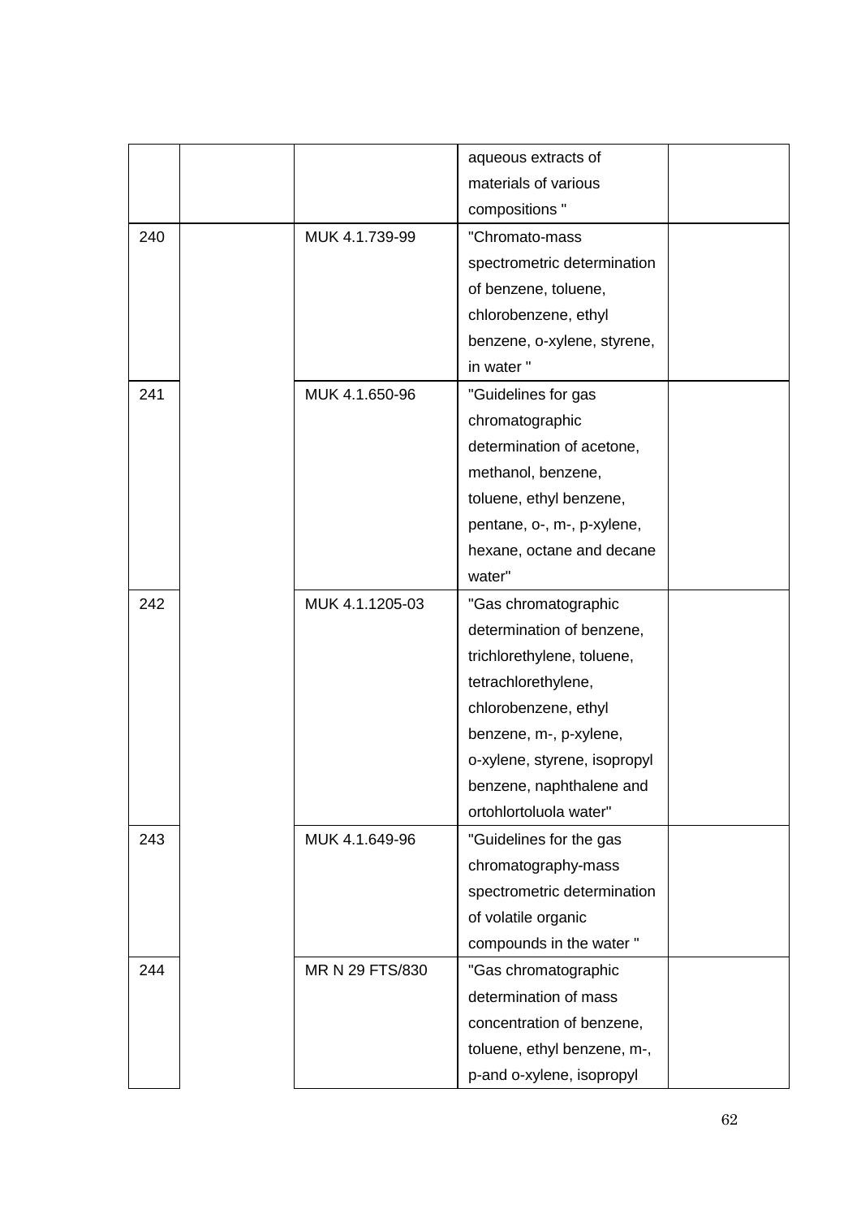| | | | | |
|---|---|---|---|---|
| | | | aqueous extracts of materials of various compositions " | |
| 240 | | MUK 4.1.739-99 | "Chromato-mass spectrometric determination of benzene, toluene, chlorobenzene, ethyl benzene, o-xylene, styrene, in water " | |
| 241 | | MUK 4.1.650-96 | "Guidelines for gas chromatographic determination of acetone, methanol, benzene, toluene, ethyl benzene, pentane, o-, m-, p-xylene, hexane, octane and decane water" | |
| 242 | | MUK 4.1.1205-03 | "Gas chromatographic determination of benzene, trichlorethylene, toluene, tetrachlorethylene, chlorobenzene, ethyl benzene, m-, p-xylene, o-xylene, styrene, isopropyl benzene, naphthalene and ortohlortoluola water" | |
| 243 | | MUK 4.1.649-96 | "Guidelines for the gas chromatography-mass spectrometric determination of volatile organic compounds in the water " | |
| 244 | | MR N 29 FTS/830 | "Gas chromatographic determination of mass concentration of benzene, toluene, ethyl benzene, m-, p-and o-xylene, isopropyl | |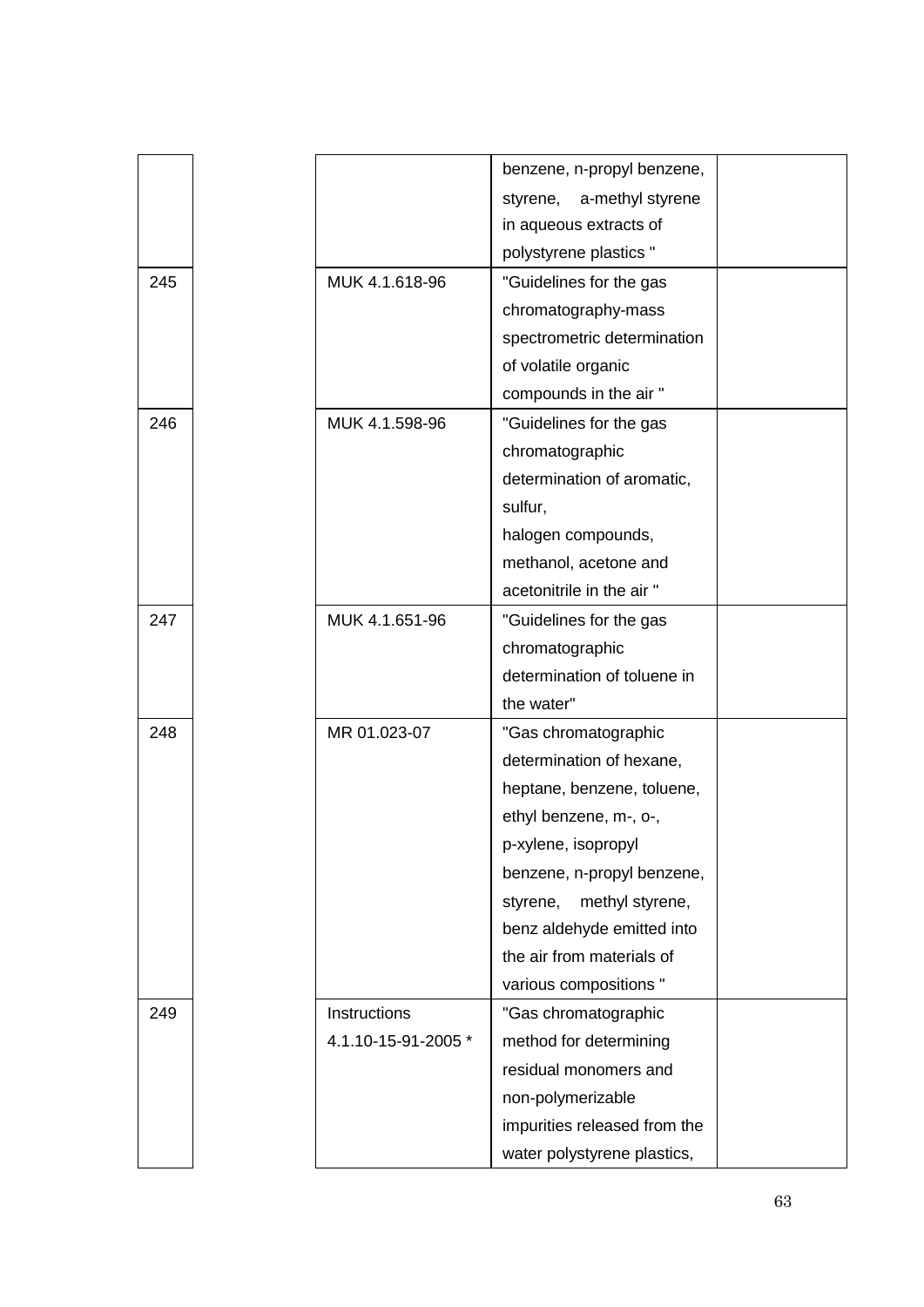| | | | |
|---|---|---|---|
| | | benzene, n-propyl benzene, styrene, a-methyl styrene in aqueous extracts of polystyrene plastics " | |
| 245 | MUK 4.1.618-96 | "Guidelines for the gas chromatography-mass spectrometric determination of volatile organic compounds in the air " | |
| 246 | MUK 4.1.598-96 | "Guidelines for the gas chromatographic determination of aromatic, sulfur, halogen compounds, methanol, acetone and acetonitrile in the air " | |
| 247 | MUK 4.1.651-96 | "Guidelines for the gas chromatographic determination of toluene in the water" | |
| 248 | MR 01.023-07 | "Gas chromatographic determination of hexane, heptane, benzene, toluene, ethyl benzene, m-, o-, p-xylene, isopropyl benzene, n-propyl benzene, styrene, methyl styrene, benz aldehyde emitted into the air from materials of various compositions " | |
| 249 | Instructions 4.1.10-15-91-2005 * | "Gas chromatographic method for determining residual monomers and non-polymerizable impurities released from the water polystyrene plastics, | |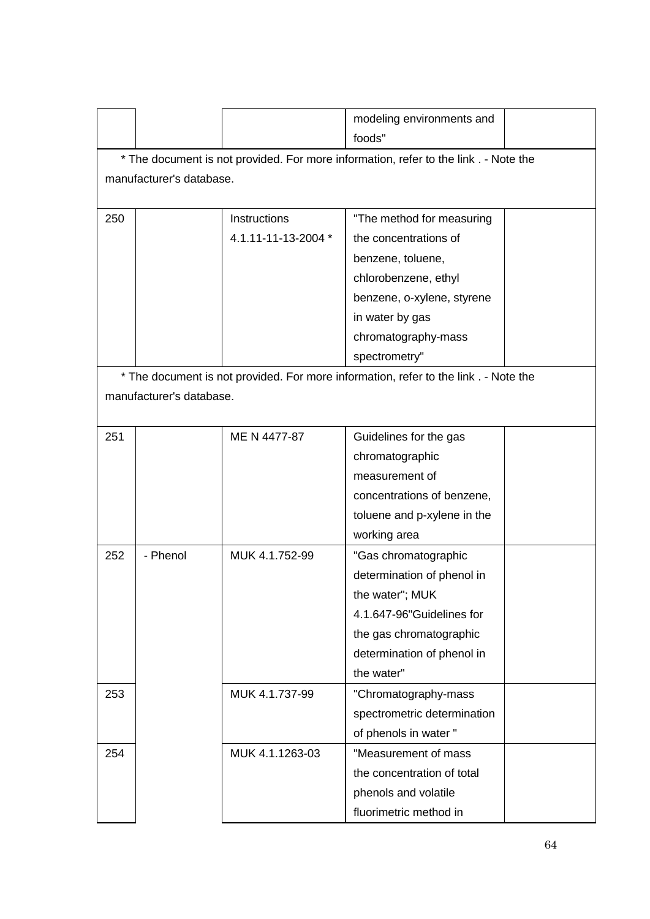| | | | | |
|---|---|---|---|---|
| | | | modeling environments and foods" | |
| * The document is not provided. For more information, refer to the link . - Note the manufacturer's database. | | | | |
| 250 | | Instructions 4.1.11-11-13-2004 * | "The method for measuring the concentrations of benzene, toluene, chlorobenzene, ethyl benzene, o-xylene, styrene in water by gas chromatography-mass spectrometry" | |
| * The document is not provided. For more information, refer to the link . - Note the manufacturer's database. | | | | |
| 251 | | ME N 4477-87 | Guidelines for the gas chromatographic measurement of concentrations of benzene, toluene and p-xylene in the working area | |
| 252 | - Phenol | MUK 4.1.752-99 | "Gas chromatographic determination of phenol in the water"; MUK 4.1.647-96"Guidelines for the gas chromatographic determination of phenol in the water" | |
| 253 | | MUK 4.1.737-99 | "Chromatography-mass spectrometric determination of phenols in water " | |
| 254 | | MUK 4.1.1263-03 | "Measurement of mass the concentration of total phenols and volatile fluorimetric method in | |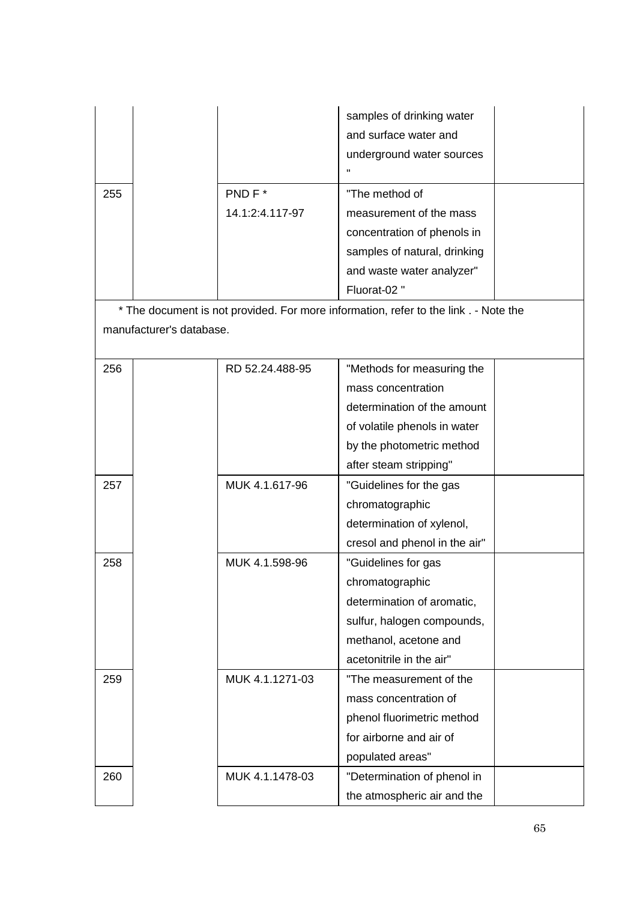| | | | | |
|---|---|---|---|---|
| | | | samples of drinking water and surface water and underground water sources " | |
| 255 | | PND F * 14.1:2:4.117-97 | "The method of measurement of the mass concentration of phenols in samples of natural, drinking and waste water analyzer" Fluorat-02 " | |

* The document is not provided. For more information, refer to the link . - Note the manufacturer's database.

| | | | | |
|---|---|---|---|---|
| 256 | | RD 52.24.488-95 | "Methods for measuring the mass concentration determination of the amount of volatile phenols in water by the photometric method after steam stripping" | |
| 257 | | MUK 4.1.617-96 | "Guidelines for the gas chromatographic determination of xylenol, cresol and phenol in the air" | |
| 258 | | MUK 4.1.598-96 | "Guidelines for gas chromatographic determination of aromatic, sulfur, halogen compounds, methanol, acetone and acetonitrile in the air" | |
| 259 | | MUK 4.1.1271-03 | "The measurement of the mass concentration of phenol fluorimetric method for airborne and air of populated areas" | |
| 260 | | MUK 4.1.1478-03 | "Determination of phenol in the atmospheric air and the | |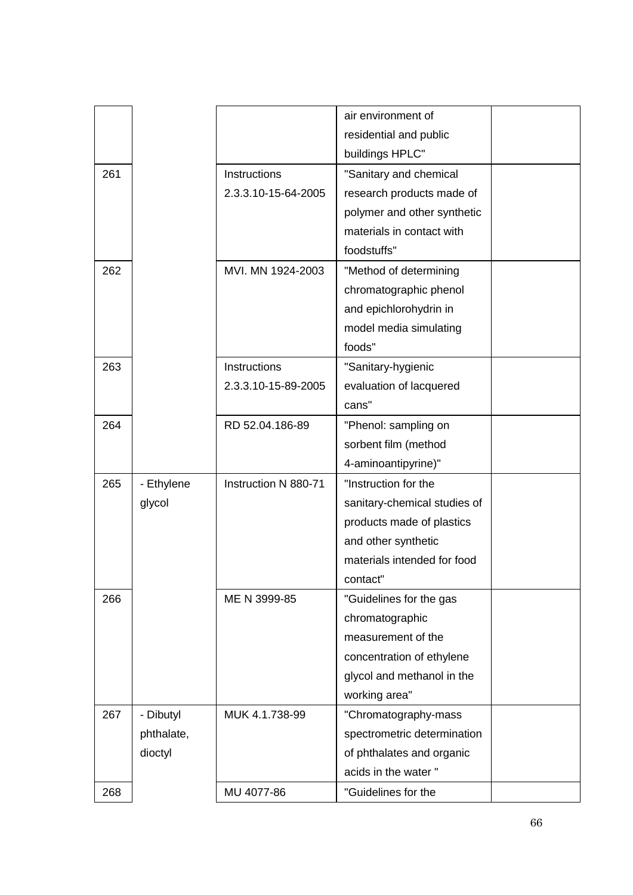| | | | | |
|---|---|---|---|---|
| | | | air environment of residential and public buildings HPLC" | |
| 261 | | Instructions 2.3.3.10-15-64-2005 | "Sanitary and chemical research products made of polymer and other synthetic materials in contact with foodstuffs" | |
| 262 | | MVI. MN 1924-2003 | "Method of determining chromatographic phenol and epichlorohydrin in model media simulating foods" | |
| 263 | | Instructions 2.3.3.10-15-89-2005 | "Sanitary-hygienic evaluation of lacquered cans" | |
| 264 | | RD 52.04.186-89 | "Phenol: sampling on sorbent film (method 4-aminoantipyrine)" | |
| 265 | - Ethylene glycol | Instruction N 880-71 | "Instruction for the sanitary-chemical studies of products made of plastics and other synthetic materials intended for food contact" | |
| 266 | | ME N 3999-85 | "Guidelines for the gas chromatographic measurement of the concentration of ethylene glycol and methanol in the working area" | |
| 267 | - Dibutyl phthalate, dioctyl | MUK 4.1.738-99 | "Chromatography-mass spectrometric determination of phthalates and organic acids in the water " | |
| 268 | | MU 4077-86 | "Guidelines for the | |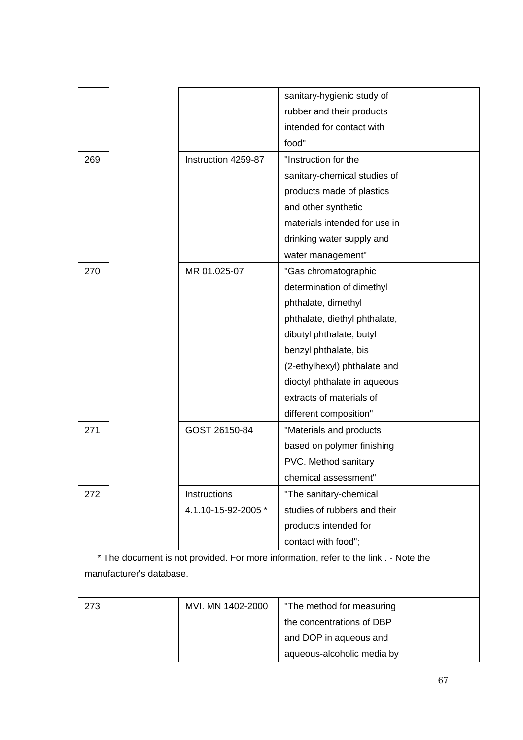| | | | | |
|---|---|---|---|---|
| | | | sanitary-hygienic study of rubber and their products intended for contact with food" | |
| 269 | | Instruction 4259-87 | "Instruction for the sanitary-chemical studies of products made of plastics and other synthetic materials intended for use in drinking water supply and water management" | |
| 270 | | MR 01.025-07 | "Gas chromatographic determination of dimethyl phthalate, dimethyl phthalate, diethyl phthalate, dibutyl phthalate, butyl benzyl phthalate, bis (2-ethylhexyl) phthalate and dioctyl phthalate in aqueous extracts of materials of different composition" | |
| 271 | | GOST 26150-84 | "Materials and products based on polymer finishing PVC. Method sanitary chemical assessment" | |
| 272 | | Instructions 4.1.10-15-92-2005 * | "The sanitary-chemical studies of rubbers and their products intended for contact with food"; | |

* The document is not provided. For more information, refer to the link . - Note the manufacturer's database.

| | | | | |
|---|---|---|---|---|
| 273 | | MVI. MN 1402-2000 | "The method for measuring the concentrations of DBP and DOP in aqueous and aqueous-alcoholic media by | |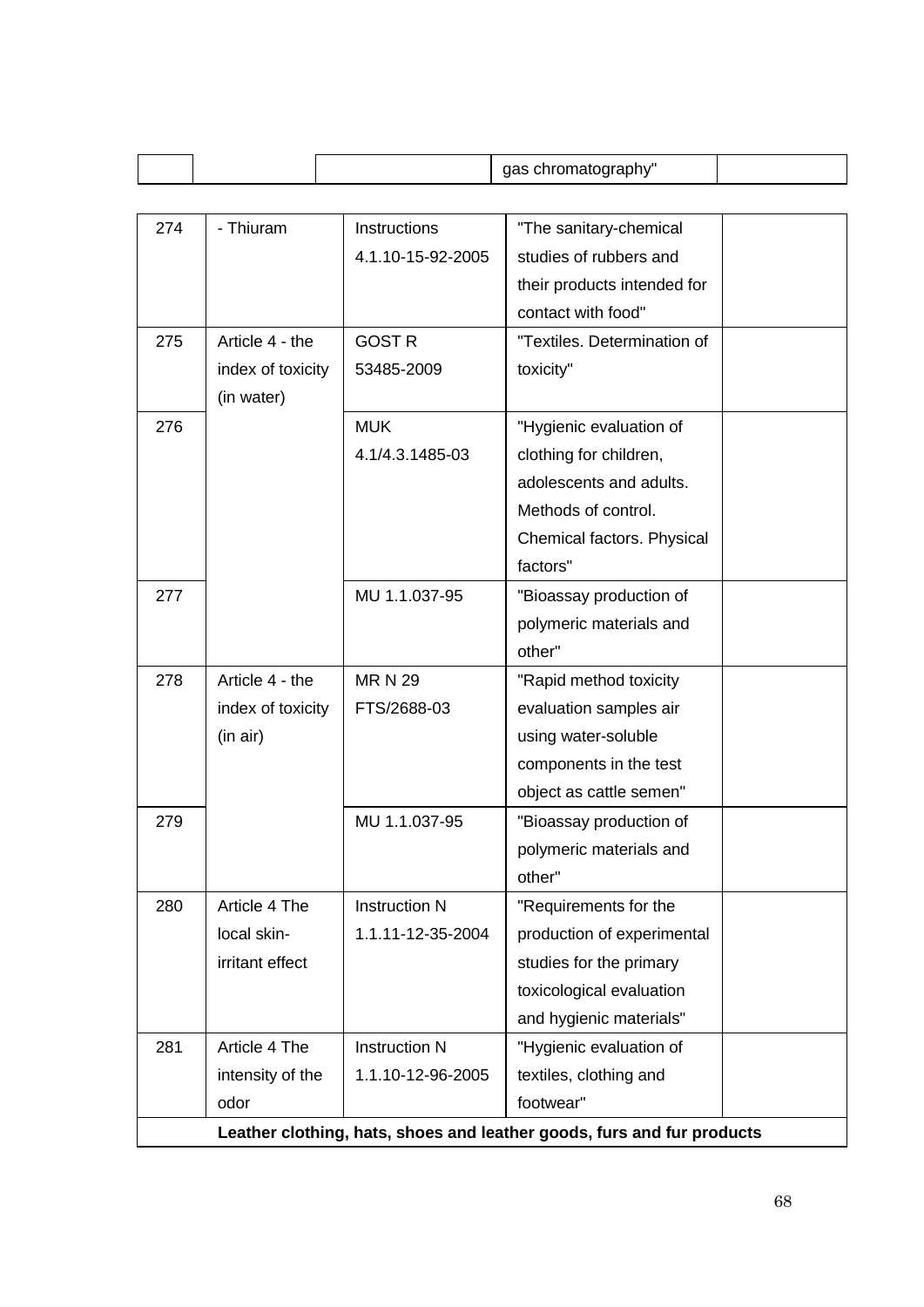| | | | gas chromatography" | |
|---|---|---|---|---|
| 274 | - Thiuram | Instructions 4.1.10-15-92-2005 | "The sanitary-chemical studies of rubbers and their products intended for contact with food" | |
| 275 | Article 4 - the index of toxicity (in water) | GOST R 53485-2009 | "Textiles. Determination of toxicity" | |
| 276 | | MUK 4.1/4.3.1485-03 | "Hygienic evaluation of clothing for children, adolescents and adults. Methods of control. Chemical factors. Physical factors" | |
| 277 | | MU 1.1.037-95 | "Bioassay production of polymeric materials and other" | |
| 278 | Article 4 - the index of toxicity (in air) | MR N 29 FTS/2688-03 | "Rapid method toxicity evaluation samples air using water-soluble components in the test object as cattle semen" | |
| 279 | | MU 1.1.037-95 | "Bioassay production of polymeric materials and other" | |
| 280 | Article 4 The local skin-irritant effect | Instruction N 1.1.11-12-35-2004 | "Requirements for the production of experimental studies for the primary toxicological evaluation and hygienic materials" | |
| 281 | Article 4 The intensity of the odor | Instruction N 1.1.10-12-96-2005 | "Hygienic evaluation of textiles, clothing and footwear" | |
| **Leather clothing, hats, shoes and leather goods, furs and fur products** | | | | |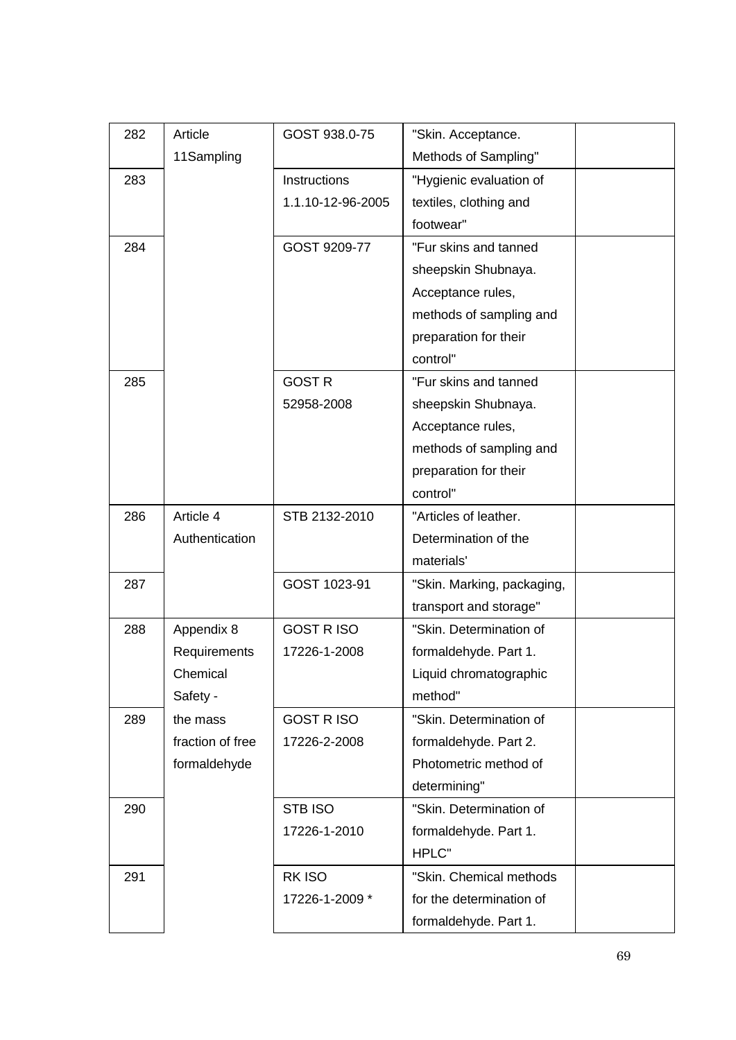| 282 | Article 11Sampling | GOST 938.0-75 | "Skin. Acceptance. Methods of Sampling" | |
|---|---|---|---|---|
| 283 | | Instructions 1.1.10-12-96-2005 | "Hygienic evaluation of textiles, clothing and footwear" | |
| 284 | | GOST 9209-77 | "Fur skins and tanned sheepskin Shubnaya. Acceptance rules, methods of sampling and preparation for their control" | |
| 285 | | GOST R 52958-2008 | "Fur skins and tanned sheepskin Shubnaya. Acceptance rules, methods of sampling and preparation for their control" | |
| 286 | Article 4 Authentication | STB 2132-2010 | "Articles of leather. Determination of the materials' | |
| 287 | | GOST 1023-91 | "Skin. Marking, packaging, transport and storage" | |
| 288 | Appendix 8 Requirements Chemical Safety - | GOST R ISO 17226-1-2008 | "Skin. Determination of formaldehyde. Part 1. Liquid chromatographic method" | |
| 289 | the mass fraction of free formaldehyde | GOST R ISO 17226-2-2008 | "Skin. Determination of formaldehyde. Part 2. Photometric method of determining" | |
| 290 | | STB ISO 17226-1-2010 | "Skin. Determination of formaldehyde. Part 1. HPLC" | |
| 291 | | RK ISO 17226-1-2009 * | "Skin. Chemical methods for the determination of formaldehyde. Part 1. | |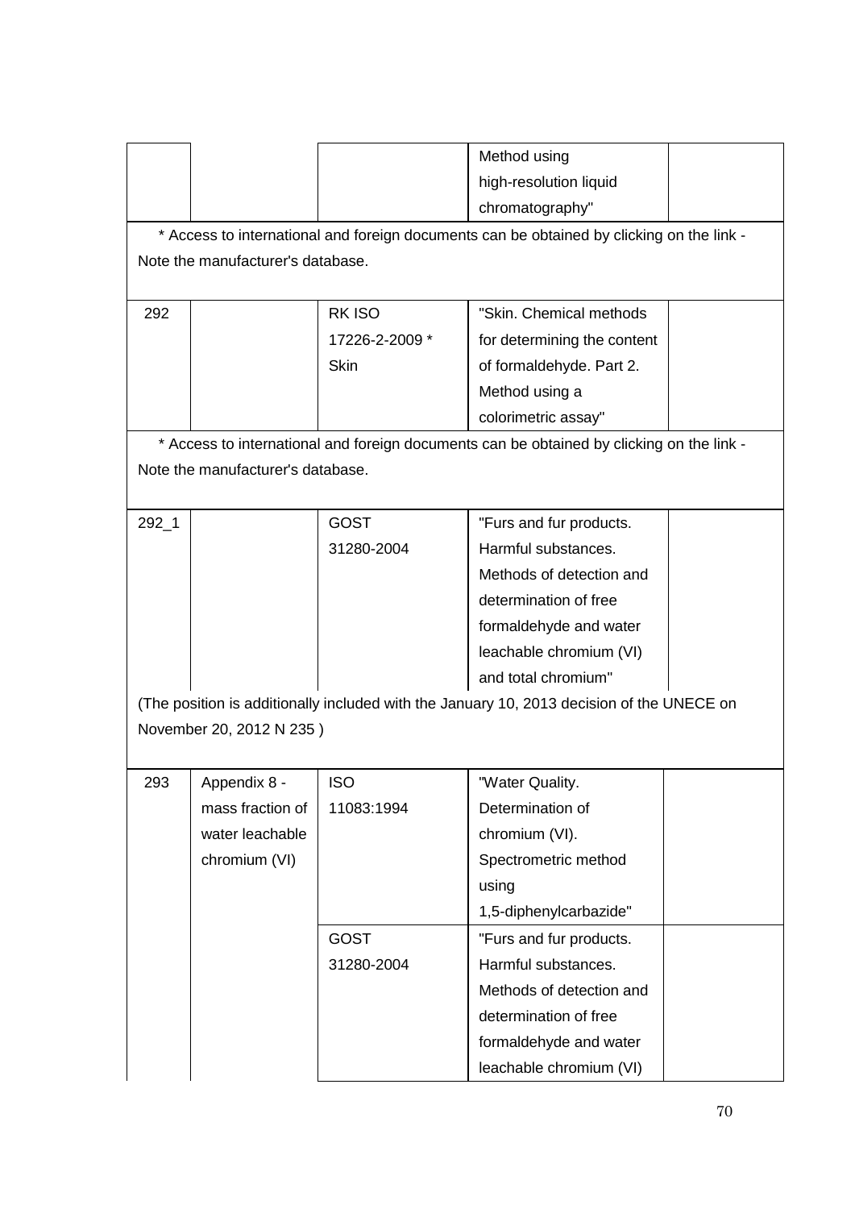| | | | | |
|---|---|---|---|---|
| | | | Method using high-resolution liquid chromatography" | |

* Access to international and foreign documents can be obtained by clicking on the link - Note the manufacturer's database.

| | | | | |
|---|---|---|---|---|
| 292 | | RK ISO 17226-2-2009 * Skin | "Skin. Chemical methods for determining the content of formaldehyde. Part 2. Method using a colorimetric assay" | |

* Access to international and foreign documents can be obtained by clicking on the link - Note the manufacturer's database.

| | | | | |
|---|---|---|---|---|
| 292_1 | | GOST 31280-2004 | "Furs and fur products. Harmful substances. Methods of detection and determination of free formaldehyde and water leachable chromium (VI) and total chromium" | |

(The position is additionally included with the January 10, 2013 decision of the UNECE on November 20, 2012 N 235 )

| | | | | |
|---|---|---|---|---|
| 293 | Appendix 8 - mass fraction of water leachable chromium (VI) | ISO 11083:1994 | "Water Quality. Determination of chromium (VI). Spectrometric method using 1,5-diphenylcarbazide" | |
| | | GOST 31280-2004 | "Furs and fur products. Harmful substances. Methods of detection and determination of free formaldehyde and water leachable chromium (VI) | |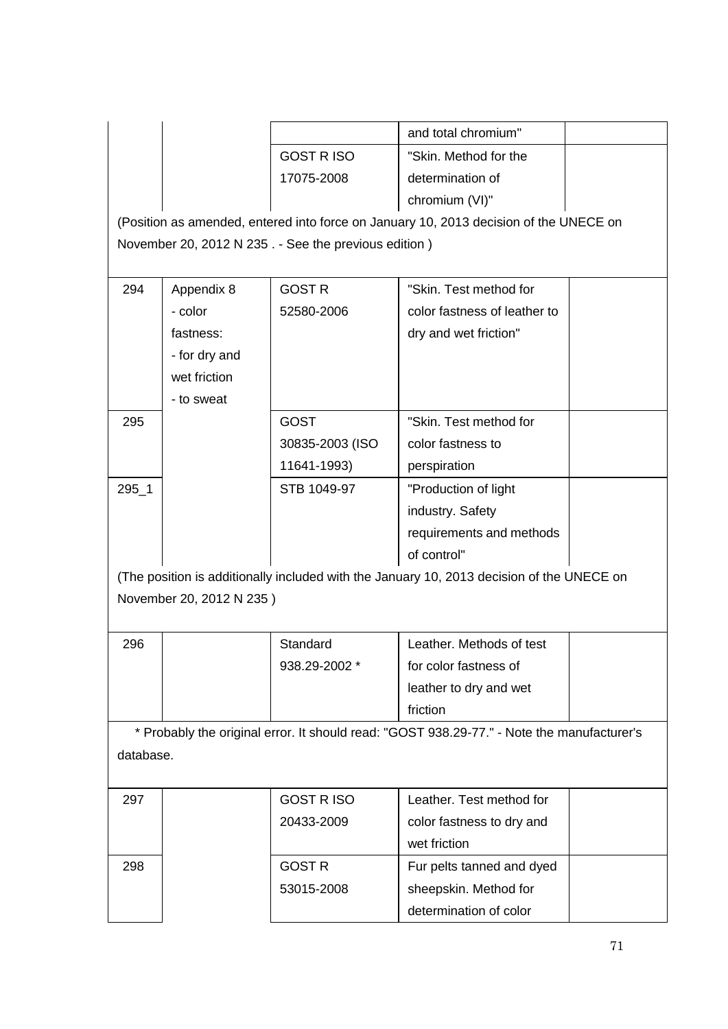| | | | | |
|---|---|---|---|---|
| | | | and total chromium" | |
| | | GOST R ISO 17075-2008 | "Skin. Method for the determination of chromium (VI)" | |

(Position as amended, entered into force on January 10, 2013 decision of the UNECE on November 20, 2012 N 235 . - See the previous edition )

| | | | | |
|---|---|---|---|---|
| 294 | Appendix 8 - color fastness: - for dry and wet friction - to sweat | GOST R 52580-2006 | "Skin. Test method for color fastness of leather to dry and wet friction" | |
| 295 | | GOST 30835-2003 (ISO 11641-1993) | "Skin. Test method for color fastness to perspiration | |
| 295_1 | | STB 1049-97 | "Production of light industry. Safety requirements and methods of control" | |

(The position is additionally included with the January 10, 2013 decision of the UNECE on November 20, 2012 N 235 )

| | | | | |
|---|---|---|---|---|
| 296 | | Standard 938.29-2002 * | Leather. Methods of test for color fastness of leather to dry and wet friction | |

\* Probably the original error. It should read: "GOST 938.29-77." - Note the manufacturer's database.

| | | | | |
|---|---|---|---|---|
| 297 | | GOST R ISO 20433-2009 | Leather. Test method for color fastness to dry and wet friction | |
| 298 | | GOST R 53015-2008 | Fur pelts tanned and dyed sheepskin. Method for determination of color | |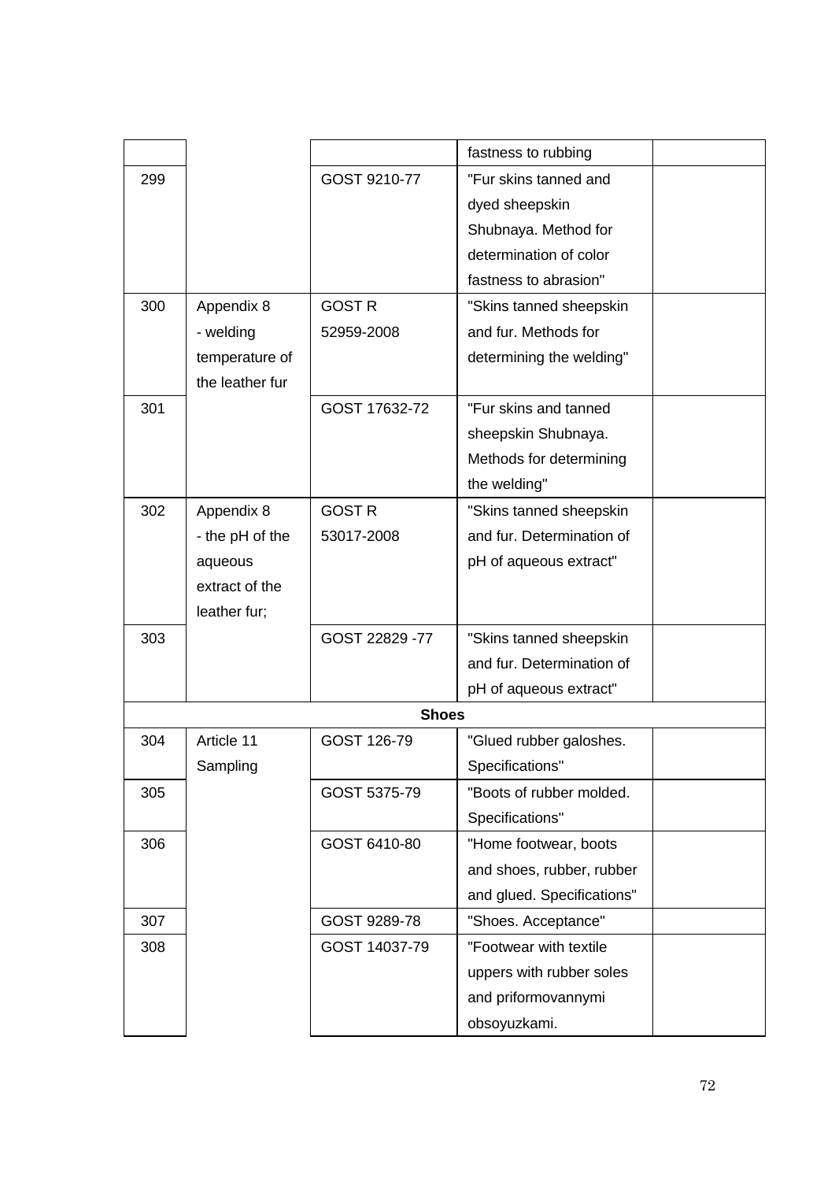| | | | fastness to rubbing | |
|---|---|---|---|---|
| 299 | | GOST 9210-77 | "Fur skins tanned and dyed sheepskin Shubnaya. Method for determination of color fastness to abrasion" | |
| 300 | Appendix 8 - welding temperature of the leather fur | GOST R 52959-2008 | "Skins tanned sheepskin and fur. Methods for determining the welding" | |
| 301 | | GOST 17632-72 | "Fur skins and tanned sheepskin Shubnaya. Methods for determining the welding" | |
| 302 | Appendix 8 - the pH of the aqueous extract of the leather fur; | GOST R 53017-2008 | "Skins tanned sheepskin and fur. Determination of pH of aqueous extract" | |
| 303 | | GOST 22829 -77 | "Skins tanned sheepskin and fur. Determination of pH of aqueous extract" | |
| | | **Shoes** | | |
| 304 | Article 11 Sampling | GOST 126-79 | "Glued rubber galoshes. Specifications" | |
| 305 | | GOST 5375-79 | "Boots of rubber molded. Specifications" | |
| 306 | | GOST 6410-80 | "Home footwear, boots and shoes, rubber, rubber and glued. Specifications" | |
| 307 | | GOST 9289-78 | "Shoes. Acceptance" | |
| 308 | | GOST 14037-79 | "Footwear with textile uppers with rubber soles and priformovannymi obsoyuzkami. | |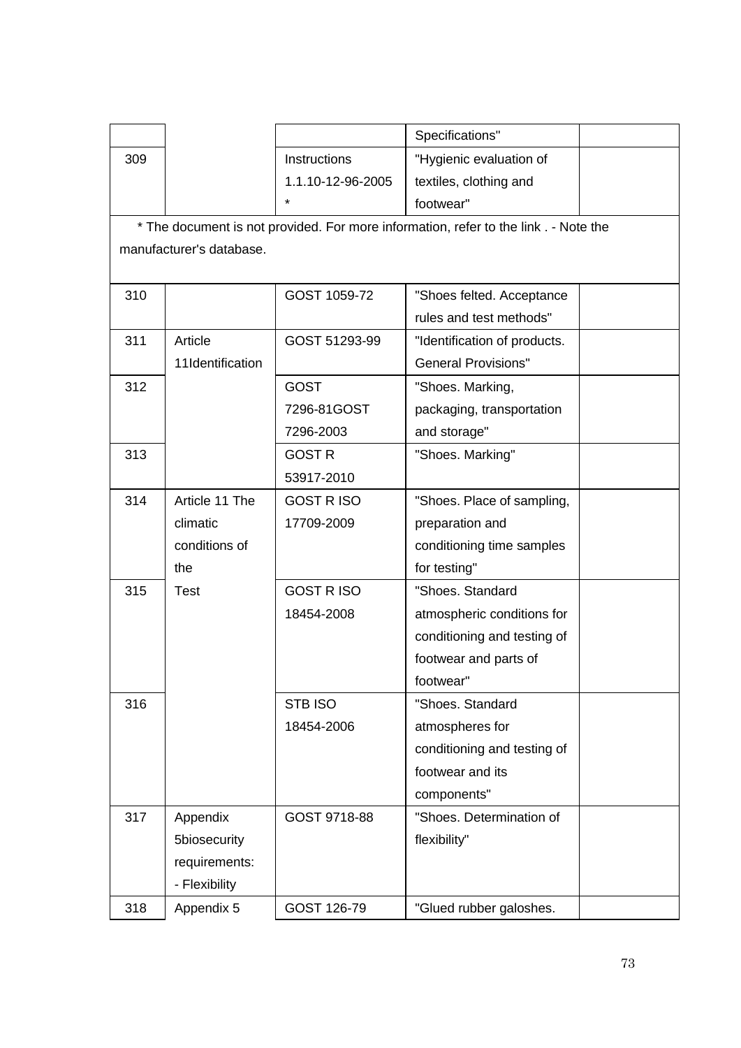| | | | | |
|---|---|---|---|---|
| | | | Specifications" | |
| 309 | | Instructions 1.1.10-12-96-2005 * | "Hygienic evaluation of textiles, clothing and footwear" | |
| * The document is not provided. For more information, refer to the link . - Note the manufacturer's database. | | | | |
| 310 | | GOST 1059-72 | "Shoes felted. Acceptance rules and test methods" | |
| 311 | Article 11Identification | GOST 51293-99 | "Identification of products. General Provisions" | |
| 312 | | GOST 7296-81GOST 7296-2003 | "Shoes. Marking, packaging, transportation and storage" | |
| 313 | | GOST R 53917-2010 | "Shoes. Marking" | |
| 314 | Article 11 The climatic conditions of the | GOST R ISO 17709-2009 | "Shoes. Place of sampling, preparation and conditioning time samples for testing" | |
| 315 | Test | GOST R ISO 18454-2008 | "Shoes. Standard atmospheric conditions for conditioning and testing of footwear and parts of footwear" | |
| 316 | | STB ISO 18454-2006 | "Shoes. Standard atmospheres for conditioning and testing of footwear and its components" | |
| 317 | Appendix 5biosecurity requirements: - Flexibility | GOST 9718-88 | "Shoes. Determination of flexibility" | |
| 318 | Appendix 5 | GOST 126-79 | "Glued rubber galoshes. | |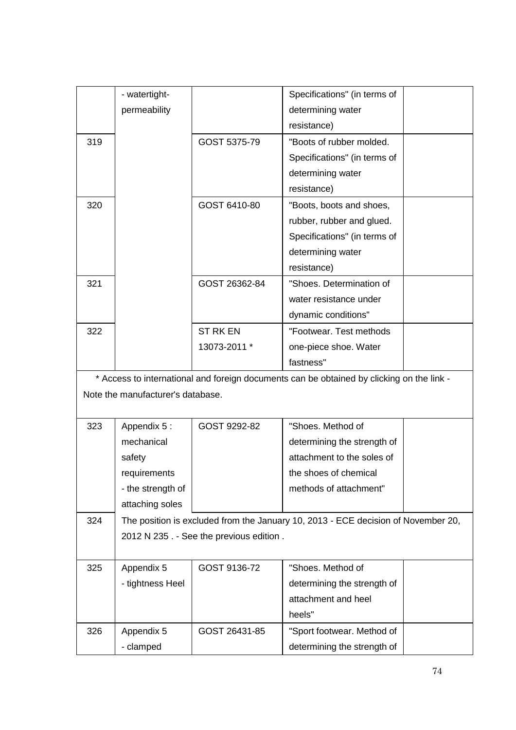|  | - watertight-permeability |  | Specifications" (in terms of determining water resistance) |  |
|---|---|---|---|---|
| 319 |  | GOST 5375-79 | "Boots of rubber molded. Specifications" (in terms of determining water resistance) |  |
| 320 |  | GOST 6410-80 | "Boots, boots and shoes, rubber, rubber and glued. Specifications" (in terms of determining water resistance) |  |
| 321 |  | GOST 26362-84 | "Shoes. Determination of water resistance under dynamic conditions" |  |
| 322 |  | ST RK EN 13073-2011 * | "Footwear. Test methods one-piece shoe. Water fastness" |  |

\* Access to international and foreign documents can be obtained by clicking on the link - Note the manufacturer's database.

| 323 | Appendix 5 : mechanical safety requirements - the strength of attaching soles | GOST 9292-82 | "Shoes. Method of determining the strength of attachment to the soles of the shoes of chemical methods of attachment" |  |
|---|---|---|---|---|
| 324 | The position is excluded from the January 10, 2013 - ECE decision of November 20, 2012 N 235 . - See the previous edition . |  |  |  |
| 325 | Appendix 5 - tightness Heel | GOST 9136-72 | "Shoes. Method of determining the strength of attachment and heel heels" |  |
| 326 | Appendix 5 - clamped | GOST 26431-85 | "Sport footwear. Method of determining the strength of |  |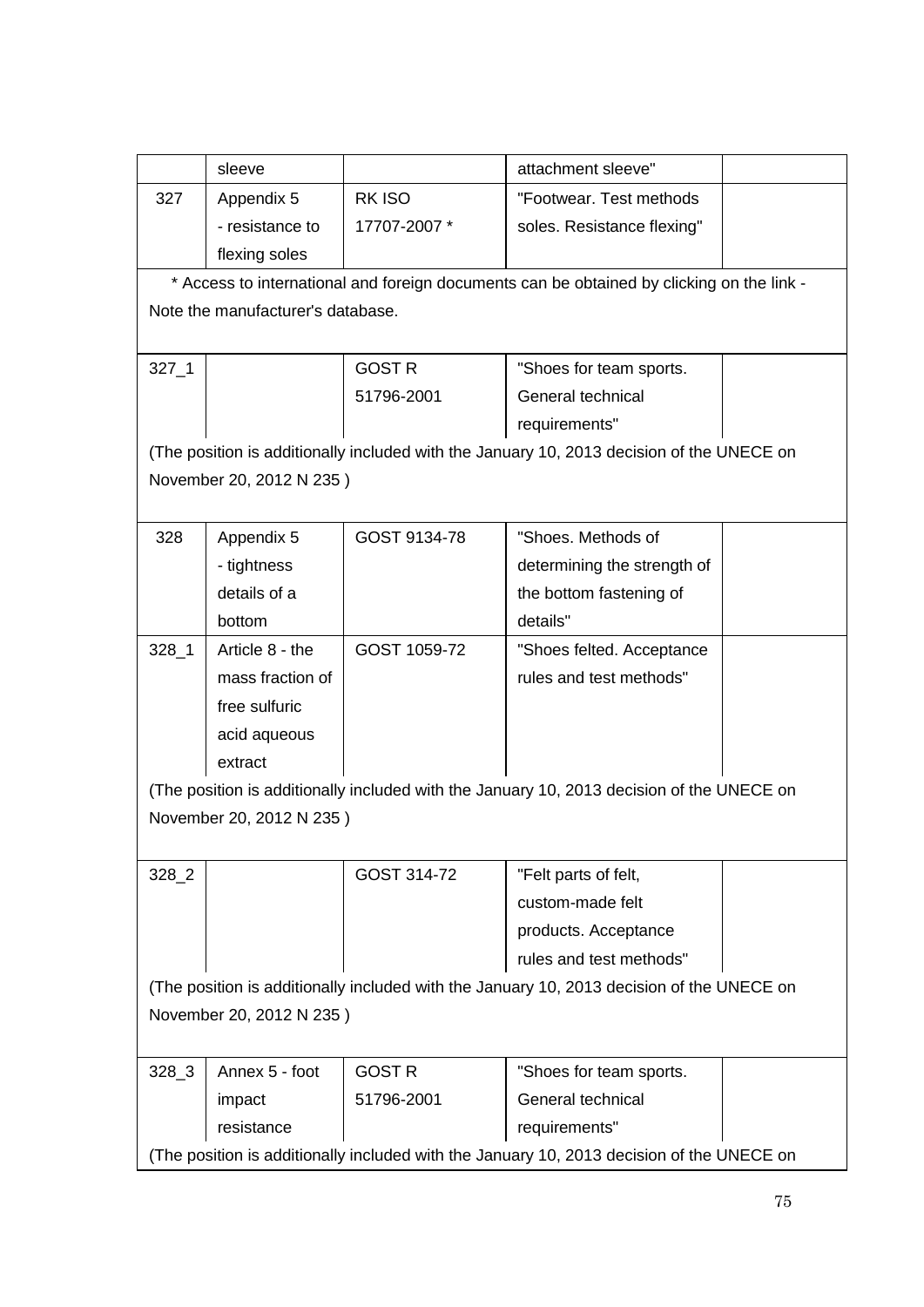| | | | | |
|---|---|---|---|---|
| | sleeve | | attachment sleeve" | |
| 327 | Appendix 5 - resistance to flexing soles | RK ISO 17707-2007 * | "Footwear. Test methods soles. Resistance flexing" | |

* Access to international and foreign documents can be obtained by clicking on the link - Note the manufacturer's database.

| | | | | |
|---|---|---|---|---|
| 327_1 | | GOST R 51796-2001 | "Shoes for team sports. General technical requirements" | |

(The position is additionally included with the January 10, 2013 decision of the UNECE on November 20, 2012 N 235 )

| | | | | |
|---|---|---|---|---|
| 328 | Appendix 5 - tightness details of a bottom | GOST 9134-78 | "Shoes. Methods of determining the strength of the bottom fastening of details" | |
| 328_1 | Article 8 - the mass fraction of free sulfuric acid aqueous extract | GOST 1059-72 | "Shoes felted. Acceptance rules and test methods" | |

(The position is additionally included with the January 10, 2013 decision of the UNECE on November 20, 2012 N 235 )

| | | | | |
|---|---|---|---|---|
| 328_2 | | GOST 314-72 | "Felt parts of felt, custom-made felt products. Acceptance rules and test methods" | |

(The position is additionally included with the January 10, 2013 decision of the UNECE on November 20, 2012 N 235 )

| | | | | |
|---|---|---|---|---|
| 328_3 | Annex 5 - foot impact resistance | GOST R 51796-2001 | "Shoes for team sports. General technical requirements" | |

(The position is additionally included with the January 10, 2013 decision of the UNECE on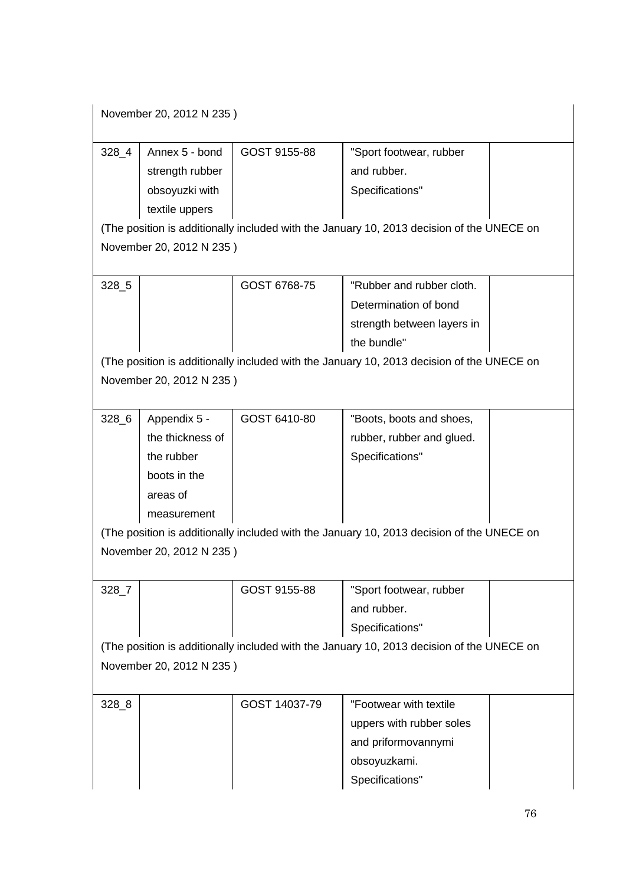November 20, 2012 N 235 )

| | | | | |
|---|---|---|---|---|
| 328_4 | Annex 5 - bond strength rubber obsoyuzki with textile uppers | GOST 9155-88 | "Sport footwear, rubber and rubber. Specifications" | |

(The position is additionally included with the January 10, 2013 decision of the UNECE on November 20, 2012 N 235 )

| | | | | |
|---|---|---|---|---|
| 328_5 | | GOST 6768-75 | "Rubber and rubber cloth. Determination of bond strength between layers in the bundle" | |

(The position is additionally included with the January 10, 2013 decision of the UNECE on November 20, 2012 N 235 )

| | | | | |
|---|---|---|---|---|
| 328_6 | Appendix 5 - the thickness of the rubber boots in the areas of measurement | GOST 6410-80 | "Boots, boots and shoes, rubber, rubber and glued. Specifications" | |

(The position is additionally included with the January 10, 2013 decision of the UNECE on November 20, 2012 N 235 )

| | | | | |
|---|---|---|---|---|
| 328_7 | | GOST 9155-88 | "Sport footwear, rubber and rubber. Specifications" | |

(The position is additionally included with the January 10, 2013 decision of the UNECE on November 20, 2012 N 235 )

| | | | | |
|---|---|---|---|---|
| 328_8 | | GOST 14037-79 | "Footwear with textile uppers with rubber soles and priformovannymi obsoyuzkami. Specifications" | |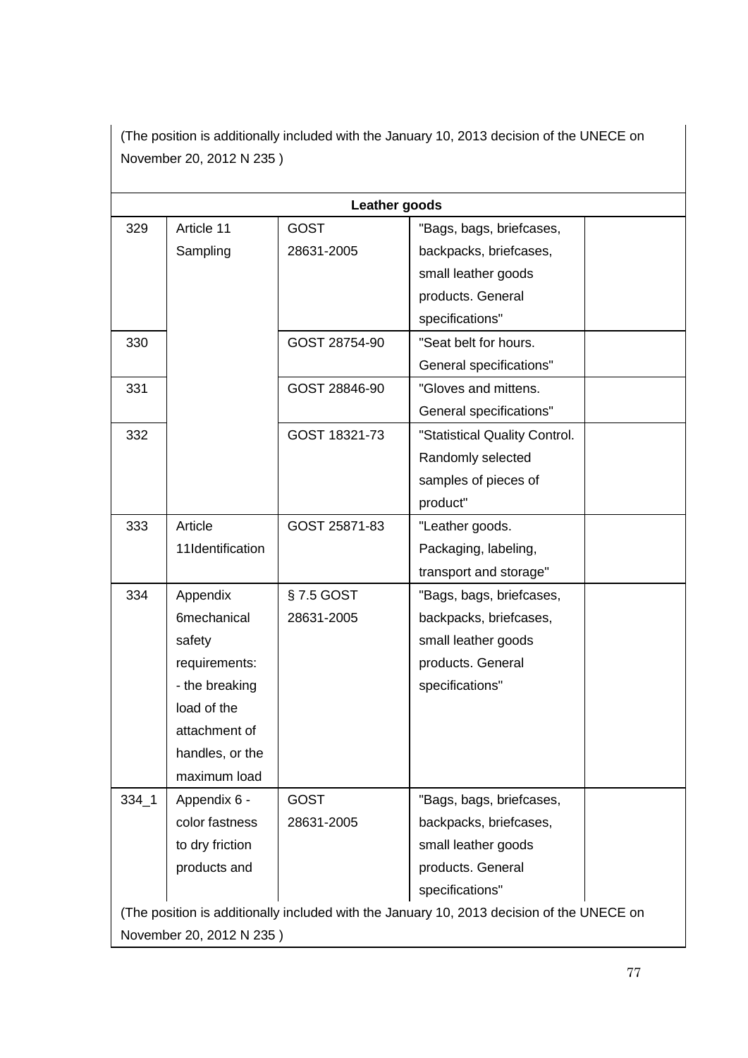| | | | | |
|---|---|---|---|---|
| (The position is additionally included with the January 10, 2013 decision of the UNECE on November 20, 2012 N 235 ) | | | | |
| **Leather goods** | | | | |
| 329 | Article 11 Sampling | GOST 28631-2005 | "Bags, bags, briefcases, backpacks, briefcases, small leather goods products. General specifications" | |
| 330 | | GOST 28754-90 | "Seat belt for hours. General specifications" | |
| 331 | | GOST 28846-90 | "Gloves and mittens. General specifications" | |
| 332 | | GOST 18321-73 | "Statistical Quality Control. Randomly selected samples of pieces of product" | |
| 333 | Article 11Identification | GOST 25871-83 | "Leather goods. Packaging, labeling, transport and storage" | |
| 334 | Appendix 6mechanical safety requirements: - the breaking load of the attachment of handles, or the maximum load | § 7.5 GOST 28631-2005 | "Bags, bags, briefcases, backpacks, briefcases, small leather goods products. General specifications" | |
| 334_1 | Appendix 6 - color fastness to dry friction products and | GOST 28631-2005 | "Bags, bags, briefcases, backpacks, briefcases, small leather goods products. General specifications" | |
| (The position is additionally included with the January 10, 2013 decision of the UNECE on November 20, 2012 N 235 ) | | | | |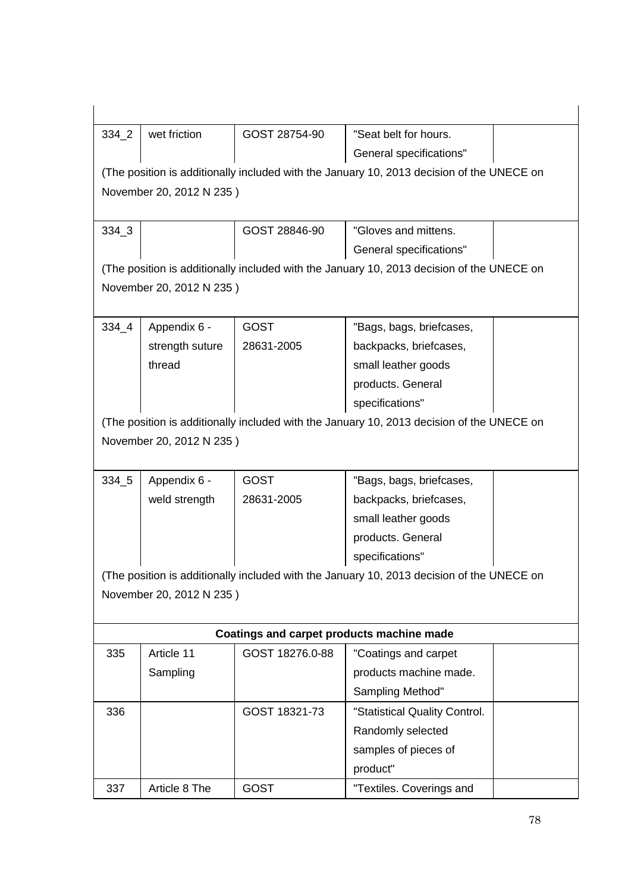| | | | | |
|---|---|---|---|---|
| 334_2 | wet friction | GOST 28754-90 | "Seat belt for hours. General specifications" | |
| (The position is additionally included with the January 10, 2013 decision of the UNECE on November 20, 2012 N 235 ) | | | | |
| 334_3 | | GOST 28846-90 | "Gloves and mittens. General specifications" | |
| (The position is additionally included with the January 10, 2013 decision of the UNECE on November 20, 2012 N 235 ) | | | | |
| 334_4 | Appendix 6 - strength suture thread | GOST 28631-2005 | "Bags, bags, briefcases, backpacks, briefcases, small leather goods products. General specifications" | |
| (The position is additionally included with the January 10, 2013 decision of the UNECE on November 20, 2012 N 235 ) | | | | |
| 334_5 | Appendix 6 - weld strength | GOST 28631-2005 | "Bags, bags, briefcases, backpacks, briefcases, small leather goods products. General specifications" | |
| (The position is additionally included with the January 10, 2013 decision of the UNECE on November 20, 2012 N 235 ) | | | | |
| **Coatings and carpet products machine made** | | | | |
| 335 | Article 11 Sampling | GOST 18276.0-88 | "Coatings and carpet products machine made. Sampling Method" | |
| 336 | | GOST 18321-73 | "Statistical Quality Control. Randomly selected samples of pieces of product" | |
| 337 | Article 8 The | GOST | "Textiles. Coverings and | |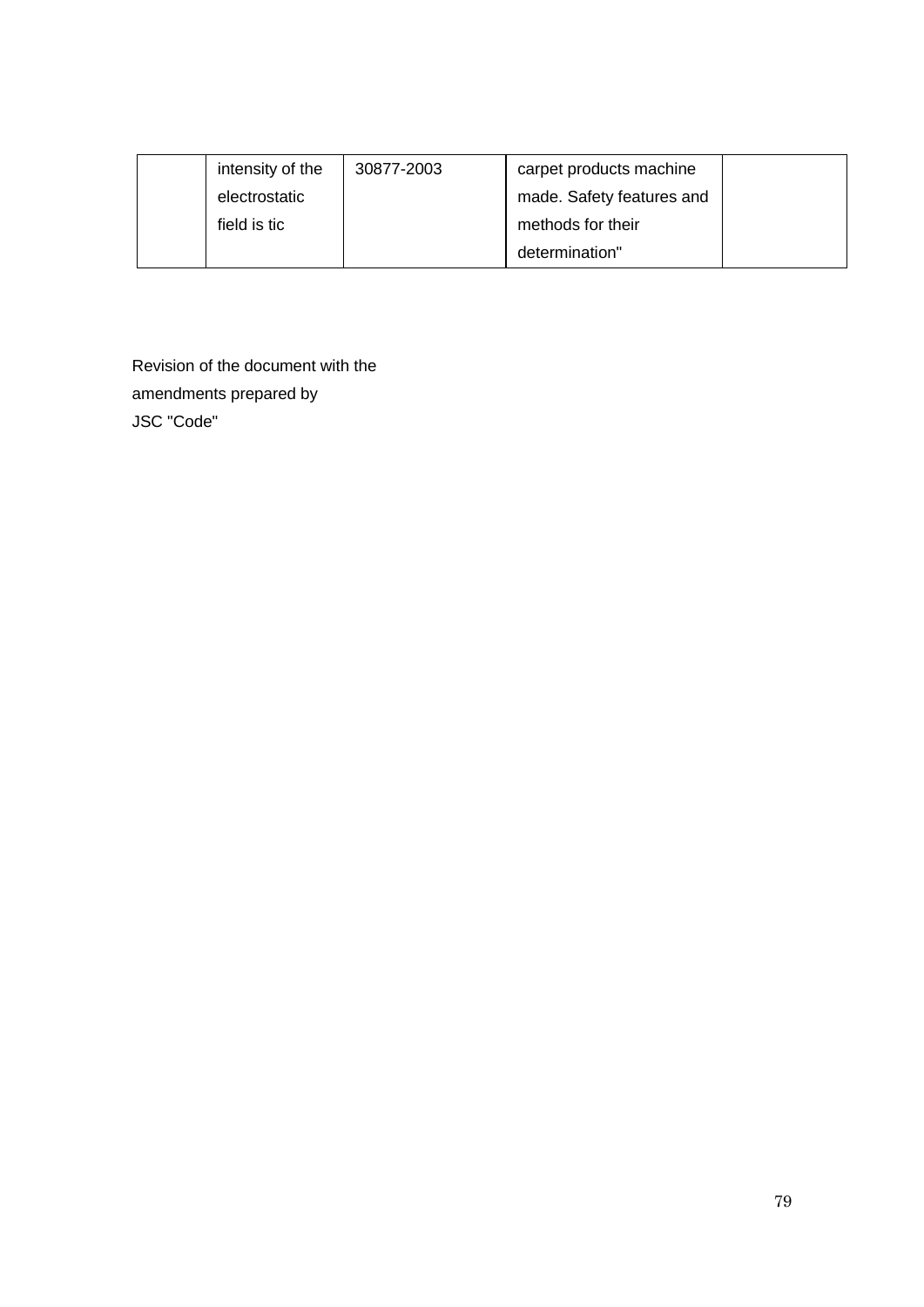| | | | | |
|---|---|---|---|---|
| | intensity of the electrostatic field is tic | 30877-2003 | carpet products machine made. Safety features and methods for their determination" | |

Revision of the document with the amendments prepared by JSC "Code"